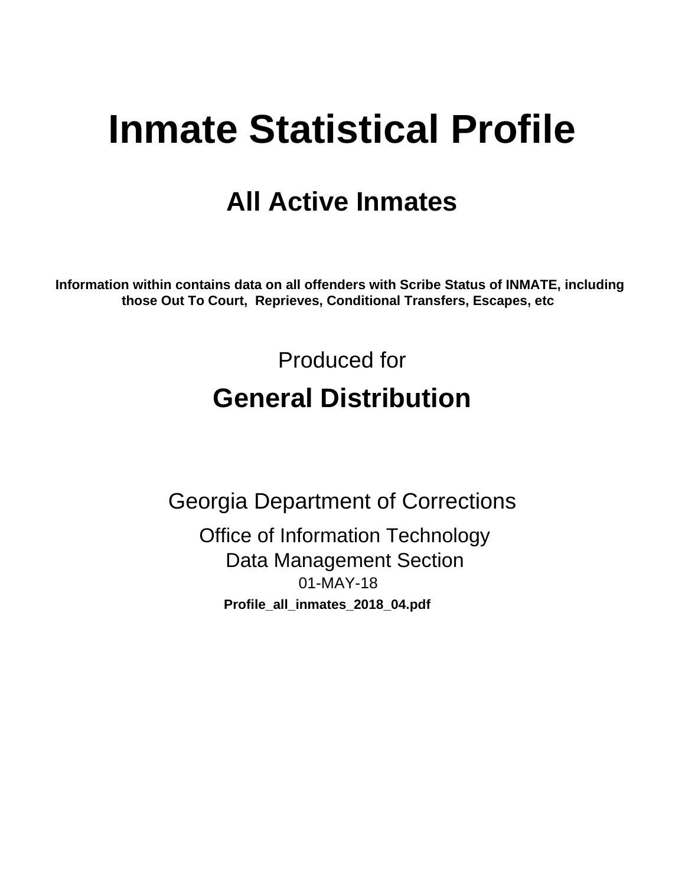# Inmate Statistical Profile

## All Active Inmates

**Information within contains data on all offenders with Scribe Status of INMATE, including those Out To Court, Reprieves, Conditional Transfers, Escapes, etc**

Produced for

## General Distribution

Georgia Department of Corrections

Office of Information Technology
Data Management Section
01-MAY-18
**Profile_all_inmates_2018_04.pdf**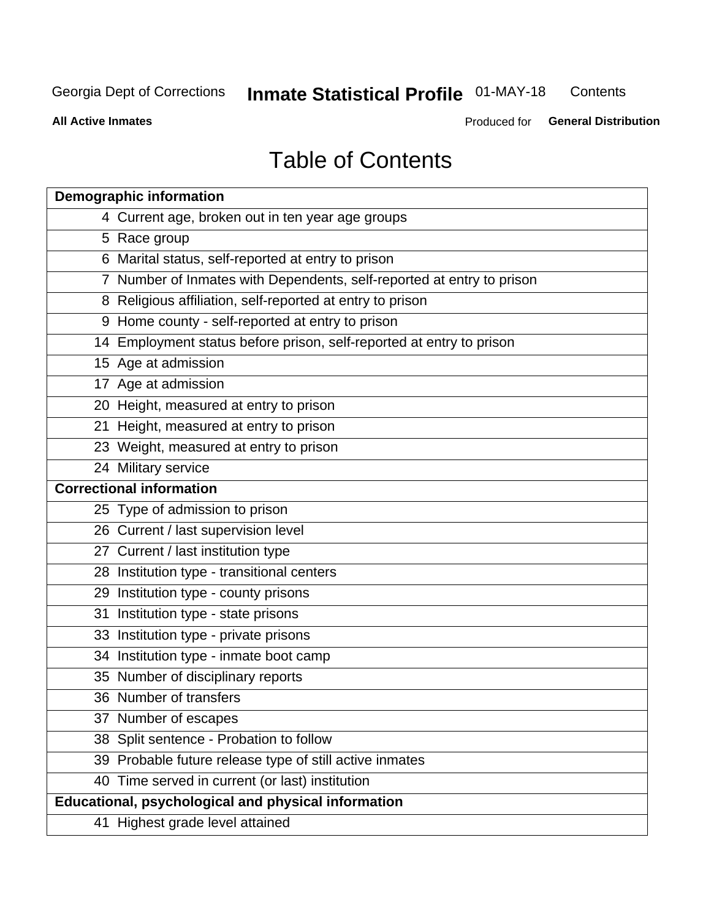# Table of Contents

| Demographic information | |
|---|---|
| 4 | Current age, broken out in ten year age groups |
| 5 | Race group |
| 6 | Marital status, self-reported at entry to prison |
| 7 | Number of Inmates with Dependents, self-reported at entry to prison |
| 8 | Religious affiliation, self-reported at entry to prison |
| 9 | Home county - self-reported at entry to prison |
| 14 | Employment status before prison, self-reported at entry to prison |
| 15 | Age at admission |
| 17 | Age at admission |
| 20 | Height, measured at entry to prison |
| 21 | Height, measured at entry to prison |
| 23 | Weight, measured at entry to prison |
| 24 | Military service |
| **Correctional information** | |
| 25 | Type of admission to prison |
| 26 | Current / last supervision level |
| 27 | Current / last institution type |
| 28 | Institution type - transitional centers |
| 29 | Institution type - county prisons |
| 31 | Institution type - state prisons |
| 33 | Institution type - private prisons |
| 34 | Institution type - inmate boot camp |
| 35 | Number of disciplinary reports |
| 36 | Number of transfers |
| 37 | Number of escapes |
| 38 | Split sentence - Probation to follow |
| 39 | Probable future release type of still active inmates |
| 40 | Time served in current (or last) institution |
| **Educational, psychological and physical information** | |
| 41 | Highest grade level attained |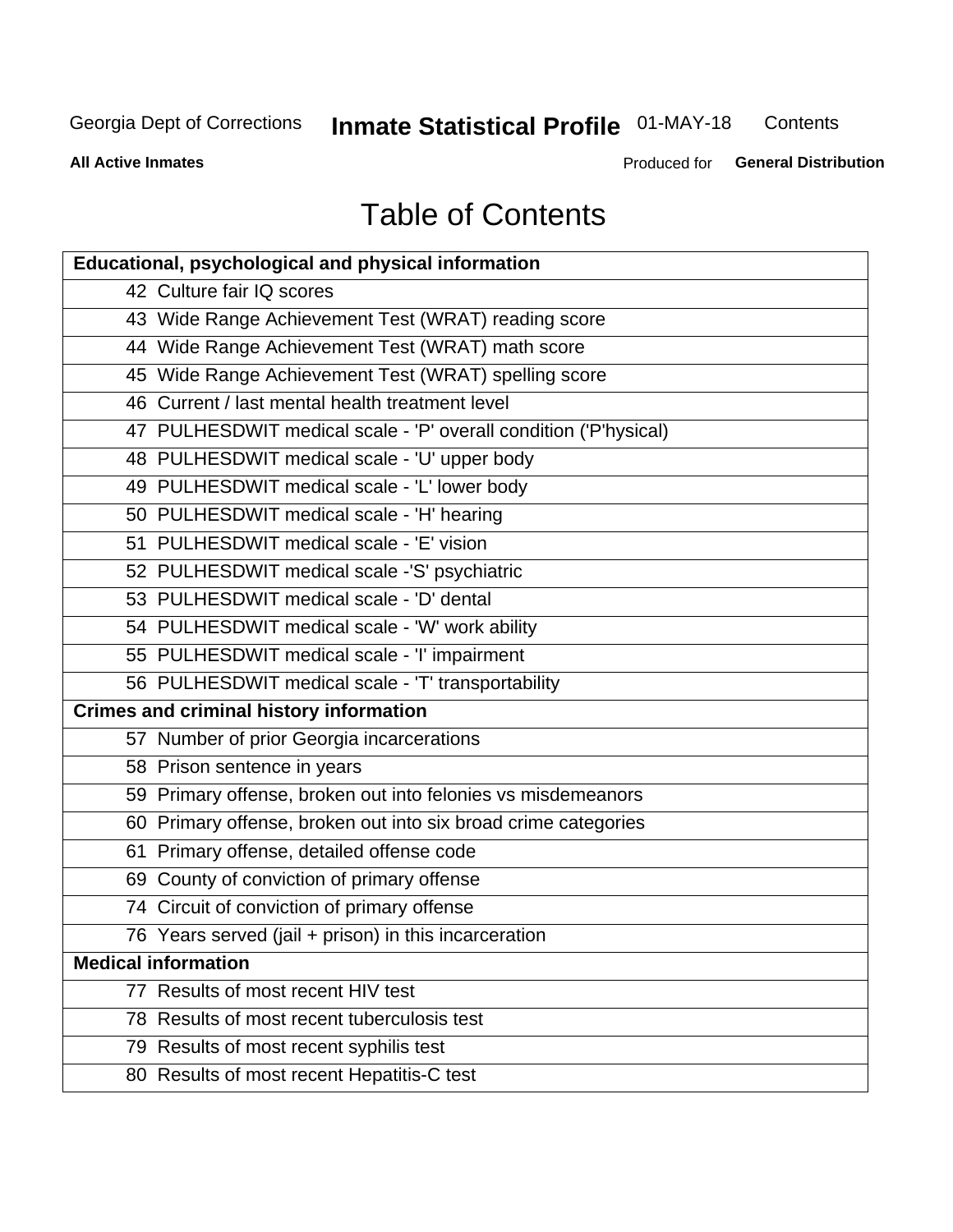# Table of Contents

| Educational, psychological and physical information |
|---|
| 42 Culture fair IQ scores |
| 43 Wide Range Achievement Test (WRAT) reading score |
| 44 Wide Range Achievement Test (WRAT) math score |
| 45 Wide Range Achievement Test (WRAT) spelling score |
| 46 Current / last mental health treatment level |
| 47 PULHESDWIT medical scale - 'P' overall condition ('P'hysical) |
| 48 PULHESDWIT medical scale - 'U' upper body |
| 49 PULHESDWIT medical scale - 'L' lower body |
| 50 PULHESDWIT medical scale - 'H' hearing |
| 51 PULHESDWIT medical scale - 'E' vision |
| 52 PULHESDWIT medical scale -'S' psychiatric |
| 53 PULHESDWIT medical scale - 'D' dental |
| 54 PULHESDWIT medical scale - 'W' work ability |
| 55 PULHESDWIT medical scale - 'I' impairment |
| 56 PULHESDWIT medical scale - 'T' transportability |
| **Crimes and criminal history information** |
| 57 Number of prior Georgia incarcerations |
| 58 Prison sentence in years |
| 59 Primary offense, broken out into felonies vs misdemeanors |
| 60 Primary offense, broken out into six broad crime categories |
| 61 Primary offense, detailed offense code |
| 69 County of conviction of primary offense |
| 74 Circuit of conviction of primary offense |
| 76 Years served (jail + prison) in this incarceration |
| **Medical information** |
| 77 Results of most recent HIV test |
| 78 Results of most recent tuberculosis test |
| 79 Results of most recent syphilis test |
| 80 Results of most recent Hepatitis-C test |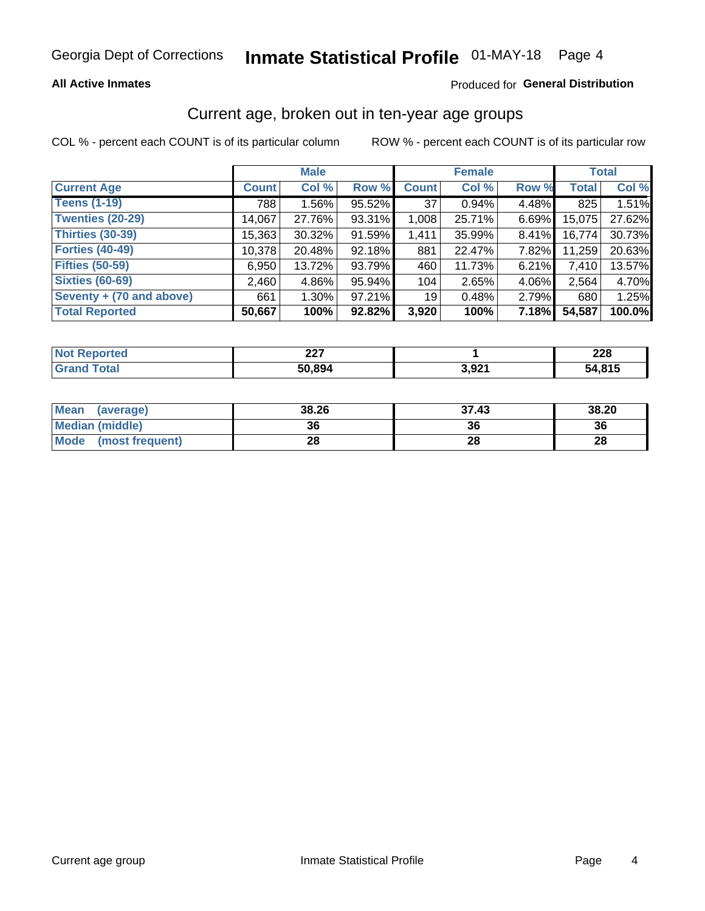Georgia Dept of Corrections **Inmate Statistical Profile** 01-MAY-18

**All Active Inmates**

Produced for **General Distribution**

## Current age, broken out in ten-year age groups

COL % - percent each COUNT is of its particular column ROW % - percent each COUNT is of its particular row

| | Male | | | Female | | | Total | |
|---|---|---|---|---|---|---|---|---|
| **Current Age** | **Count** | **Col %** | **Row %** | **Count** | **Col %** | **Row %** | **Total** | **Col %** |
| **Teens (1-19)** | 788 | 1.56% | 95.52% | 37 | 0.94% | 4.48% | 825 | 1.51% |
| **Twenties (20-29)** | 14,067 | 27.76% | 93.31% | 1,008 | 25.71% | 6.69% | 15,075 | 27.62% |
| **Thirties (30-39)** | 15,363 | 30.32% | 91.59% | 1,411 | 35.99% | 8.41% | 16,774 | 30.73% |
| **Forties (40-49)** | 10,378 | 20.48% | 92.18% | 881 | 22.47% | 7.82% | 11,259 | 20.63% |
| **Fifties (50-59)** | 6,950 | 13.72% | 93.79% | 460 | 11.73% | 6.21% | 7,410 | 13.57% |
| **Sixties (60-69)** | 2,460 | 4.86% | 95.94% | 104 | 2.65% | 4.06% | 2,564 | 4.70% |
| **Seventy + (70 and above)** | 661 | 1.30% | 97.21% | 19 | 0.48% | 2.79% | 680 | 1.25% |
| **Total Reported** | **50,667** | **100%** | **92.82%** | **3,920** | **100%** | **7.18%** | **54,587** | **100.0%** |

| | Male | Female | Total |
|---|---|---|---|
| **Not Reported** | **227** | **1** | **228** |
| **Grand Total** | **50,894** | **3,921** | **54,815** |

| | Male | Female | Total |
|---|---|---|---|
| **Mean (average)** | **38.26** | **37.43** | **38.20** |
| **Median (middle)** | **36** | **36** | **36** |
| **Mode (most frequent)** | **28** | **28** | **28** |

Current age group Inmate Statistical Profile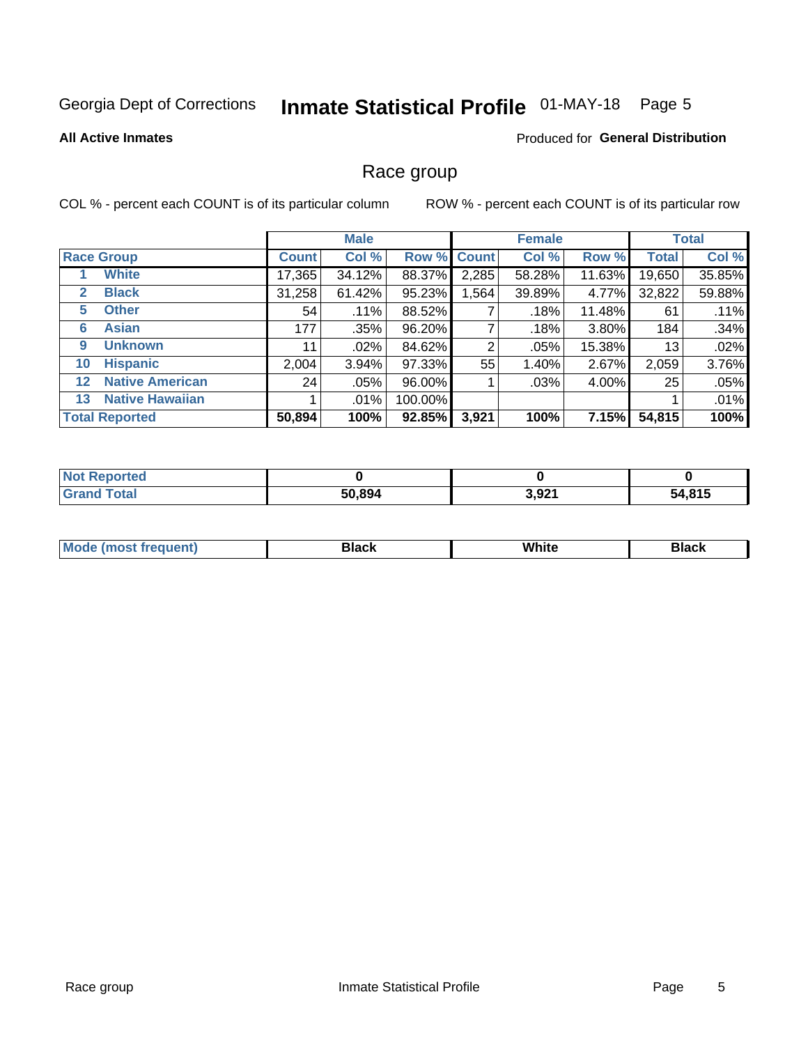Georgia Dept of Corrections **Inmate Statistical Profile** 01-MAY-18

**All Active Inmates**

Produced for **General Distribution**

## Race group

COL % - percent each COUNT is of its particular column

ROW % - percent each COUNT is of its particular row

| | | Male | | | Female | | | Total | |
|---|---|---|---|---|---|---|---|---|---|
| **Race Group** | | **Count** | **Col %** | **Row %** | **Count** | **Col %** | **Row %** | **Total** | **Col %** |
| 1 | **White** | 17,365 | 34.12% | 88.37% | 2,285 | 58.28% | 11.63% | 19,650 | 35.85% |
| 2 | **Black** | 31,258 | 61.42% | 95.23% | 1,564 | 39.89% | 4.77% | 32,822 | 59.88% |
| 5 | **Other** | 54 | .11% | 88.52% | 7 | .18% | 11.48% | 61 | .11% |
| 6 | **Asian** | 177 | .35% | 96.20% | 7 | .18% | 3.80% | 184 | .34% |
| 9 | **Unknown** | 11 | .02% | 84.62% | 2 | .05% | 15.38% | 13 | .02% |
| 10 | **Hispanic** | 2,004 | 3.94% | 97.33% | 55 | 1.40% | 2.67% | 2,059 | 3.76% |
| 12 | **Native American** | 24 | .05% | 96.00% | 1 | .03% | 4.00% | 25 | .05% |
| 13 | **Native Hawaiian** | 1 | .01% | 100.00% | | | | 1 | .01% |
| **Total Reported** | | **50,894** | **100%** | **92.85%** | **3,921** | **100%** | **7.15%** | **54,815** | **100%** |

| | Male | Female | Total |
|---|---|---|---|
| **Not Reported** | **0** | **0** | **0** |
| **Grand Total** | **50,894** | **3,921** | **54,815** |

| | Male | Female | Total |
|---|---|---|---|
| **Mode (most frequent)** | **Black** | **White** | **Black** |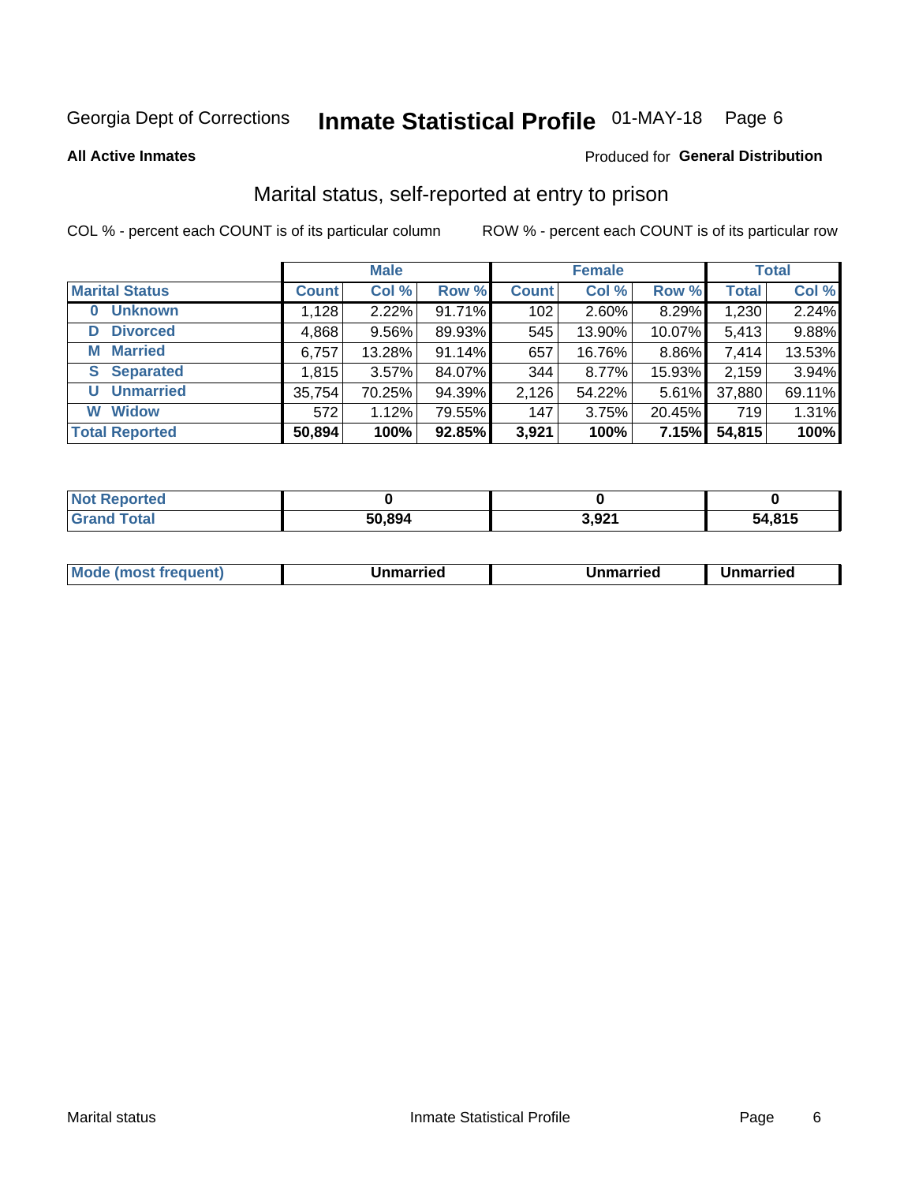Georgia Dept of Corrections **Inmate Statistical Profile** 01-MAY-18

**All Active Inmates**

Produced for **General Distribution**

## Marital status, self-reported at entry to prison

COL % - percent each COUNT is of its particular column

ROW % - percent each COUNT is of its particular row

| | Male | | | Female | | | Total | |
|---|---|---|---|---|---|---|---|---|
| **Marital Status** | **Count** | **Col %** | **Row %** | **Count** | **Col %** | **Row %** | **Total** | **Col %** |
| **0 Unknown** | 1,128 | 2.22% | 91.71% | 102 | 2.60% | 8.29% | 1,230 | 2.24% |
| **D Divorced** | 4,868 | 9.56% | 89.93% | 545 | 13.90% | 10.07% | 5,413 | 9.88% |
| **M Married** | 6,757 | 13.28% | 91.14% | 657 | 16.76% | 8.86% | 7,414 | 13.53% |
| **S Separated** | 1,815 | 3.57% | 84.07% | 344 | 8.77% | 15.93% | 2,159 | 3.94% |
| **U Unmarried** | 35,754 | 70.25% | 94.39% | 2,126 | 54.22% | 5.61% | 37,880 | 69.11% |
| **W Widow** | 572 | 1.12% | 79.55% | 147 | 3.75% | 20.45% | 719 | 1.31% |
| **Total Reported** | **50,894** | **100%** | **92.85%** | **3,921** | **100%** | **7.15%** | **54,815** | **100%** |

| | Male | Female | Total |
|---|---|---|---|
| **Not Reported** | **0** | **0** | **0** |
| **Grand Total** | **50,894** | **3,921** | **54,815** |

| | Male | Female | Total |
|---|---|---|---|
| **Mode (most frequent)** | **Unmarried** | **Unmarried** | **Unmarried** |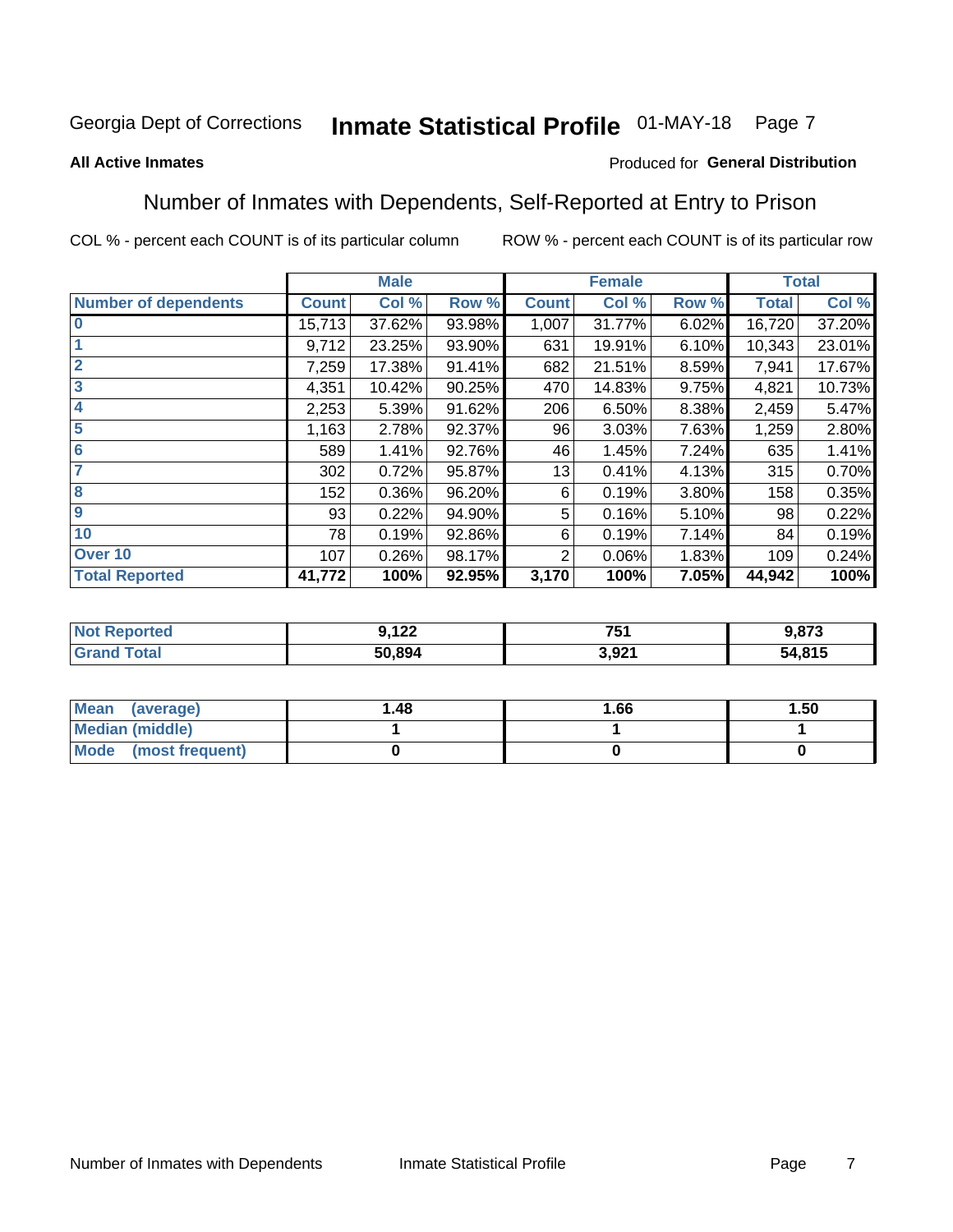Georgia Dept of Corrections **Inmate Statistical Profile** 01-MAY-18

**All Active Inmates**

Produced for **General Distribution**

## Number of Inmates with Dependents, Self-Reported at Entry to Prison

COL % - percent each COUNT is of its particular column ROW % - percent each COUNT is of its particular row

| | Male | | | Female | | | Total | |
|---|---|---|---|---|---|---|---|---|
| **Number of dependents** | **Count** | **Col %** | **Row %** | **Count** | **Col %** | **Row %** | **Total** | **Col %** |
| **0** | 15,713 | 37.62% | 93.98% | 1,007 | 31.77% | 6.02% | 16,720 | 37.20% |
| **1** | 9,712 | 23.25% | 93.90% | 631 | 19.91% | 6.10% | 10,343 | 23.01% |
| **2** | 7,259 | 17.38% | 91.41% | 682 | 21.51% | 8.59% | 7,941 | 17.67% |
| **3** | 4,351 | 10.42% | 90.25% | 470 | 14.83% | 9.75% | 4,821 | 10.73% |
| **4** | 2,253 | 5.39% | 91.62% | 206 | 6.50% | 8.38% | 2,459 | 5.47% |
| **5** | 1,163 | 2.78% | 92.37% | 96 | 3.03% | 7.63% | 1,259 | 2.80% |
| **6** | 589 | 1.41% | 92.76% | 46 | 1.45% | 7.24% | 635 | 1.41% |
| **7** | 302 | 0.72% | 95.87% | 13 | 0.41% | 4.13% | 315 | 0.70% |
| **8** | 152 | 0.36% | 96.20% | 6 | 0.19% | 3.80% | 158 | 0.35% |
| **9** | 93 | 0.22% | 94.90% | 5 | 0.16% | 5.10% | 98 | 0.22% |
| **10** | 78 | 0.19% | 92.86% | 6 | 0.19% | 7.14% | 84 | 0.19% |
| **Over 10** | 107 | 0.26% | 98.17% | 2 | 0.06% | 1.83% | 109 | 0.24% |
| **Total Reported** | **41,772** | **100%** | **92.95%** | **3,170** | **100%** | **7.05%** | **44,942** | **100%** |

| | Male | Female | Total |
|---|---|---|---|
| **Not Reported** | **9,122** | **751** | **9,873** |
| **Grand Total** | **50,894** | **3,921** | **54,815** |

| | Male | Female | Total |
|---|---|---|---|
| **Mean (average)** | **1.48** | **1.66** | **1.50** |
| **Median (middle)** | **1** | **1** | **1** |
| **Mode (most frequent)** | **0** | **0** | **0** |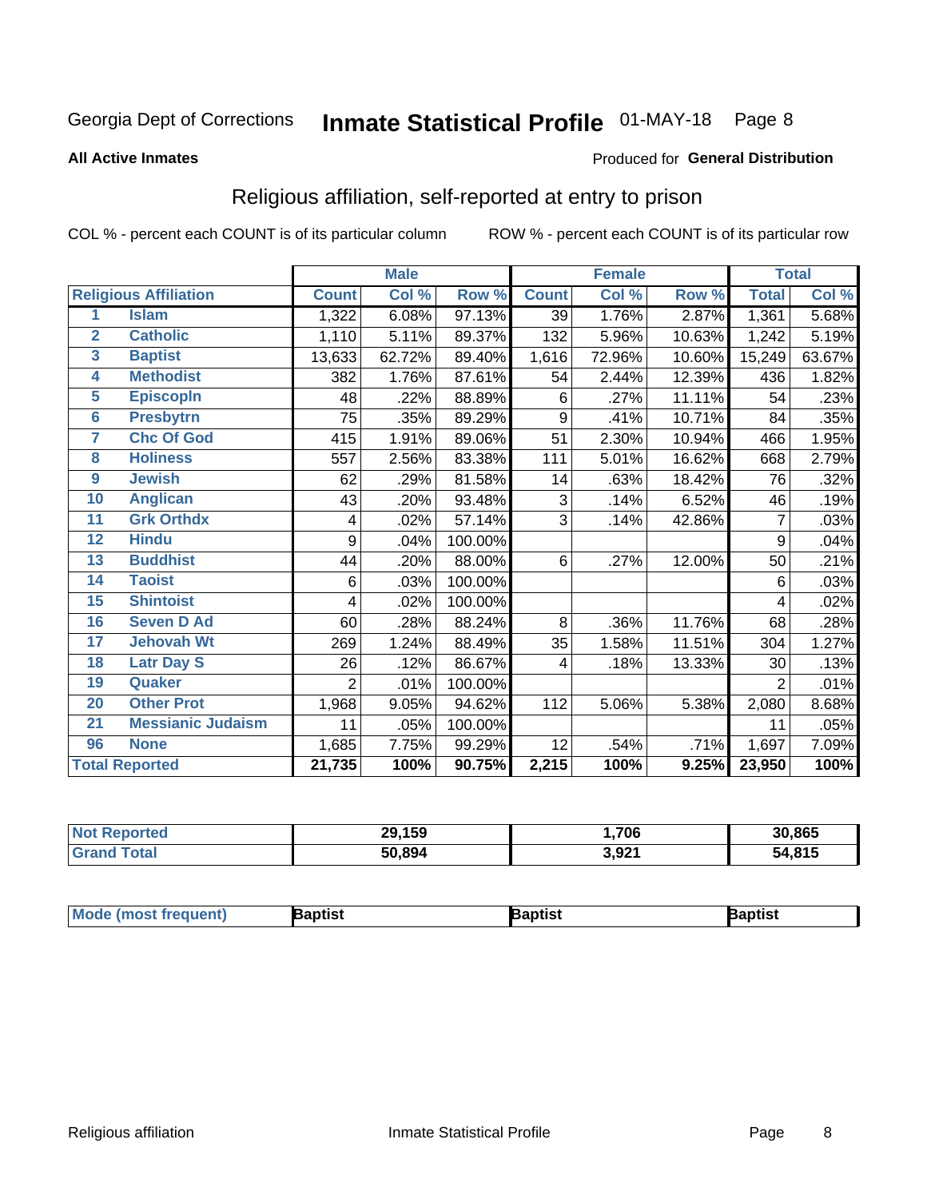Georgia Dept of Corrections **Inmate Statistical Profile** 01-MAY-18

**All Active Inmates**

Produced for **General Distribution**

## Religious affiliation, self-reported at entry to prison

COL % - percent each COUNT is of its particular column ROW % - percent each COUNT is of its particular row

| | | Male | | | Female | | | Total | |
|---|---|---|---|---|---|---|---|---|---|
| **Religious Affiliation** | | **Count** | **Col %** | **Row %** | **Count** | **Col %** | **Row %** | **Total** | **Col %** |
| 1 | Islam | 1,322 | 6.08% | 97.13% | 39 | 1.76% | 2.87% | 1,361 | 5.68% |
| 2 | Catholic | 1,110 | 5.11% | 89.37% | 132 | 5.96% | 10.63% | 1,242 | 5.19% |
| 3 | Baptist | 13,633 | 62.72% | 89.40% | 1,616 | 72.96% | 10.60% | 15,249 | 63.67% |
| 4 | Methodist | 382 | 1.76% | 87.61% | 54 | 2.44% | 12.39% | 436 | 1.82% |
| 5 | Episcopln | 48 | .22% | 88.89% | 6 | .27% | 11.11% | 54 | .23% |
| 6 | Presbytrn | 75 | .35% | 89.29% | 9 | .41% | 10.71% | 84 | .35% |
| 7 | Chc Of God | 415 | 1.91% | 89.06% | 51 | 2.30% | 10.94% | 466 | 1.95% |
| 8 | Holiness | 557 | 2.56% | 83.38% | 111 | 5.01% | 16.62% | 668 | 2.79% |
| 9 | Jewish | 62 | .29% | 81.58% | 14 | .63% | 18.42% | 76 | .32% |
| 10 | Anglican | 43 | .20% | 93.48% | 3 | .14% | 6.52% | 46 | .19% |
| 11 | Grk Orthdx | 4 | .02% | 57.14% | 3 | .14% | 42.86% | 7 | .03% |
| 12 | Hindu | 9 | .04% | 100.00% | | | | 9 | .04% |
| 13 | Buddhist | 44 | .20% | 88.00% | 6 | .27% | 12.00% | 50 | .21% |
| 14 | Taoist | 6 | .03% | 100.00% | | | | 6 | .03% |
| 15 | Shintoist | 4 | .02% | 100.00% | | | | 4 | .02% |
| 16 | Seven D Ad | 60 | .28% | 88.24% | 8 | .36% | 11.76% | 68 | .28% |
| 17 | Jehovah Wt | 269 | 1.24% | 88.49% | 35 | 1.58% | 11.51% | 304 | 1.27% |
| 18 | Latr Day S | 26 | .12% | 86.67% | 4 | .18% | 13.33% | 30 | .13% |
| 19 | Quaker | 2 | .01% | 100.00% | | | | 2 | .01% |
| 20 | Other Prot | 1,968 | 9.05% | 94.62% | 112 | 5.06% | 5.38% | 2,080 | 8.68% |
| 21 | Messianic Judaism | 11 | .05% | 100.00% | | | | 11 | .05% |
| 96 | None | 1,685 | 7.75% | 99.29% | 12 | .54% | .71% | 1,697 | 7.09% |
| **Total Reported** | | **21,735** | **100%** | **90.75%** | **2,215** | **100%** | **9.25%** | **23,950** | **100%** |

| | Male | Female | Total |
|---|---|---|---|
| Not Reported | 29,159 | 1,706 | 30,865 |
| Grand Total | 50,894 | 3,921 | 54,815 |

| | Male | Female | Total |
|---|---|---|---|
| Mode (most frequent) | Baptist | Baptist | Baptist |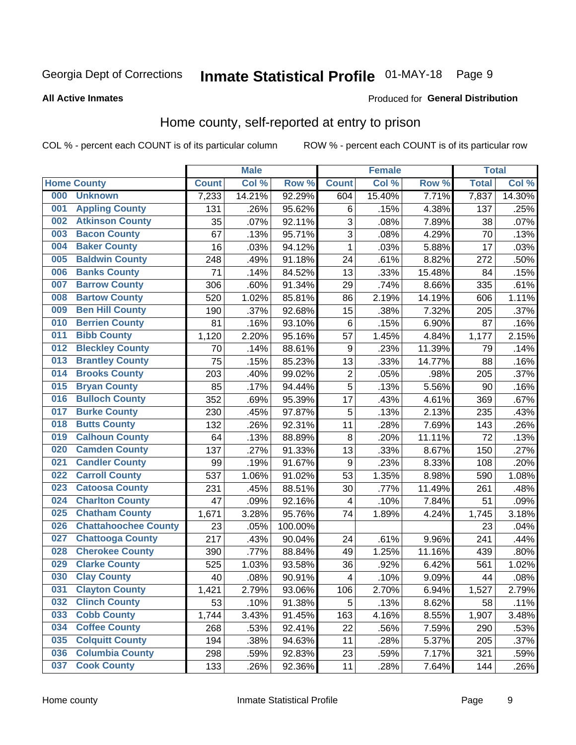Georgia Dept of Corrections **Inmate Statistical Profile** 01-MAY-18 Page 9

**All Active Inmates**

Produced for **General Distribution**

# Home county, self-reported at entry to prison

COL % - percent each COUNT is of its particular column ROW % - percent each COUNT is of its particular row

| Home County | | Male | | | Female | | | Total | |
|---|---|---|---|---|---|---|---|---|---|
| | | Count | Col % | Row % | Count | Col % | Row % | Total | Col % |
| 000 | Unknown | 7,233 | 14.21% | 92.29% | 604 | 15.40% | 7.71% | 7,837 | 14.30% |
| 001 | Appling County | 131 | .26% | 95.62% | 6 | .15% | 4.38% | 137 | .25% |
| 002 | Atkinson County | 35 | .07% | 92.11% | 3 | .08% | 7.89% | 38 | .07% |
| 003 | Bacon County | 67 | .13% | 95.71% | 3 | .08% | 4.29% | 70 | .13% |
| 004 | Baker County | 16 | .03% | 94.12% | 1 | .03% | 5.88% | 17 | .03% |
| 005 | Baldwin County | 248 | .49% | 91.18% | 24 | .61% | 8.82% | 272 | .50% |
| 006 | Banks County | 71 | .14% | 84.52% | 13 | .33% | 15.48% | 84 | .15% |
| 007 | Barrow County | 306 | .60% | 91.34% | 29 | .74% | 8.66% | 335 | .61% |
| 008 | Bartow County | 520 | 1.02% | 85.81% | 86 | 2.19% | 14.19% | 606 | 1.11% |
| 009 | Ben Hill County | 190 | .37% | 92.68% | 15 | .38% | 7.32% | 205 | .37% |
| 010 | Berrien County | 81 | .16% | 93.10% | 6 | .15% | 6.90% | 87 | .16% |
| 011 | Bibb County | 1,120 | 2.20% | 95.16% | 57 | 1.45% | 4.84% | 1,177 | 2.15% |
| 012 | Bleckley County | 70 | .14% | 88.61% | 9 | .23% | 11.39% | 79 | .14% |
| 013 | Brantley County | 75 | .15% | 85.23% | 13 | .33% | 14.77% | 88 | .16% |
| 014 | Brooks County | 203 | .40% | 99.02% | 2 | .05% | .98% | 205 | .37% |
| 015 | Bryan County | 85 | .17% | 94.44% | 5 | .13% | 5.56% | 90 | .16% |
| 016 | Bulloch County | 352 | .69% | 95.39% | 17 | .43% | 4.61% | 369 | .67% |
| 017 | Burke County | 230 | .45% | 97.87% | 5 | .13% | 2.13% | 235 | .43% |
| 018 | Butts County | 132 | .26% | 92.31% | 11 | .28% | 7.69% | 143 | .26% |
| 019 | Calhoun County | 64 | .13% | 88.89% | 8 | .20% | 11.11% | 72 | .13% |
| 020 | Camden County | 137 | .27% | 91.33% | 13 | .33% | 8.67% | 150 | .27% |
| 021 | Candler County | 99 | .19% | 91.67% | 9 | .23% | 8.33% | 108 | .20% |
| 022 | Carroll County | 537 | 1.06% | 91.02% | 53 | 1.35% | 8.98% | 590 | 1.08% |
| 023 | Catoosa County | 231 | .45% | 88.51% | 30 | .77% | 11.49% | 261 | .48% |
| 024 | Charlton County | 47 | .09% | 92.16% | 4 | .10% | 7.84% | 51 | .09% |
| 025 | Chatham County | 1,671 | 3.28% | 95.76% | 74 | 1.89% | 4.24% | 1,745 | 3.18% |
| 026 | Chattahoochee County | 23 | .05% | 100.00% | | | | 23 | .04% |
| 027 | Chattooga County | 217 | .43% | 90.04% | 24 | .61% | 9.96% | 241 | .44% |
| 028 | Cherokee County | 390 | .77% | 88.84% | 49 | 1.25% | 11.16% | 439 | .80% |
| 029 | Clarke County | 525 | 1.03% | 93.58% | 36 | .92% | 6.42% | 561 | 1.02% |
| 030 | Clay County | 40 | .08% | 90.91% | 4 | .10% | 9.09% | 44 | .08% |
| 031 | Clayton County | 1,421 | 2.79% | 93.06% | 106 | 2.70% | 6.94% | 1,527 | 2.79% |
| 032 | Clinch County | 53 | .10% | 91.38% | 5 | .13% | 8.62% | 58 | .11% |
| 033 | Cobb County | 1,744 | 3.43% | 91.45% | 163 | 4.16% | 8.55% | 1,907 | 3.48% |
| 034 | Coffee County | 268 | .53% | 92.41% | 22 | .56% | 7.59% | 290 | .53% |
| 035 | Colquitt County | 194 | .38% | 94.63% | 11 | .28% | 5.37% | 205 | .37% |
| 036 | Columbia County | 298 | .59% | 92.83% | 23 | .59% | 7.17% | 321 | .59% |
| 037 | Cook County | 133 | .26% | 92.36% | 11 | .28% | 7.64% | 144 | .26% |

Home county Inmate Statistical Profile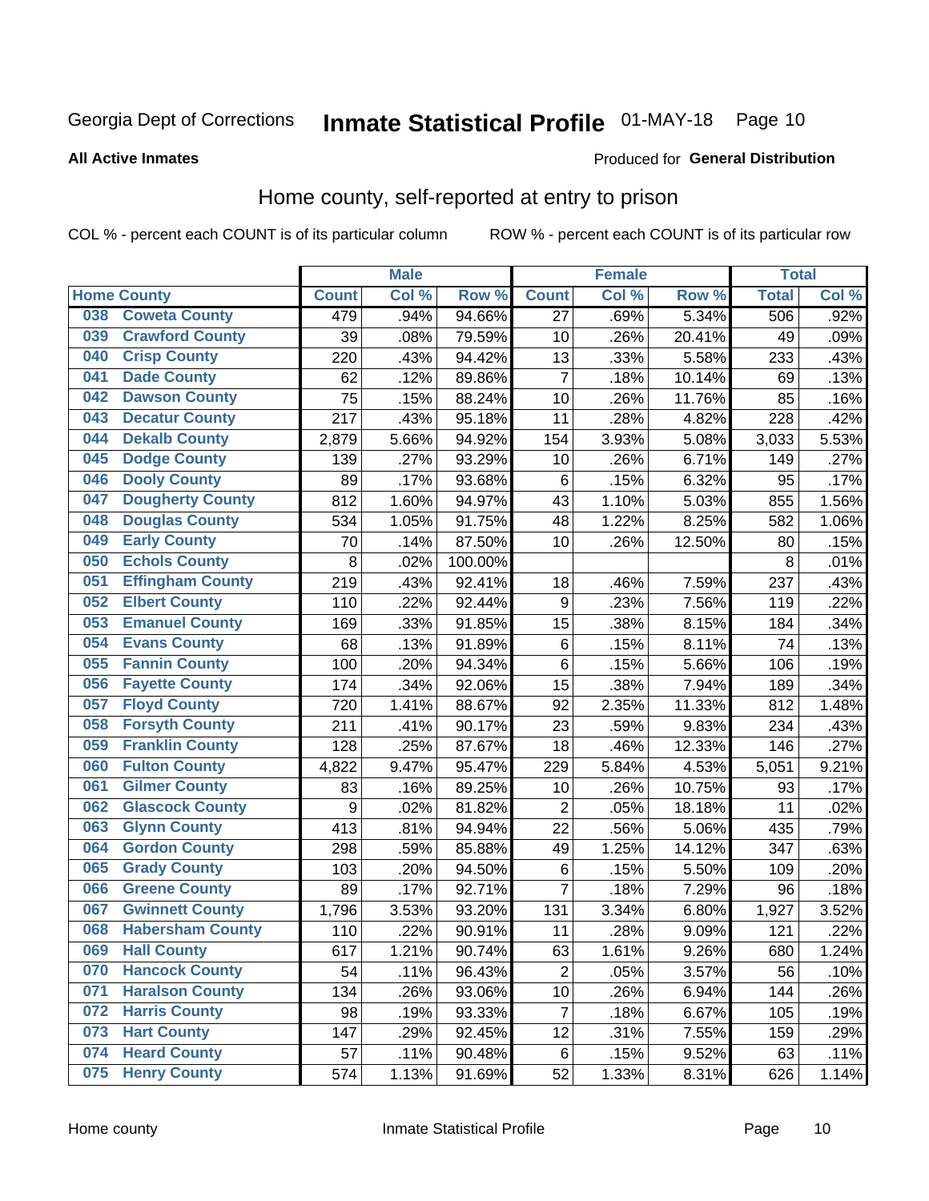Georgia Dept of Corrections **Inmate Statistical Profile** 01-MAY-18

**All Active Inmates**

Produced for **General Distribution**

## Home county, self-reported at entry to prison

COL % - percent each COUNT is of its particular column ROW % - percent each COUNT is of its particular row

| Home County | | Male | | | Female | | | Total | |
|---|---|---|---|---|---|---|---|---|---|
| | | Count | Col % | Row % | Count | Col % | Row % | Total | Col % |
| 038 | Coweta County | 479 | .94% | 94.66% | 27 | .69% | 5.34% | 506 | .92% |
| 039 | Crawford County | 39 | .08% | 79.59% | 10 | .26% | 20.41% | 49 | .09% |
| 040 | Crisp County | 220 | .43% | 94.42% | 13 | .33% | 5.58% | 233 | .43% |
| 041 | Dade County | 62 | .12% | 89.86% | 7 | .18% | 10.14% | 69 | .13% |
| 042 | Dawson County | 75 | .15% | 88.24% | 10 | .26% | 11.76% | 85 | .16% |
| 043 | Decatur County | 217 | .43% | 95.18% | 11 | .28% | 4.82% | 228 | .42% |
| 044 | Dekalb County | 2,879 | 5.66% | 94.92% | 154 | 3.93% | 5.08% | 3,033 | 5.53% |
| 045 | Dodge County | 139 | .27% | 93.29% | 10 | .26% | 6.71% | 149 | .27% |
| 046 | Dooly County | 89 | .17% | 93.68% | 6 | .15% | 6.32% | 95 | .17% |
| 047 | Dougherty County | 812 | 1.60% | 94.97% | 43 | 1.10% | 5.03% | 855 | 1.56% |
| 048 | Douglas County | 534 | 1.05% | 91.75% | 48 | 1.22% | 8.25% | 582 | 1.06% |
| 049 | Early County | 70 | .14% | 87.50% | 10 | .26% | 12.50% | 80 | .15% |
| 050 | Echols County | 8 | .02% | 100.00% | | | | 8 | .01% |
| 051 | Effingham County | 219 | .43% | 92.41% | 18 | .46% | 7.59% | 237 | .43% |
| 052 | Elbert County | 110 | .22% | 92.44% | 9 | .23% | 7.56% | 119 | .22% |
| 053 | Emanuel County | 169 | .33% | 91.85% | 15 | .38% | 8.15% | 184 | .34% |
| 054 | Evans County | 68 | .13% | 91.89% | 6 | .15% | 8.11% | 74 | .13% |
| 055 | Fannin County | 100 | .20% | 94.34% | 6 | .15% | 5.66% | 106 | .19% |
| 056 | Fayette County | 174 | .34% | 92.06% | 15 | .38% | 7.94% | 189 | .34% |
| 057 | Floyd County | 720 | 1.41% | 88.67% | 92 | 2.35% | 11.33% | 812 | 1.48% |
| 058 | Forsyth County | 211 | .41% | 90.17% | 23 | .59% | 9.83% | 234 | .43% |
| 059 | Franklin County | 128 | .25% | 87.67% | 18 | .46% | 12.33% | 146 | .27% |
| 060 | Fulton County | 4,822 | 9.47% | 95.47% | 229 | 5.84% | 4.53% | 5,051 | 9.21% |
| 061 | Gilmer County | 83 | .16% | 89.25% | 10 | .26% | 10.75% | 93 | .17% |
| 062 | Glascock County | 9 | .02% | 81.82% | 2 | .05% | 18.18% | 11 | .02% |
| 063 | Glynn County | 413 | .81% | 94.94% | 22 | .56% | 5.06% | 435 | .79% |
| 064 | Gordon County | 298 | .59% | 85.88% | 49 | 1.25% | 14.12% | 347 | .63% |
| 065 | Grady County | 103 | .20% | 94.50% | 6 | .15% | 5.50% | 109 | .20% |
| 066 | Greene County | 89 | .17% | 92.71% | 7 | .18% | 7.29% | 96 | .18% |
| 067 | Gwinnett County | 1,796 | 3.53% | 93.20% | 131 | 3.34% | 6.80% | 1,927 | 3.52% |
| 068 | Habersham County | 110 | .22% | 90.91% | 11 | .28% | 9.09% | 121 | .22% |
| 069 | Hall County | 617 | 1.21% | 90.74% | 63 | 1.61% | 9.26% | 680 | 1.24% |
| 070 | Hancock County | 54 | .11% | 96.43% | 2 | .05% | 3.57% | 56 | .10% |
| 071 | Haralson County | 134 | .26% | 93.06% | 10 | .26% | 6.94% | 144 | .26% |
| 072 | Harris County | 98 | .19% | 93.33% | 7 | .18% | 6.67% | 105 | .19% |
| 073 | Hart County | 147 | .29% | 92.45% | 12 | .31% | 7.55% | 159 | .29% |
| 074 | Heard County | 57 | .11% | 90.48% | 6 | .15% | 9.52% | 63 | .11% |
| 075 | Henry County | 574 | 1.13% | 91.69% | 52 | 1.33% | 8.31% | 626 | 1.14% |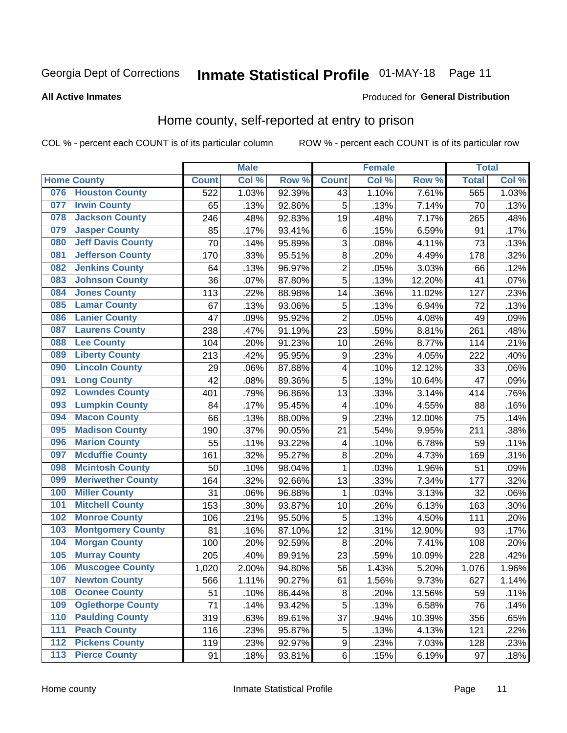Georgia Dept of Corrections **Inmate Statistical Profile** 01-MAY-18

**All Active Inmates**

Produced for **General Distribution**

## Home county, self-reported at entry to prison

COL % - percent each COUNT is of its particular column ROW % - percent each COUNT is of its particular row

| Home County | | Male | | | Female | | | Total | |
|---|---|---|---|---|---|---|---|---|---|
| | | Count | Col % | Row % | Count | Col % | Row % | Total | Col % |
| 076 | Houston County | 522 | 1.03% | 92.39% | 43 | 1.10% | 7.61% | 565 | 1.03% |
| 077 | Irwin County | 65 | .13% | 92.86% | 5 | .13% | 7.14% | 70 | .13% |
| 078 | Jackson County | 246 | .48% | 92.83% | 19 | .48% | 7.17% | 265 | .48% |
| 079 | Jasper County | 85 | .17% | 93.41% | 6 | .15% | 6.59% | 91 | .17% |
| 080 | Jeff Davis County | 70 | .14% | 95.89% | 3 | .08% | 4.11% | 73 | .13% |
| 081 | Jefferson County | 170 | .33% | 95.51% | 8 | .20% | 4.49% | 178 | .32% |
| 082 | Jenkins County | 64 | .13% | 96.97% | 2 | .05% | 3.03% | 66 | .12% |
| 083 | Johnson County | 36 | .07% | 87.80% | 5 | .13% | 12.20% | 41 | .07% |
| 084 | Jones County | 113 | .22% | 88.98% | 14 | .36% | 11.02% | 127 | .23% |
| 085 | Lamar County | 67 | .13% | 93.06% | 5 | .13% | 6.94% | 72 | .13% |
| 086 | Lanier County | 47 | .09% | 95.92% | 2 | .05% | 4.08% | 49 | .09% |
| 087 | Laurens County | 238 | .47% | 91.19% | 23 | .59% | 8.81% | 261 | .48% |
| 088 | Lee County | 104 | .20% | 91.23% | 10 | .26% | 8.77% | 114 | .21% |
| 089 | Liberty County | 213 | .42% | 95.95% | 9 | .23% | 4.05% | 222 | .40% |
| 090 | Lincoln County | 29 | .06% | 87.88% | 4 | .10% | 12.12% | 33 | .06% |
| 091 | Long County | 42 | .08% | 89.36% | 5 | .13% | 10.64% | 47 | .09% |
| 092 | Lowndes County | 401 | .79% | 96.86% | 13 | .33% | 3.14% | 414 | .76% |
| 093 | Lumpkin County | 84 | .17% | 95.45% | 4 | .10% | 4.55% | 88 | .16% |
| 094 | Macon County | 66 | .13% | 88.00% | 9 | .23% | 12.00% | 75 | .14% |
| 095 | Madison County | 190 | .37% | 90.05% | 21 | .54% | 9.95% | 211 | .38% |
| 096 | Marion County | 55 | .11% | 93.22% | 4 | .10% | 6.78% | 59 | .11% |
| 097 | Mcduffie County | 161 | .32% | 95.27% | 8 | .20% | 4.73% | 169 | .31% |
| 098 | Mcintosh County | 50 | .10% | 98.04% | 1 | .03% | 1.96% | 51 | .09% |
| 099 | Meriwether County | 164 | .32% | 92.66% | 13 | .33% | 7.34% | 177 | .32% |
| 100 | Miller County | 31 | .06% | 96.88% | 1 | .03% | 3.13% | 32 | .06% |
| 101 | Mitchell County | 153 | .30% | 93.87% | 10 | .26% | 6.13% | 163 | .30% |
| 102 | Monroe County | 106 | .21% | 95.50% | 5 | .13% | 4.50% | 111 | .20% |
| 103 | Montgomery County | 81 | .16% | 87.10% | 12 | .31% | 12.90% | 93 | .17% |
| 104 | Morgan County | 100 | .20% | 92.59% | 8 | .20% | 7.41% | 108 | .20% |
| 105 | Murray County | 205 | .40% | 89.91% | 23 | .59% | 10.09% | 228 | .42% |
| 106 | Muscogee County | 1,020 | 2.00% | 94.80% | 56 | 1.43% | 5.20% | 1,076 | 1.96% |
| 107 | Newton County | 566 | 1.11% | 90.27% | 61 | 1.56% | 9.73% | 627 | 1.14% |
| 108 | Oconee County | 51 | .10% | 86.44% | 8 | .20% | 13.56% | 59 | .11% |
| 109 | Oglethorpe County | 71 | .14% | 93.42% | 5 | .13% | 6.58% | 76 | .14% |
| 110 | Paulding County | 319 | .63% | 89.61% | 37 | .94% | 10.39% | 356 | .65% |
| 111 | Peach County | 116 | .23% | 95.87% | 5 | .13% | 4.13% | 121 | .22% |
| 112 | Pickens County | 119 | .23% | 92.97% | 9 | .23% | 7.03% | 128 | .23% |
| 113 | Pierce County | 91 | .18% | 93.81% | 6 | .15% | 6.19% | 97 | .18% |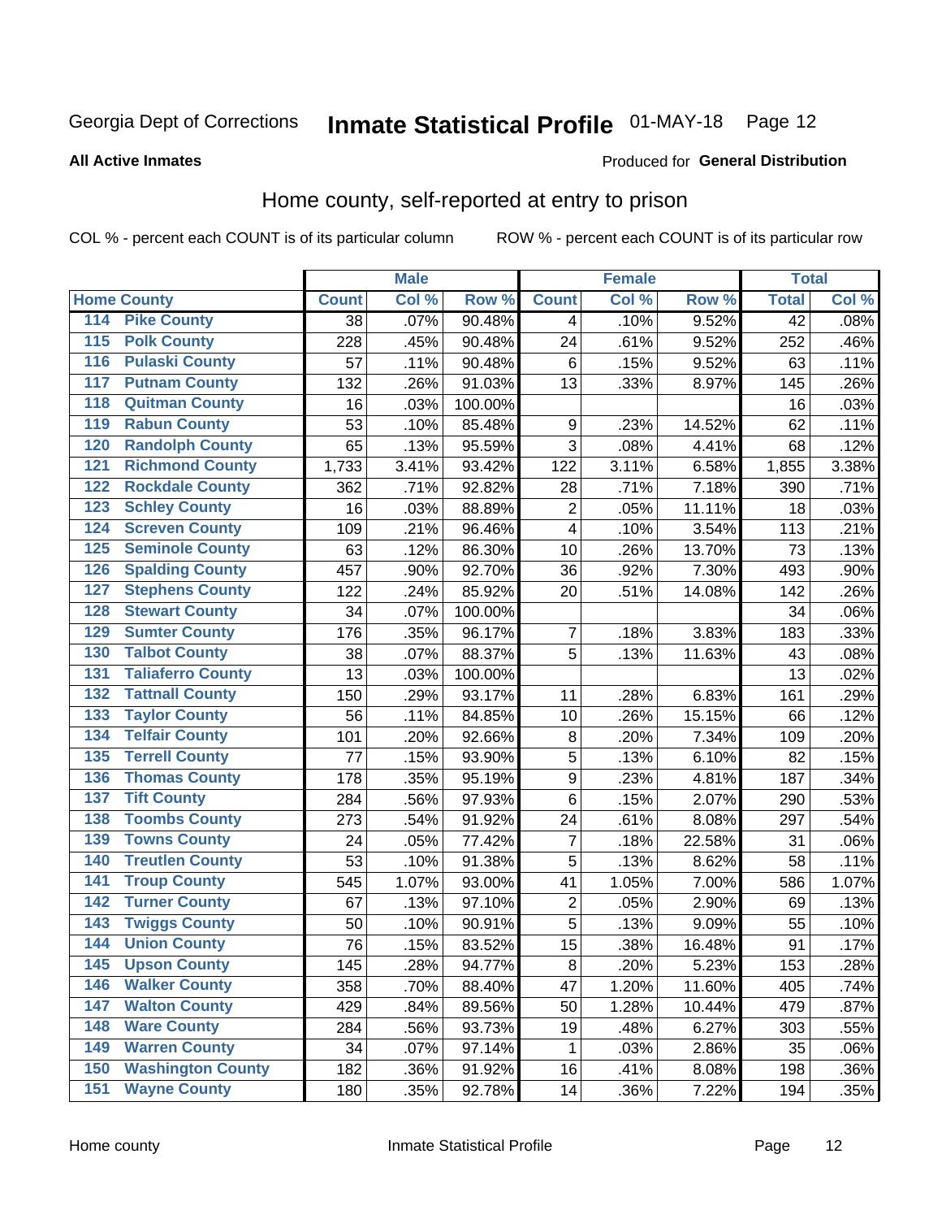Georgia Dept of Corrections **Inmate Statistical Profile** 01-MAY-18 Page 12

**All Active Inmates**

Produced for **General Distribution**

## Home county, self-reported at entry to prison

COL % - percent each COUNT is of its particular column ROW % - percent each COUNT is of its particular row

| Home County | | Male | | | Female | | | Total | |
|---|---|---|---|---|---|---|---|---|---|
| | | Count | Col % | Row % | Count | Col % | Row % | Total | Col % |
| 114 | Pike County | 38 | .07% | 90.48% | 4 | .10% | 9.52% | 42 | .08% |
| 115 | Polk County | 228 | .45% | 90.48% | 24 | .61% | 9.52% | 252 | .46% |
| 116 | Pulaski County | 57 | .11% | 90.48% | 6 | .15% | 9.52% | 63 | .11% |
| 117 | Putnam County | 132 | .26% | 91.03% | 13 | .33% | 8.97% | 145 | .26% |
| 118 | Quitman County | 16 | .03% | 100.00% | | | | 16 | .03% |
| 119 | Rabun County | 53 | .10% | 85.48% | 9 | .23% | 14.52% | 62 | .11% |
| 120 | Randolph County | 65 | .13% | 95.59% | 3 | .08% | 4.41% | 68 | .12% |
| 121 | Richmond County | 1,733 | 3.41% | 93.42% | 122 | 3.11% | 6.58% | 1,855 | 3.38% |
| 122 | Rockdale County | 362 | .71% | 92.82% | 28 | .71% | 7.18% | 390 | .71% |
| 123 | Schley County | 16 | .03% | 88.89% | 2 | .05% | 11.11% | 18 | .03% |
| 124 | Screven County | 109 | .21% | 96.46% | 4 | .10% | 3.54% | 113 | .21% |
| 125 | Seminole County | 63 | .12% | 86.30% | 10 | .26% | 13.70% | 73 | .13% |
| 126 | Spalding County | 457 | .90% | 92.70% | 36 | .92% | 7.30% | 493 | .90% |
| 127 | Stephens County | 122 | .24% | 85.92% | 20 | .51% | 14.08% | 142 | .26% |
| 128 | Stewart County | 34 | .07% | 100.00% | | | | 34 | .06% |
| 129 | Sumter County | 176 | .35% | 96.17% | 7 | .18% | 3.83% | 183 | .33% |
| 130 | Talbot County | 38 | .07% | 88.37% | 5 | .13% | 11.63% | 43 | .08% |
| 131 | Taliaferro County | 13 | .03% | 100.00% | | | | 13 | .02% |
| 132 | Tattnall County | 150 | .29% | 93.17% | 11 | .28% | 6.83% | 161 | .29% |
| 133 | Taylor County | 56 | .11% | 84.85% | 10 | .26% | 15.15% | 66 | .12% |
| 134 | Telfair County | 101 | .20% | 92.66% | 8 | .20% | 7.34% | 109 | .20% |
| 135 | Terrell County | 77 | .15% | 93.90% | 5 | .13% | 6.10% | 82 | .15% |
| 136 | Thomas County | 178 | .35% | 95.19% | 9 | .23% | 4.81% | 187 | .34% |
| 137 | Tift County | 284 | .56% | 97.93% | 6 | .15% | 2.07% | 290 | .53% |
| 138 | Toombs County | 273 | .54% | 91.92% | 24 | .61% | 8.08% | 297 | .54% |
| 139 | Towns County | 24 | .05% | 77.42% | 7 | .18% | 22.58% | 31 | .06% |
| 140 | Treutlen County | 53 | .10% | 91.38% | 5 | .13% | 8.62% | 58 | .11% |
| 141 | Troup County | 545 | 1.07% | 93.00% | 41 | 1.05% | 7.00% | 586 | 1.07% |
| 142 | Turner County | 67 | .13% | 97.10% | 2 | .05% | 2.90% | 69 | .13% |
| 143 | Twiggs County | 50 | .10% | 90.91% | 5 | .13% | 9.09% | 55 | .10% |
| 144 | Union County | 76 | .15% | 83.52% | 15 | .38% | 16.48% | 91 | .17% |
| 145 | Upson County | 145 | .28% | 94.77% | 8 | .20% | 5.23% | 153 | .28% |
| 146 | Walker County | 358 | .70% | 88.40% | 47 | 1.20% | 11.60% | 405 | .74% |
| 147 | Walton County | 429 | .84% | 89.56% | 50 | 1.28% | 10.44% | 479 | .87% |
| 148 | Ware County | 284 | .56% | 93.73% | 19 | .48% | 6.27% | 303 | .55% |
| 149 | Warren County | 34 | .07% | 97.14% | 1 | .03% | 2.86% | 35 | .06% |
| 150 | Washington County | 182 | .36% | 91.92% | 16 | .41% | 8.08% | 198 | .36% |
| 151 | Wayne County | 180 | .35% | 92.78% | 14 | .36% | 7.22% | 194 | .35% |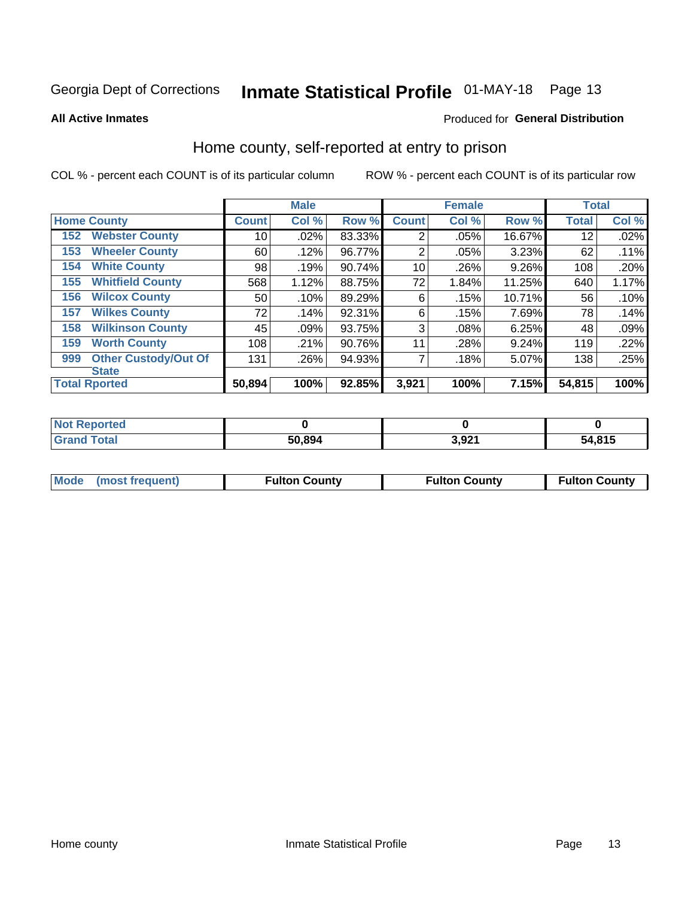Georgia Dept of Corrections **Inmate Statistical Profile** 01-MAY-18

**All Active Inmates**

Produced for **General Distribution**

## Home county, self-reported at entry to prison

COL % - percent each COUNT is of its particular column ROW % - percent each COUNT is of its particular row

| Home County | Male | | | Female | | | Total | |
|---|---|---|---|---|---|---|---|---|
| | Count | Col % | Row % | Count | Col % | Row % | Total | Col % |
| 152 Webster County | 10 | .02% | 83.33% | 2 | .05% | 16.67% | 12 | .02% |
| 153 Wheeler County | 60 | .12% | 96.77% | 2 | .05% | 3.23% | 62 | .11% |
| 154 White County | 98 | .19% | 90.74% | 10 | .26% | 9.26% | 108 | .20% |
| 155 Whitfield County | 568 | 1.12% | 88.75% | 72 | 1.84% | 11.25% | 640 | 1.17% |
| 156 Wilcox County | 50 | .10% | 89.29% | 6 | .15% | 10.71% | 56 | .10% |
| 157 Wilkes County | 72 | .14% | 92.31% | 6 | .15% | 7.69% | 78 | .14% |
| 158 Wilkinson County | 45 | .09% | 93.75% | 3 | .08% | 6.25% | 48 | .09% |
| 159 Worth County | 108 | .21% | 90.76% | 11 | .28% | 9.24% | 119 | .22% |
| 999 Other Custody/Out Of State | 131 | .26% | 94.93% | 7 | .18% | 5.07% | 138 | .25% |
| **Total Rported** | **50,894** | **100%** | **92.85%** | **3,921** | **100%** | **7.15%** | **54,815** | **100%** |

| | Male | Female | Total |
|---|---|---|---|
| Not Reported | 0 | 0 | 0 |
| Grand Total | 50,894 | 3,921 | 54,815 |

| | Male | Female | Total |
|---|---|---|---|
| Mode (most frequent) | Fulton County | Fulton County | Fulton County |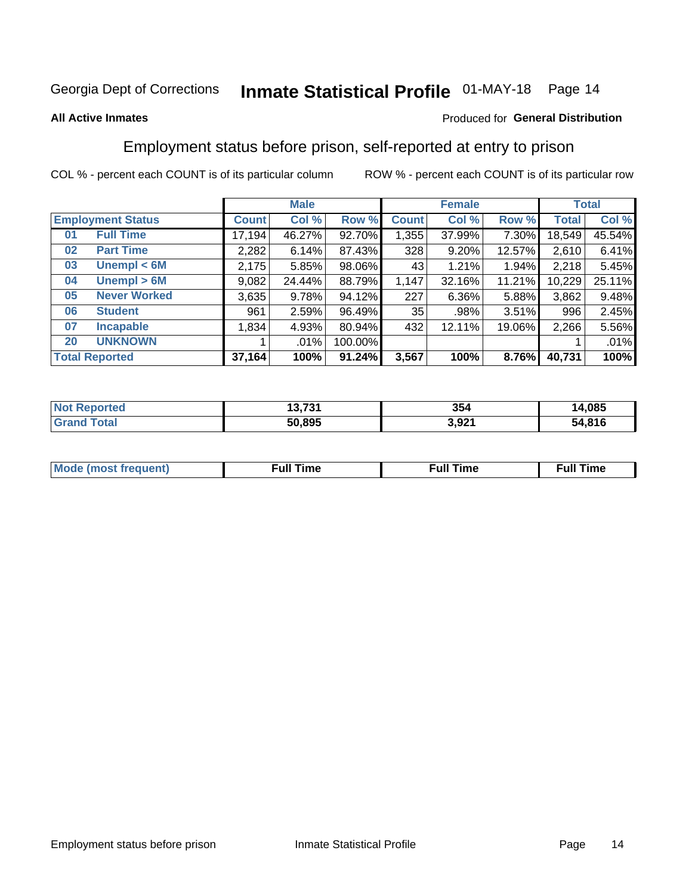Georgia Dept of Corrections **Inmate Statistical Profile** 01-MAY-18 Page 14

**All Active Inmates**

Produced for **General Distribution**

## Employment status before prison, self-reported at entry to prison

COL % - percent each COUNT is of its particular column

ROW % - percent each COUNT is of its particular row

| Employment Status | | Male | | | Female | | | Total | |
|---|---|---|---|---|---|---|---|---|---|
| | | Count | Col % | Row % | Count | Col % | Row % | Total | Col % |
| 01 | Full Time | 17,194 | 46.27% | 92.70% | 1,355 | 37.99% | 7.30% | 18,549 | 45.54% |
| 02 | Part Time | 2,282 | 6.14% | 87.43% | 328 | 9.20% | 12.57% | 2,610 | 6.41% |
| 03 | Unempl < 6M | 2,175 | 5.85% | 98.06% | 43 | 1.21% | 1.94% | 2,218 | 5.45% |
| 04 | Unempl > 6M | 9,082 | 24.44% | 88.79% | 1,147 | 32.16% | 11.21% | 10,229 | 25.11% |
| 05 | Never Worked | 3,635 | 9.78% | 94.12% | 227 | 6.36% | 5.88% | 3,862 | 9.48% |
| 06 | Student | 961 | 2.59% | 96.49% | 35 | .98% | 3.51% | 996 | 2.45% |
| 07 | Incapable | 1,834 | 4.93% | 80.94% | 432 | 12.11% | 19.06% | 2,266 | 5.56% |
| 20 | UNKNOWN | 1 | .01% | 100.00% | | | | 1 | .01% |
| **Total Reported** | | **37,164** | **100%** | **91.24%** | **3,567** | **100%** | **8.76%** | **40,731** | **100%** |

| | Male | Female | Total |
|---|---|---|---|
| Not Reported | 13,731 | 354 | 14,085 |
| Grand Total | 50,895 | 3,921 | 54,816 |

| | Male | Female | Total |
|---|---|---|---|
| Mode (most frequent) | Full Time | Full Time | Full Time |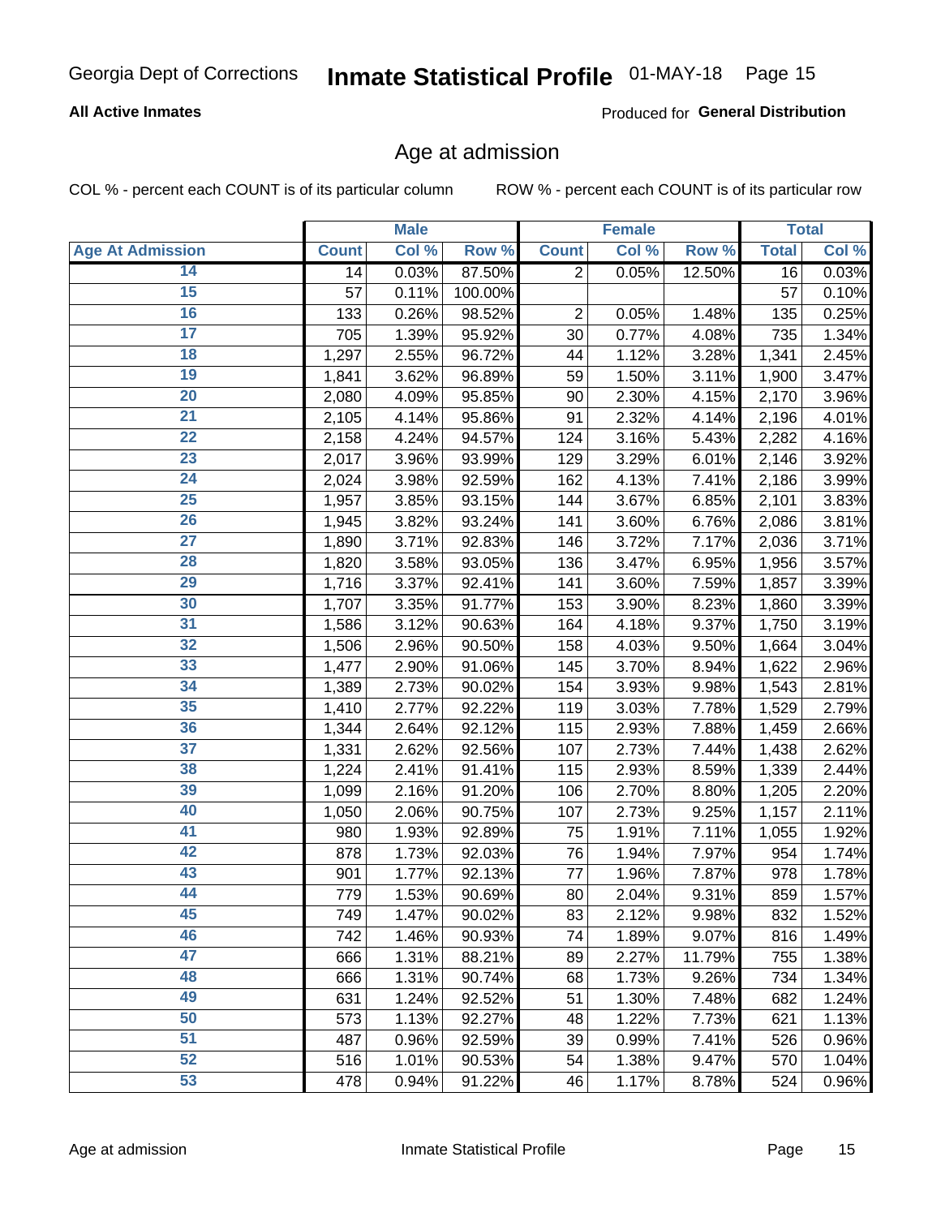Georgia Dept of Corrections **Inmate Statistical Profile** 01-MAY-18

**All Active Inmates**

Produced for **General Distribution**

## Age at admission

COL % - percent each COUNT is of its particular column    ROW % - percent each COUNT is of its particular row

| | Male | | | Female | | | Total | |
|---|---|---|---|---|---|---|---|---|
| **Age At Admission** | **Count** | **Col %** | **Row %** | **Count** | **Col %** | **Row %** | **Total** | **Col %** |
| 14 | 14 | 0.03% | 87.50% | 2 | 0.05% | 12.50% | 16 | 0.03% |
| 15 | 57 | 0.11% | 100.00% | | | | 57 | 0.10% |
| 16 | 133 | 0.26% | 98.52% | 2 | 0.05% | 1.48% | 135 | 0.25% |
| 17 | 705 | 1.39% | 95.92% | 30 | 0.77% | 4.08% | 735 | 1.34% |
| 18 | 1,297 | 2.55% | 96.72% | 44 | 1.12% | 3.28% | 1,341 | 2.45% |
| 19 | 1,841 | 3.62% | 96.89% | 59 | 1.50% | 3.11% | 1,900 | 3.47% |
| 20 | 2,080 | 4.09% | 95.85% | 90 | 2.30% | 4.15% | 2,170 | 3.96% |
| 21 | 2,105 | 4.14% | 95.86% | 91 | 2.32% | 4.14% | 2,196 | 4.01% |
| 22 | 2,158 | 4.24% | 94.57% | 124 | 3.16% | 5.43% | 2,282 | 4.16% |
| 23 | 2,017 | 3.96% | 93.99% | 129 | 3.29% | 6.01% | 2,146 | 3.92% |
| 24 | 2,024 | 3.98% | 92.59% | 162 | 4.13% | 7.41% | 2,186 | 3.99% |
| 25 | 1,957 | 3.85% | 93.15% | 144 | 3.67% | 6.85% | 2,101 | 3.83% |
| 26 | 1,945 | 3.82% | 93.24% | 141 | 3.60% | 6.76% | 2,086 | 3.81% |
| 27 | 1,890 | 3.71% | 92.83% | 146 | 3.72% | 7.17% | 2,036 | 3.71% |
| 28 | 1,820 | 3.58% | 93.05% | 136 | 3.47% | 6.95% | 1,956 | 3.57% |
| 29 | 1,716 | 3.37% | 92.41% | 141 | 3.60% | 7.59% | 1,857 | 3.39% |
| 30 | 1,707 | 3.35% | 91.77% | 153 | 3.90% | 8.23% | 1,860 | 3.39% |
| 31 | 1,586 | 3.12% | 90.63% | 164 | 4.18% | 9.37% | 1,750 | 3.19% |
| 32 | 1,506 | 2.96% | 90.50% | 158 | 4.03% | 9.50% | 1,664 | 3.04% |
| 33 | 1,477 | 2.90% | 91.06% | 145 | 3.70% | 8.94% | 1,622 | 2.96% |
| 34 | 1,389 | 2.73% | 90.02% | 154 | 3.93% | 9.98% | 1,543 | 2.81% |
| 35 | 1,410 | 2.77% | 92.22% | 119 | 3.03% | 7.78% | 1,529 | 2.79% |
| 36 | 1,344 | 2.64% | 92.12% | 115 | 2.93% | 7.88% | 1,459 | 2.66% |
| 37 | 1,331 | 2.62% | 92.56% | 107 | 2.73% | 7.44% | 1,438 | 2.62% |
| 38 | 1,224 | 2.41% | 91.41% | 115 | 2.93% | 8.59% | 1,339 | 2.44% |
| 39 | 1,099 | 2.16% | 91.20% | 106 | 2.70% | 8.80% | 1,205 | 2.20% |
| 40 | 1,050 | 2.06% | 90.75% | 107 | 2.73% | 9.25% | 1,157 | 2.11% |
| 41 | 980 | 1.93% | 92.89% | 75 | 1.91% | 7.11% | 1,055 | 1.92% |
| 42 | 878 | 1.73% | 92.03% | 76 | 1.94% | 7.97% | 954 | 1.74% |
| 43 | 901 | 1.77% | 92.13% | 77 | 1.96% | 7.87% | 978 | 1.78% |
| 44 | 779 | 1.53% | 90.69% | 80 | 2.04% | 9.31% | 859 | 1.57% |
| 45 | 749 | 1.47% | 90.02% | 83 | 2.12% | 9.98% | 832 | 1.52% |
| 46 | 742 | 1.46% | 90.93% | 74 | 1.89% | 9.07% | 816 | 1.49% |
| 47 | 666 | 1.31% | 88.21% | 89 | 2.27% | 11.79% | 755 | 1.38% |
| 48 | 666 | 1.31% | 90.74% | 68 | 1.73% | 9.26% | 734 | 1.34% |
| 49 | 631 | 1.24% | 92.52% | 51 | 1.30% | 7.48% | 682 | 1.24% |
| 50 | 573 | 1.13% | 92.27% | 48 | 1.22% | 7.73% | 621 | 1.13% |
| 51 | 487 | 0.96% | 92.59% | 39 | 0.99% | 7.41% | 526 | 0.96% |
| 52 | 516 | 1.01% | 90.53% | 54 | 1.38% | 9.47% | 570 | 1.04% |
| 53 | 478 | 0.94% | 91.22% | 46 | 1.17% | 8.78% | 524 | 0.96% |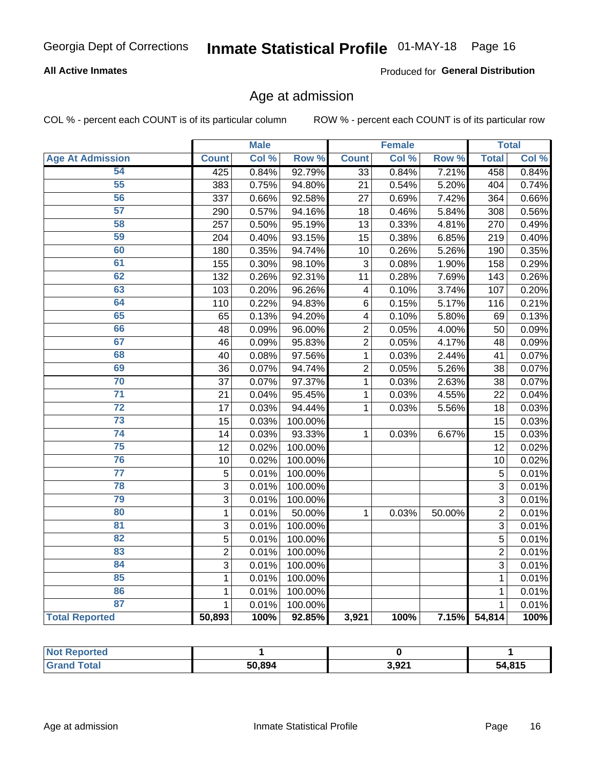Georgia Dept of Corrections **Inmate Statistical Profile** 01-MAY-18

**All Active Inmates**

Produced for **General Distribution**

## Age at admission

COL % - percent each COUNT is of its particular column ROW % - percent each COUNT is of its particular row

| | Male | | | Female | | | Total | |
|---|---|---|---|---|---|---|---|---|
| Age At Admission | Count | Col % | Row % | Count | Col % | Row % | Total | Col % |
| 54 | 425 | 0.84% | 92.79% | 33 | 0.84% | 7.21% | 458 | 0.84% |
| 55 | 383 | 0.75% | 94.80% | 21 | 0.54% | 5.20% | 404 | 0.74% |
| 56 | 337 | 0.66% | 92.58% | 27 | 0.69% | 7.42% | 364 | 0.66% |
| 57 | 290 | 0.57% | 94.16% | 18 | 0.46% | 5.84% | 308 | 0.56% |
| 58 | 257 | 0.50% | 95.19% | 13 | 0.33% | 4.81% | 270 | 0.49% |
| 59 | 204 | 0.40% | 93.15% | 15 | 0.38% | 6.85% | 219 | 0.40% |
| 60 | 180 | 0.35% | 94.74% | 10 | 0.26% | 5.26% | 190 | 0.35% |
| 61 | 155 | 0.30% | 98.10% | 3 | 0.08% | 1.90% | 158 | 0.29% |
| 62 | 132 | 0.26% | 92.31% | 11 | 0.28% | 7.69% | 143 | 0.26% |
| 63 | 103 | 0.20% | 96.26% | 4 | 0.10% | 3.74% | 107 | 0.20% |
| 64 | 110 | 0.22% | 94.83% | 6 | 0.15% | 5.17% | 116 | 0.21% |
| 65 | 65 | 0.13% | 94.20% | 4 | 0.10% | 5.80% | 69 | 0.13% |
| 66 | 48 | 0.09% | 96.00% | 2 | 0.05% | 4.00% | 50 | 0.09% |
| 67 | 46 | 0.09% | 95.83% | 2 | 0.05% | 4.17% | 48 | 0.09% |
| 68 | 40 | 0.08% | 97.56% | 1 | 0.03% | 2.44% | 41 | 0.07% |
| 69 | 36 | 0.07% | 94.74% | 2 | 0.05% | 5.26% | 38 | 0.07% |
| 70 | 37 | 0.07% | 97.37% | 1 | 0.03% | 2.63% | 38 | 0.07% |
| 71 | 21 | 0.04% | 95.45% | 1 | 0.03% | 4.55% | 22 | 0.04% |
| 72 | 17 | 0.03% | 94.44% | 1 | 0.03% | 5.56% | 18 | 0.03% |
| 73 | 15 | 0.03% | 100.00% | | | | 15 | 0.03% |
| 74 | 14 | 0.03% | 93.33% | 1 | 0.03% | 6.67% | 15 | 0.03% |
| 75 | 12 | 0.02% | 100.00% | | | | 12 | 0.02% |
| 76 | 10 | 0.02% | 100.00% | | | | 10 | 0.02% |
| 77 | 5 | 0.01% | 100.00% | | | | 5 | 0.01% |
| 78 | 3 | 0.01% | 100.00% | | | | 3 | 0.01% |
| 79 | 3 | 0.01% | 100.00% | | | | 3 | 0.01% |
| 80 | 1 | 0.01% | 50.00% | 1 | 0.03% | 50.00% | 2 | 0.01% |
| 81 | 3 | 0.01% | 100.00% | | | | 3 | 0.01% |
| 82 | 5 | 0.01% | 100.00% | | | | 5 | 0.01% |
| 83 | 2 | 0.01% | 100.00% | | | | 2 | 0.01% |
| 84 | 3 | 0.01% | 100.00% | | | | 3 | 0.01% |
| 85 | 1 | 0.01% | 100.00% | | | | 1 | 0.01% |
| 86 | 1 | 0.01% | 100.00% | | | | 1 | 0.01% |
| 87 | 1 | 0.01% | 100.00% | | | | 1 | 0.01% |
| **Total Reported** | **50,893** | **100%** | **92.85%** | **3,921** | **100%** | **7.15%** | **54,814** | **100%** |

| | Male | Female | Total |
|---|---|---|---|
| Not Reported | 1 | 0 | 1 |
| Grand Total | 50,894 | 3,921 | 54,815 |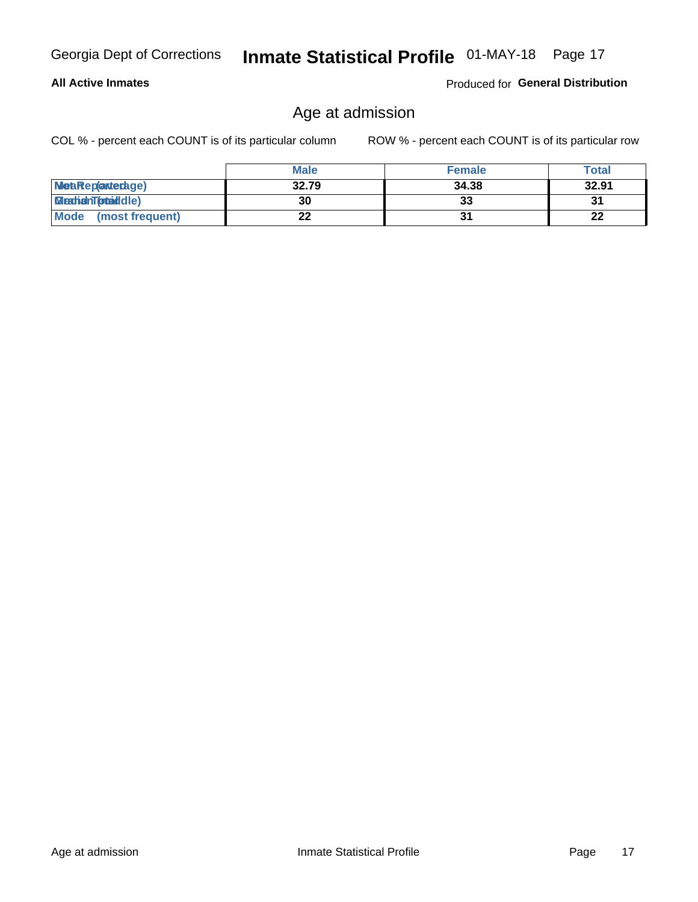Georgia Dept of Corrections **Inmate Statistical Profile** 01-MAY-18

**All Active Inmates** Produced for **General Distribution**

## Age at admission

COL % - percent each COUNT is of its particular column ROW % - percent each COUNT is of its particular row

| | Male | Female | Total |
|---|---|---|---|
| Mean (average) | 32.79 | 34.38 | 32.91 |
| Median (middle) | 30 | 33 | 31 |
| Mode (most frequent) | 22 | 31 | 22 |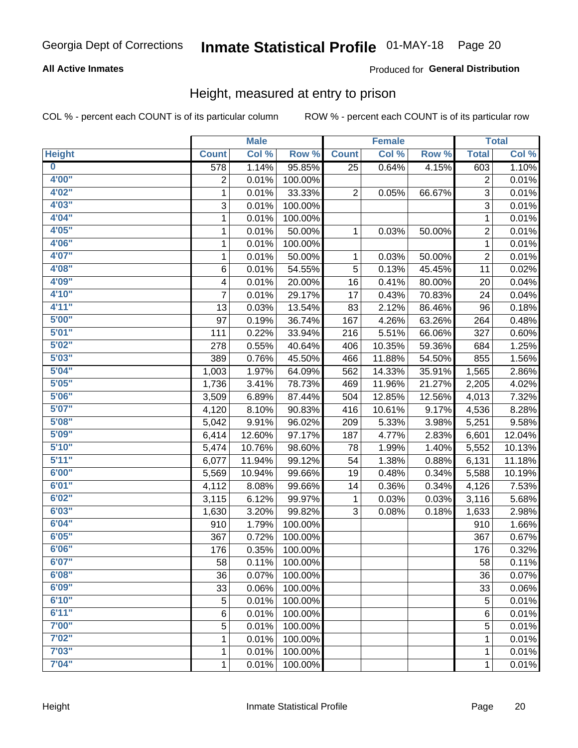Georgia Dept of Corrections **Inmate Statistical Profile** 01-MAY-18

**All Active Inmates**

Produced for **General Distribution**

## Height, measured at entry to prison

COL % - percent each COUNT is of its particular column

ROW % - percent each COUNT is of its particular row

| | Male | | | Female | | | Total | |
|---|---|---|---|---|---|---|---|---|
| **Height** | **Count** | **Col %** | **Row %** | **Count** | **Col %** | **Row %** | **Total** | **Col %** |
| **0** | 578 | 1.14% | 95.85% | 25 | 0.64% | 4.15% | 603 | 1.10% |
| **4'00"** | 2 | 0.01% | 100.00% | | | | 2 | 0.01% |
| **4'02"** | 1 | 0.01% | 33.33% | 2 | 0.05% | 66.67% | 3 | 0.01% |
| **4'03"** | 3 | 0.01% | 100.00% | | | | 3 | 0.01% |
| **4'04"** | 1 | 0.01% | 100.00% | | | | 1 | 0.01% |
| **4'05"** | 1 | 0.01% | 50.00% | 1 | 0.03% | 50.00% | 2 | 0.01% |
| **4'06"** | 1 | 0.01% | 100.00% | | | | 1 | 0.01% |
| **4'07"** | 1 | 0.01% | 50.00% | 1 | 0.03% | 50.00% | 2 | 0.01% |
| **4'08"** | 6 | 0.01% | 54.55% | 5 | 0.13% | 45.45% | 11 | 0.02% |
| **4'09"** | 4 | 0.01% | 20.00% | 16 | 0.41% | 80.00% | 20 | 0.04% |
| **4'10"** | 7 | 0.01% | 29.17% | 17 | 0.43% | 70.83% | 24 | 0.04% |
| **4'11"** | 13 | 0.03% | 13.54% | 83 | 2.12% | 86.46% | 96 | 0.18% |
| **5'00"** | 97 | 0.19% | 36.74% | 167 | 4.26% | 63.26% | 264 | 0.48% |
| **5'01"** | 111 | 0.22% | 33.94% | 216 | 5.51% | 66.06% | 327 | 0.60% |
| **5'02"** | 278 | 0.55% | 40.64% | 406 | 10.35% | 59.36% | 684 | 1.25% |
| **5'03"** | 389 | 0.76% | 45.50% | 466 | 11.88% | 54.50% | 855 | 1.56% |
| **5'04"** | 1,003 | 1.97% | 64.09% | 562 | 14.33% | 35.91% | 1,565 | 2.86% |
| **5'05"** | 1,736 | 3.41% | 78.73% | 469 | 11.96% | 21.27% | 2,205 | 4.02% |
| **5'06"** | 3,509 | 6.89% | 87.44% | 504 | 12.85% | 12.56% | 4,013 | 7.32% |
| **5'07"** | 4,120 | 8.10% | 90.83% | 416 | 10.61% | 9.17% | 4,536 | 8.28% |
| **5'08"** | 5,042 | 9.91% | 96.02% | 209 | 5.33% | 3.98% | 5,251 | 9.58% |
| **5'09"** | 6,414 | 12.60% | 97.17% | 187 | 4.77% | 2.83% | 6,601 | 12.04% |
| **5'10"** | 5,474 | 10.76% | 98.60% | 78 | 1.99% | 1.40% | 5,552 | 10.13% |
| **5'11"** | 6,077 | 11.94% | 99.12% | 54 | 1.38% | 0.88% | 6,131 | 11.18% |
| **6'00"** | 5,569 | 10.94% | 99.66% | 19 | 0.48% | 0.34% | 5,588 | 10.19% |
| **6'01"** | 4,112 | 8.08% | 99.66% | 14 | 0.36% | 0.34% | 4,126 | 7.53% |
| **6'02"** | 3,115 | 6.12% | 99.97% | 1 | 0.03% | 0.03% | 3,116 | 5.68% |
| **6'03"** | 1,630 | 3.20% | 99.82% | 3 | 0.08% | 0.18% | 1,633 | 2.98% |
| **6'04"** | 910 | 1.79% | 100.00% | | | | 910 | 1.66% |
| **6'05"** | 367 | 0.72% | 100.00% | | | | 367 | 0.67% |
| **6'06"** | 176 | 0.35% | 100.00% | | | | 176 | 0.32% |
| **6'07"** | 58 | 0.11% | 100.00% | | | | 58 | 0.11% |
| **6'08"** | 36 | 0.07% | 100.00% | | | | 36 | 0.07% |
| **6'09"** | 33 | 0.06% | 100.00% | | | | 33 | 0.06% |
| **6'10"** | 5 | 0.01% | 100.00% | | | | 5 | 0.01% |
| **6'11"** | 6 | 0.01% | 100.00% | | | | 6 | 0.01% |
| **7'00"** | 5 | 0.01% | 100.00% | | | | 5 | 0.01% |
| **7'02"** | 1 | 0.01% | 100.00% | | | | 1 | 0.01% |
| **7'03"** | 1 | 0.01% | 100.00% | | | | 1 | 0.01% |
| **7'04"** | 1 | 0.01% | 100.00% | | | | 1 | 0.01% |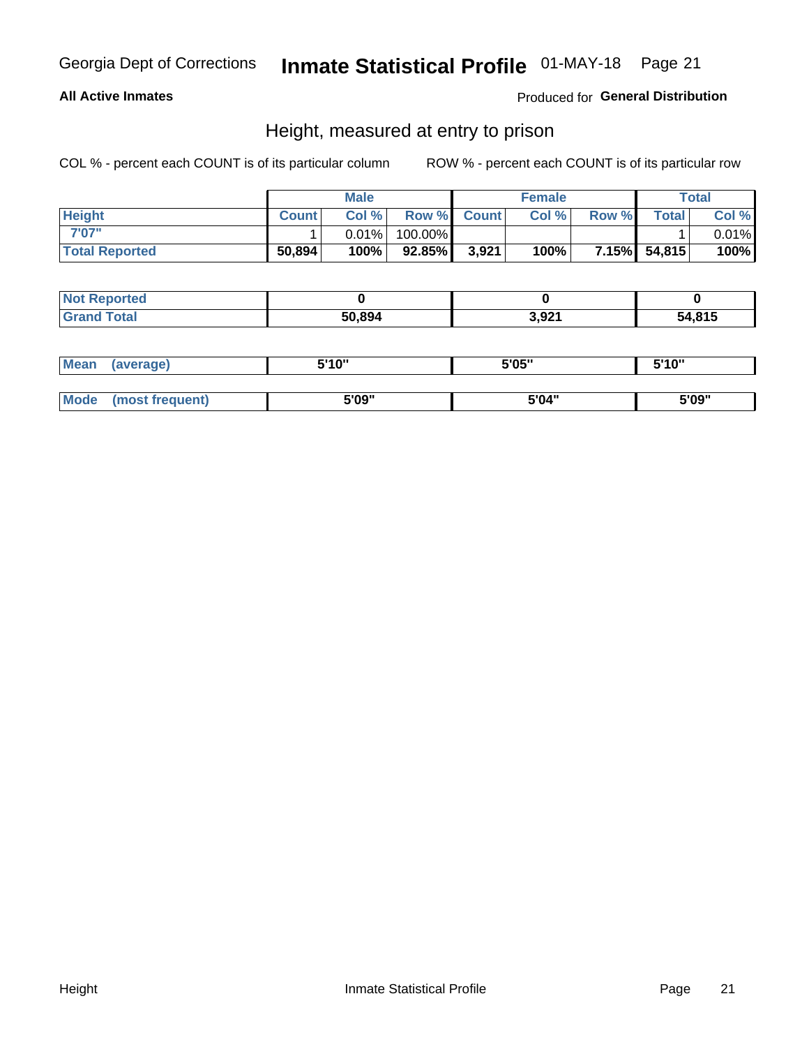Georgia Dept of Corrections **Inscribed Statistical Profile** 01-MAY-18

**All Active Inmates**

Produced for **General Distribution**

## Height, measured at entry to prison

COL % - percent each COUNT is of its particular column ROW % - percent each COUNT is of its particular row

| | Male | | | Female | | | Total | |
|---|---|---|---|---|---|---|---|---|
| **Height** | **Count** | **Col %** | **Row %** | **Count** | **Col %** | **Row %** | **Total** | **Col %** |
| **7'07"** | 1 | 0.01% | 100.00% | | | | 1 | 0.01% |
| **Total Reported** | **50,894** | **100%** | **92.85%** | **3,921** | **100%** | **7.15%** | **54,815** | **100%** |

| | Male | Female | Total |
|---|---|---|---|
| **Not Reported** | **0** | **0** | **0** |
| **Grand Total** | **50,894** | **3,921** | **54,815** |

| | Male | Female | Total |
|---|---|---|---|
| **Mean (average)** | **5'10"** | **5'05"** | **5'10"** |
| **Mode (most frequent)** | **5'09"** | **5'04"** | **5'09"** |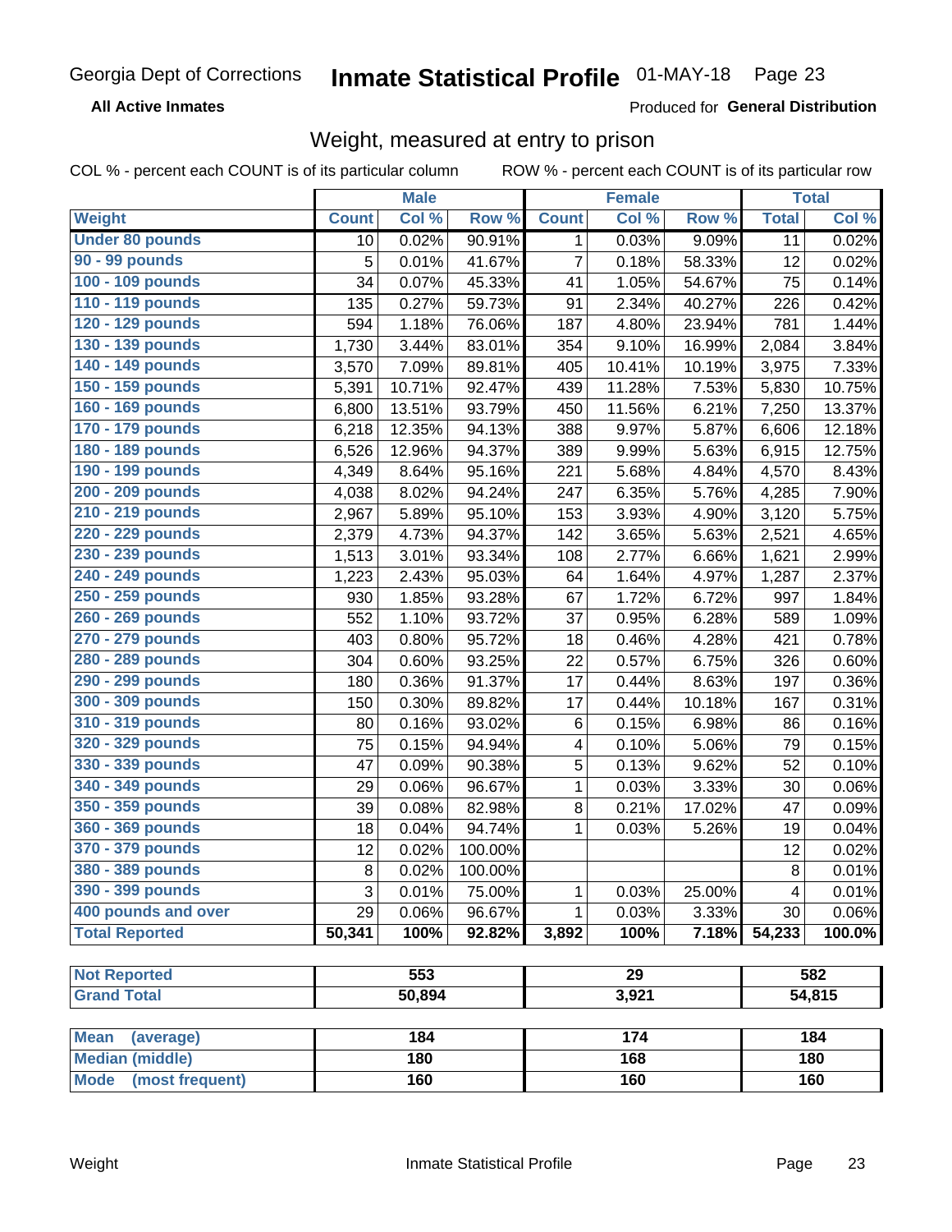Georgia Dept of Corrections **Inmate Statistical Profile** 01-MAY-18 Page 23

**All Active Inmates**

Produced for **General Distribution**

## Weight, measured at entry to prison

COL % - percent each COUNT is of its particular column ROW % - percent each COUNT is of its particular row

| | Male | | | Female | | | Total | |
|---|---|---|---|---|---|---|---|---|
| **Weight** | **Count** | **Col %** | **Row %** | **Count** | **Col %** | **Row %** | **Total** | **Col %** |
| **Under 80 pounds** | 10 | 0.02% | 90.91% | 1 | 0.03% | 9.09% | 11 | 0.02% |
| **90 - 99 pounds** | 5 | 0.01% | 41.67% | 7 | 0.18% | 58.33% | 12 | 0.02% |
| **100 - 109 pounds** | 34 | 0.07% | 45.33% | 41 | 1.05% | 54.67% | 75 | 0.14% |
| **110 - 119 pounds** | 135 | 0.27% | 59.73% | 91 | 2.34% | 40.27% | 226 | 0.42% |
| **120 - 129 pounds** | 594 | 1.18% | 76.06% | 187 | 4.80% | 23.94% | 781 | 1.44% |
| **130 - 139 pounds** | 1,730 | 3.44% | 83.01% | 354 | 9.10% | 16.99% | 2,084 | 3.84% |
| **140 - 149 pounds** | 3,570 | 7.09% | 89.81% | 405 | 10.41% | 10.19% | 3,975 | 7.33% |
| **150 - 159 pounds** | 5,391 | 10.71% | 92.47% | 439 | 11.28% | 7.53% | 5,830 | 10.75% |
| **160 - 169 pounds** | 6,800 | 13.51% | 93.79% | 450 | 11.56% | 6.21% | 7,250 | 13.37% |
| **170 - 179 pounds** | 6,218 | 12.35% | 94.13% | 388 | 9.97% | 5.87% | 6,606 | 12.18% |
| **180 - 189 pounds** | 6,526 | 12.96% | 94.37% | 389 | 9.99% | 5.63% | 6,915 | 12.75% |
| **190 - 199 pounds** | 4,349 | 8.64% | 95.16% | 221 | 5.68% | 4.84% | 4,570 | 8.43% |
| **200 - 209 pounds** | 4,038 | 8.02% | 94.24% | 247 | 6.35% | 5.76% | 4,285 | 7.90% |
| **210 - 219 pounds** | 2,967 | 5.89% | 95.10% | 153 | 3.93% | 4.90% | 3,120 | 5.75% |
| **220 - 229 pounds** | 2,379 | 4.73% | 94.37% | 142 | 3.65% | 5.63% | 2,521 | 4.65% |
| **230 - 239 pounds** | 1,513 | 3.01% | 93.34% | 108 | 2.77% | 6.66% | 1,621 | 2.99% |
| **240 - 249 pounds** | 1,223 | 2.43% | 95.03% | 64 | 1.64% | 4.97% | 1,287 | 2.37% |
| **250 - 259 pounds** | 930 | 1.85% | 93.28% | 67 | 1.72% | 6.72% | 997 | 1.84% |
| **260 - 269 pounds** | 552 | 1.10% | 93.72% | 37 | 0.95% | 6.28% | 589 | 1.09% |
| **270 - 279 pounds** | 403 | 0.80% | 95.72% | 18 | 0.46% | 4.28% | 421 | 0.78% |
| **280 - 289 pounds** | 304 | 0.60% | 93.25% | 22 | 0.57% | 6.75% | 326 | 0.60% |
| **290 - 299 pounds** | 180 | 0.36% | 91.37% | 17 | 0.44% | 8.63% | 197 | 0.36% |
| **300 - 309 pounds** | 150 | 0.30% | 89.82% | 17 | 0.44% | 10.18% | 167 | 0.31% |
| **310 - 319 pounds** | 80 | 0.16% | 93.02% | 6 | 0.15% | 6.98% | 86 | 0.16% |
| **320 - 329 pounds** | 75 | 0.15% | 94.94% | 4 | 0.10% | 5.06% | 79 | 0.15% |
| **330 - 339 pounds** | 47 | 0.09% | 90.38% | 5 | 0.13% | 9.62% | 52 | 0.10% |
| **340 - 349 pounds** | 29 | 0.06% | 96.67% | 1 | 0.03% | 3.33% | 30 | 0.06% |
| **350 - 359 pounds** | 39 | 0.08% | 82.98% | 8 | 0.21% | 17.02% | 47 | 0.09% |
| **360 - 369 pounds** | 18 | 0.04% | 94.74% | 1 | 0.03% | 5.26% | 19 | 0.04% |
| **370 - 379 pounds** | 12 | 0.02% | 100.00% | | | | 12 | 0.02% |
| **380 - 389 pounds** | 8 | 0.02% | 100.00% | | | | 8 | 0.01% |
| **390 - 399 pounds** | 3 | 0.01% | 75.00% | 1 | 0.03% | 25.00% | 4 | 0.01% |
| **400 pounds and over** | 29 | 0.06% | 96.67% | 1 | 0.03% | 3.33% | 30 | 0.06% |
| **Total Reported** | **50,341** | **100%** | **92.82%** | **3,892** | **100%** | **7.18%** | **54,233** | **100.0%** |

| | Male | Female | Total |
|---|---|---|---|
| **Not Reported** | 553 | 29 | 582 |
| **Grand Total** | 50,894 | 3,921 | 54,815 |

| | Male | Female | Total |
|---|---|---|---|
| **Mean (average)** | 184 | 174 | 184 |
| **Median (middle)** | 180 | 168 | 180 |
| **Mode (most frequent)** | 160 | 160 | 160 |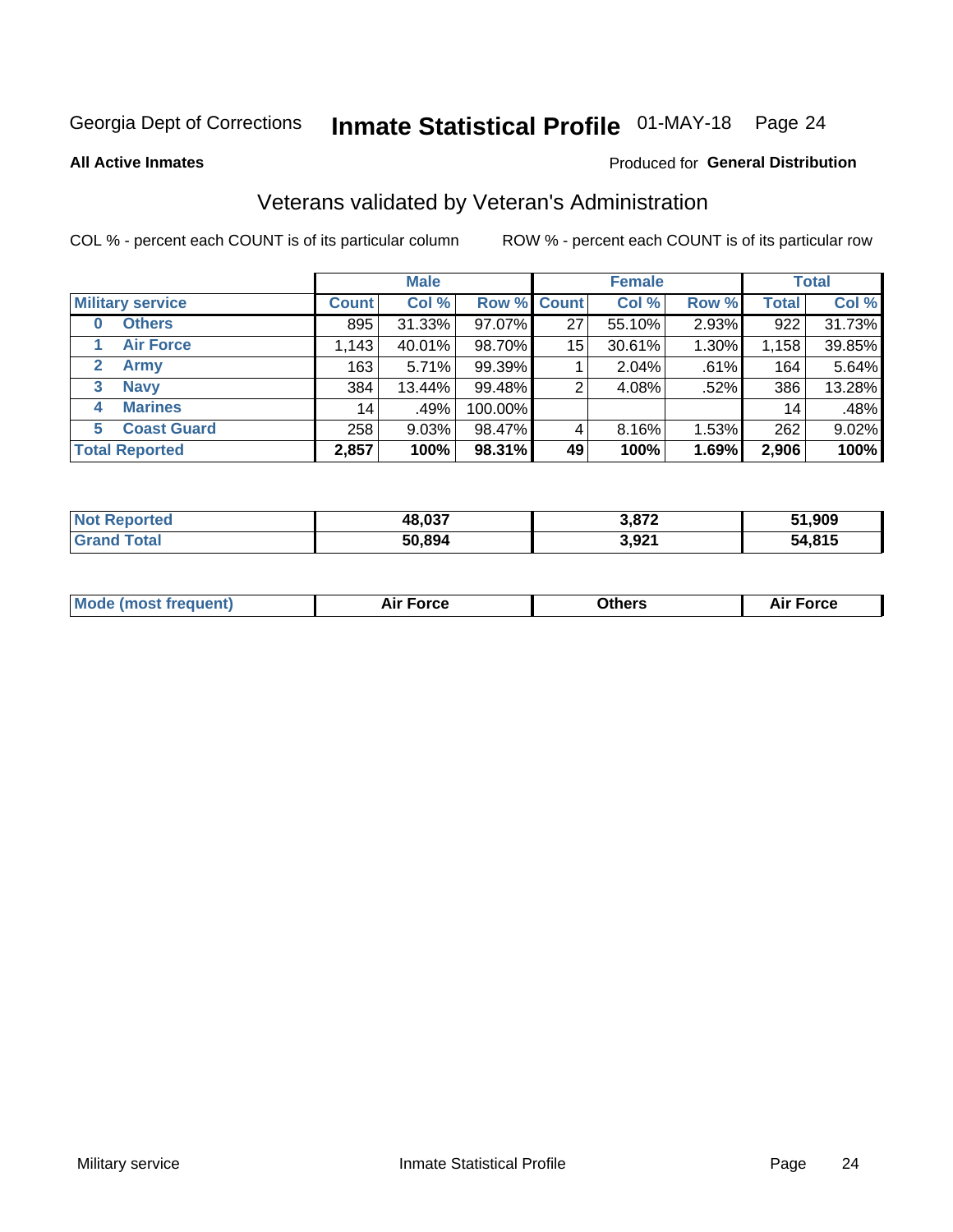Georgia Dept of Corrections **Inmate Statistical Profile** 01-MAY-18

**All Active Inmates**

Produced for **General Distribution**

## Veterans validated by Veteran's Administration

COL % - percent each COUNT is of its particular column ROW % - percent each COUNT is of its particular row

| | Male | | | Female | | | Total | |
|---|---|---|---|---|---|---|---|---|
| **Military service** | **Count** | **Col %** | **Row %** | **Count** | **Col %** | **Row %** | **Total** | **Col %** |
| 0 **Others** | 895 | 31.33% | 97.07% | 27 | 55.10% | 2.93% | 922 | 31.73% |
| 1 **Air Force** | 1,143 | 40.01% | 98.70% | 15 | 30.61% | 1.30% | 1,158 | 39.85% |
| 2 **Army** | 163 | 5.71% | 99.39% | 1 | 2.04% | .61% | 164 | 5.64% |
| 3 **Navy** | 384 | 13.44% | 99.48% | 2 | 4.08% | .52% | 386 | 13.28% |
| 4 **Marines** | 14 | .49% | 100.00% | | | | 14 | .48% |
| 5 **Coast Guard** | 258 | 9.03% | 98.47% | 4 | 8.16% | 1.53% | 262 | 9.02% |
| **Total Reported** | **2,857** | **100%** | **98.31%** | **49** | **100%** | **1.69%** | **2,906** | **100%** |

| | Male | Female | Total |
|---|---|---|---|
| **Not Reported** | **48,037** | **3,872** | **51,909** |
| **Grand Total** | **50,894** | **3,921** | **54,815** |

| | Male | Female | Total |
|---|---|---|---|
| **Mode (most frequent)** | **Air Force** | **Others** | **Air Force** |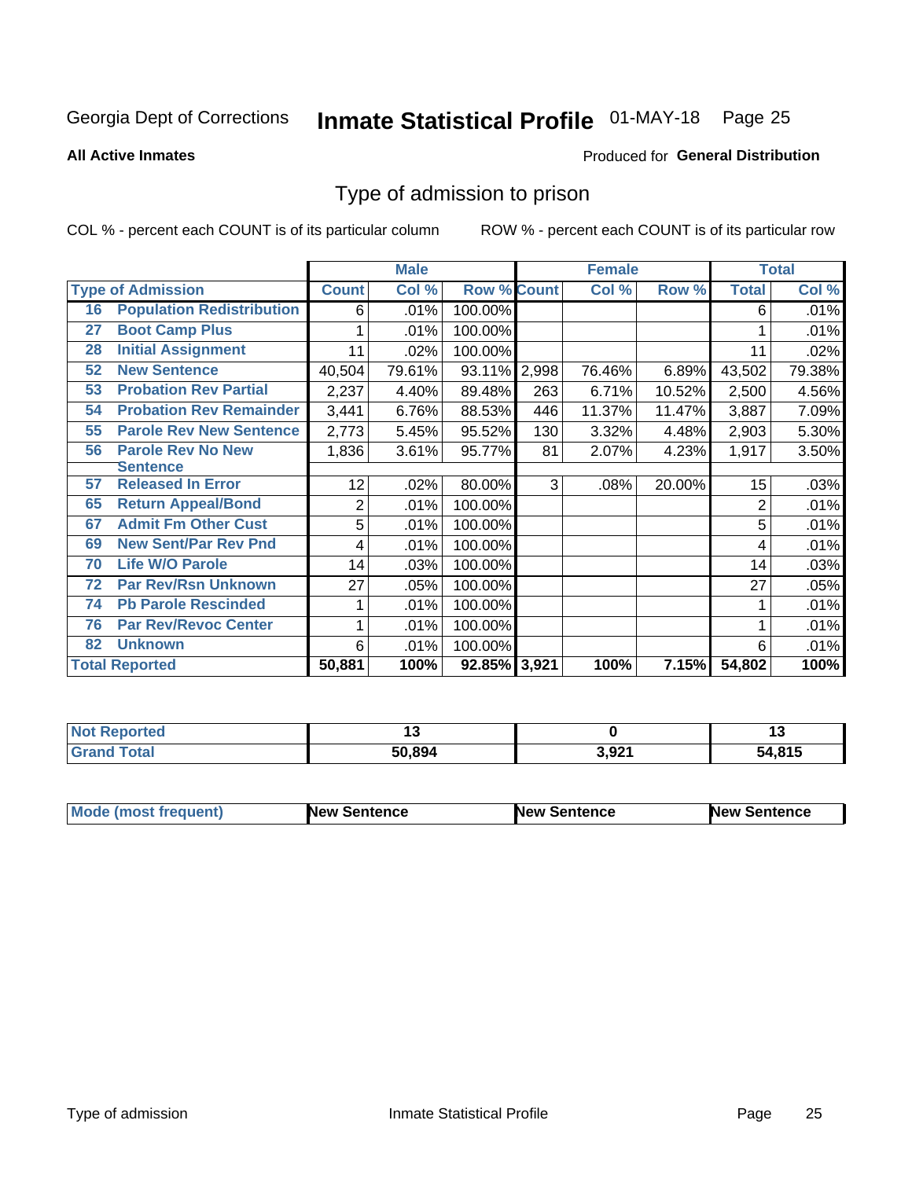Georgia Dept of Corrections **Inmate Statistical Profile** 01-MAY-18

**All Active Inmates**

Produced for **General Distribution**

## Type of admission to prison

COL % - percent each COUNT is of its particular column ROW % - percent each COUNT is of its particular row

| Type of Admission | | Male | | | Female | | | Total | |
|---|---|---|---|---|---|---|---|---|---|
| | | Count | Col % | Row % | Count | Col % | Row % | Total | Col % |
| 16 | Population Redistribution | 6 | .01% | 100.00% | | | | 6 | .01% |
| 27 | Boot Camp Plus | 1 | .01% | 100.00% | | | | 1 | .01% |
| 28 | Initial Assignment | 11 | .02% | 100.00% | | | | 11 | .02% |
| 52 | New Sentence | 40,504 | 79.61% | 93.11% | 2,998 | 76.46% | 6.89% | 43,502 | 79.38% |
| 53 | Probation Rev Partial | 2,237 | 4.40% | 89.48% | 263 | 6.71% | 10.52% | 2,500 | 4.56% |
| 54 | Probation Rev Remainder | 3,441 | 6.76% | 88.53% | 446 | 11.37% | 11.47% | 3,887 | 7.09% |
| 55 | Parole Rev New Sentence | 2,773 | 5.45% | 95.52% | 130 | 3.32% | 4.48% | 2,903 | 5.30% |
| 56 | Parole Rev No New Sentence | 1,836 | 3.61% | 95.77% | 81 | 2.07% | 4.23% | 1,917 | 3.50% |
| 57 | Released In Error | 12 | .02% | 80.00% | 3 | .08% | 20.00% | 15 | .03% |
| 65 | Return Appeal/Bond | 2 | .01% | 100.00% | | | | 2 | .01% |
| 67 | Admit Fm Other Cust | 5 | .01% | 100.00% | | | | 5 | .01% |
| 69 | New Sent/Par Rev Pnd | 4 | .01% | 100.00% | | | | 4 | .01% |
| 70 | Life W/O Parole | 14 | .03% | 100.00% | | | | 14 | .03% |
| 72 | Par Rev/Rsn Unknown | 27 | .05% | 100.00% | | | | 27 | .05% |
| 74 | Pb Parole Rescinded | 1 | .01% | 100.00% | | | | 1 | .01% |
| 76 | Par Rev/Revoc Center | 1 | .01% | 100.00% | | | | 1 | .01% |
| 82 | Unknown | 6 | .01% | 100.00% | | | | 6 | .01% |
| **Total Reported** | | **50,881** | **100%** | **92.85%** | **3,921** | **100%** | **7.15%** | **54,802** | **100%** |

| | Male | Female | Total |
|---|---|---|---|
| Not Reported | 13 | 0 | 13 |
| Grand Total | 50,894 | 3,921 | 54,815 |

| | Male | Female | Total |
|---|---|---|---|
| Mode (most frequent) | New Sentence | New Sentence | New Sentence |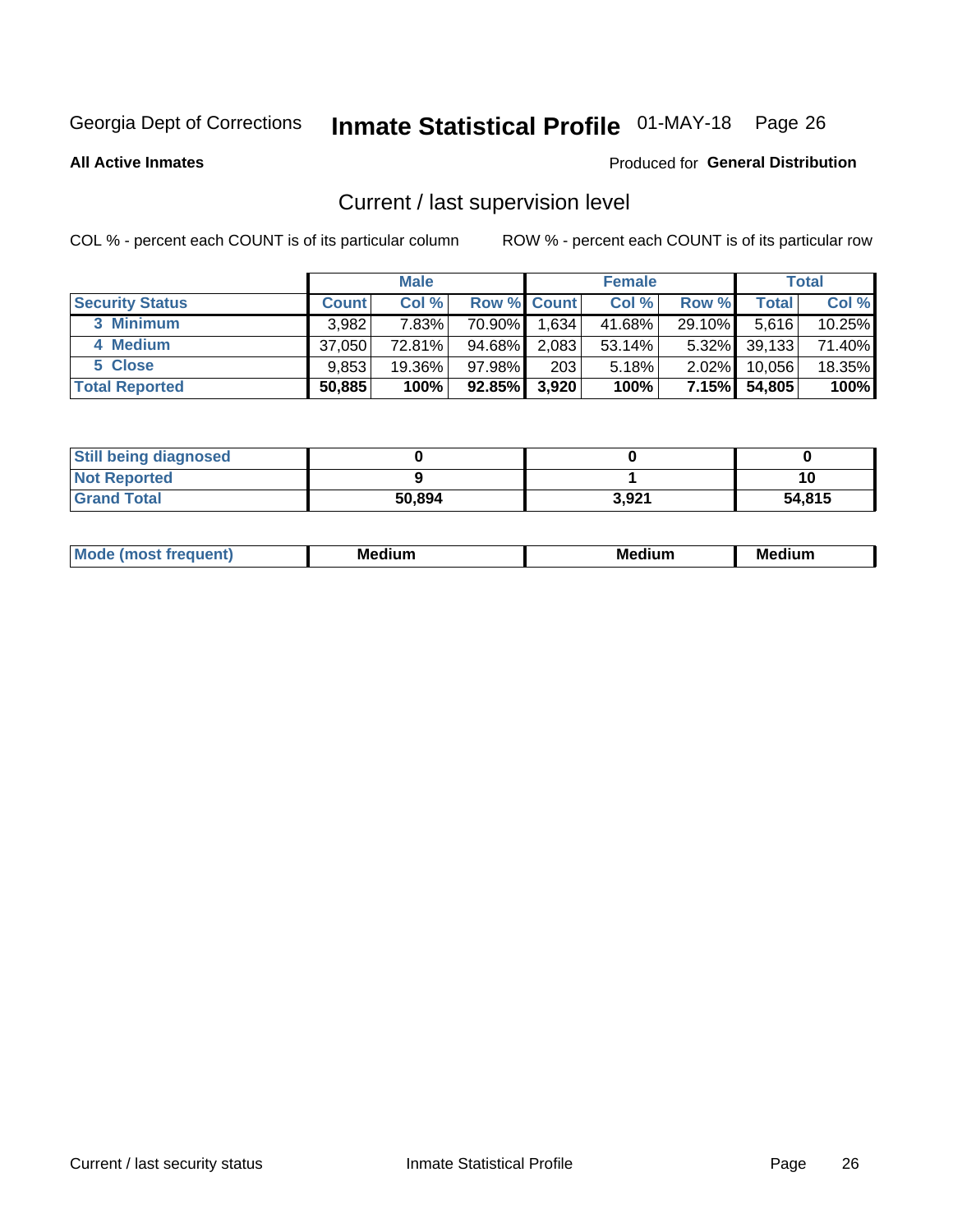Georgia Dept of Corrections **Inmate Statistical Profile** 01-MAY-18

**All Active Inmates**

Produced for **General Distribution**

## Current / last supervision level

COL % - percent each COUNT is of its particular column

ROW % - percent each COUNT is of its particular row

| | Male | | | Female | | | Total | |
|---|---|---|---|---|---|---|---|---|
| **Security Status** | **Count** | **Col %** | **Row %** | **Count** | **Col %** | **Row %** | **Total** | **Col %** |
| 3 Minimum | 3,982 | 7.83% | 70.90% | 1,634 | 41.68% | 29.10% | 5,616 | 10.25% |
| 4 Medium | 37,050 | 72.81% | 94.68% | 2,083 | 53.14% | 5.32% | 39,133 | 71.40% |
| 5 Close | 9,853 | 19.36% | 97.98% | 203 | 5.18% | 2.02% | 10,056 | 18.35% |
| **Total Reported** | **50,885** | **100%** | **92.85%** | **3,920** | **100%** | **7.15%** | **54,805** | **100%** |

| | Male | Female | Total |
|---|---|---|---|
| Still being diagnosed | 0 | 0 | 0 |
| Not Reported | 9 | 1 | 10 |
| Grand Total | 50,894 | 3,921 | 54,815 |

| | Male | Female | Total |
|---|---|---|---|
| Mode (most frequent) | Medium | Medium | Medium |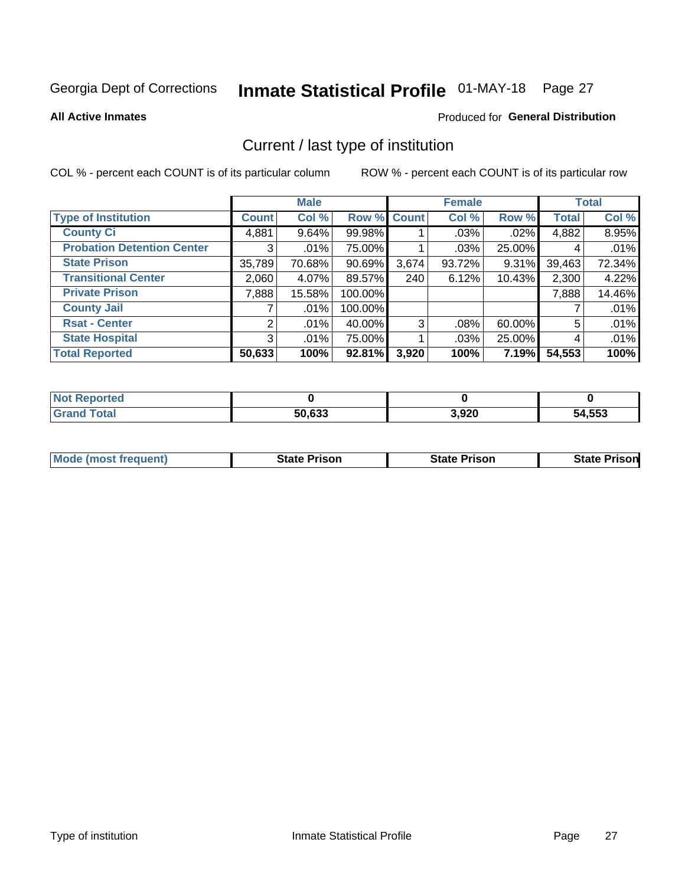Georgia Dept of Corrections **Inmate Statistical Profile** 01-MAY-18

**All Active Inmates**

Produced for **General Distribution**

## Current / last type of institution

COL % - percent each COUNT is of its particular column

ROW % - percent each COUNT is of its particular row

| | Male | | | Female | | | Total | |
|---|---|---|---|---|---|---|---|---|
| **Type of Institution** | **Count** | **Col %** | **Row %** | **Count** | **Col %** | **Row %** | **Total** | **Col %** |
| **County Ci** | 4,881 | 9.64% | 99.98% | 1 | .03% | .02% | 4,882 | 8.95% |
| **Probation Detention Center** | 3 | .01% | 75.00% | 1 | .03% | 25.00% | 4 | .01% |
| **State Prison** | 35,789 | 70.68% | 90.69% | 3,674 | 93.72% | 9.31% | 39,463 | 72.34% |
| **Transitional Center** | 2,060 | 4.07% | 89.57% | 240 | 6.12% | 10.43% | 2,300 | 4.22% |
| **Private Prison** | 7,888 | 15.58% | 100.00% | | | | 7,888 | 14.46% |
| **County Jail** | 7 | .01% | 100.00% | | | | 7 | .01% |
| **Rsat - Center** | 2 | .01% | 40.00% | 3 | .08% | 60.00% | 5 | .01% |
| **State Hospital** | 3 | .01% | 75.00% | 1 | .03% | 25.00% | 4 | .01% |
| **Total Reported** | **50,633** | **100%** | **92.81%** | **3,920** | **100%** | **7.19%** | **54,553** | **100%** |

| | Male | Female | Total |
|---|---|---|---|
| **Not Reported** | **0** | **0** | **0** |
| **Grand Total** | **50,633** | **3,920** | **54,553** |

| | Male | Female | Total |
|---|---|---|---|
| **Mode (most frequent)** | **State Prison** | **State Prison** | **State Prison** |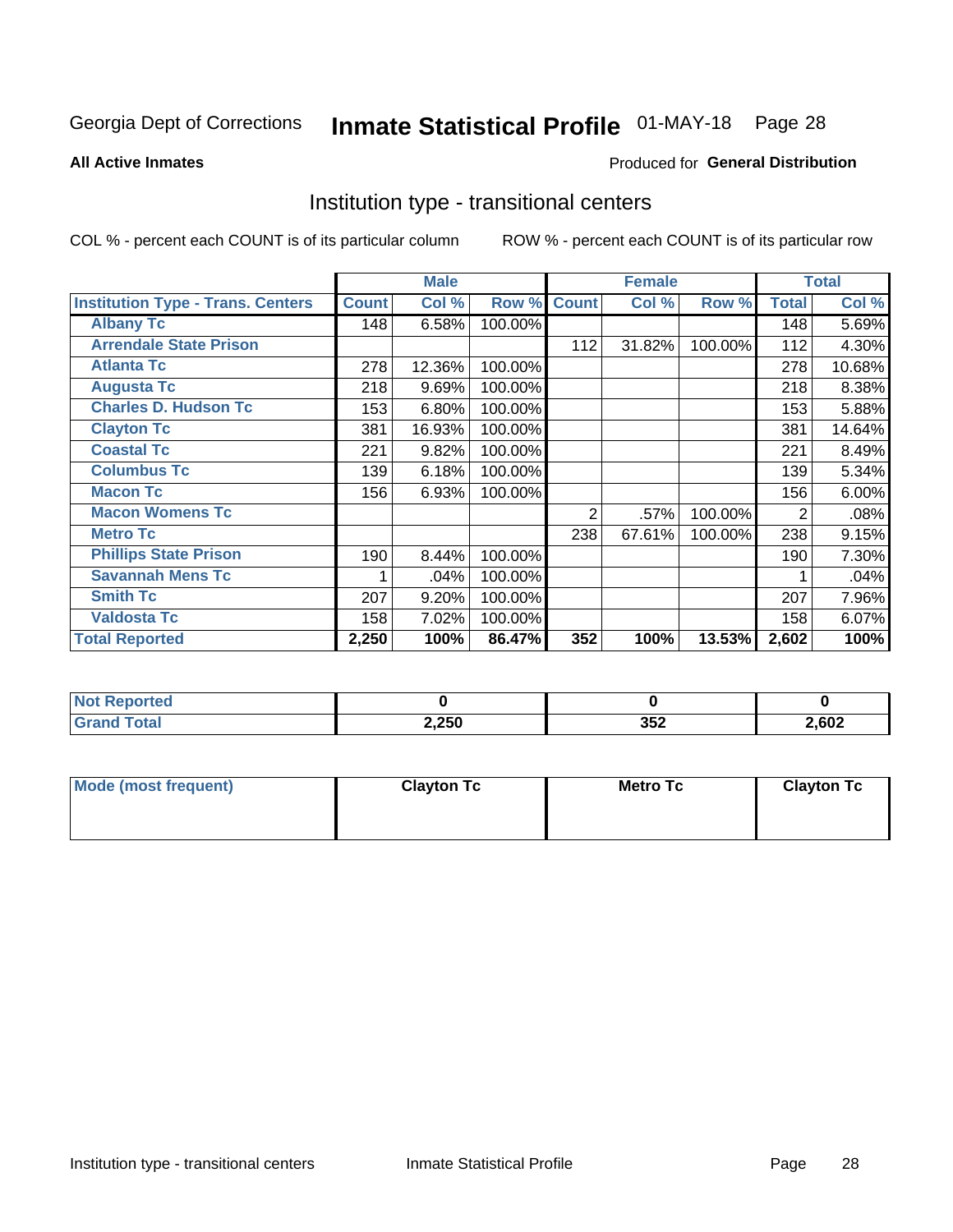Georgia Dept of Corrections **Inmate Statistical Profile** 01-MAY-18

**All Active Inmates**

Produced for **General Distribution**

## Institution type - transitional centers

COL % - percent each COUNT is of its particular column

ROW % - percent each COUNT is of its particular row

| | Male | | | Female | | | Total | |
|---|---|---|---|---|---|---|---|---|
| **Institution Type - Trans. Centers** | **Count** | **Col %** | **Row %** | **Count** | **Col %** | **Row %** | **Total** | **Col %** |
| **Albany Tc** | 148 | 6.58% | 100.00% | | | | 148 | 5.69% |
| **Arrendale State Prison** | | | | 112 | 31.82% | 100.00% | 112 | 4.30% |
| **Atlanta Tc** | 278 | 12.36% | 100.00% | | | | 278 | 10.68% |
| **Augusta Tc** | 218 | 9.69% | 100.00% | | | | 218 | 8.38% |
| **Charles D. Hudson Tc** | 153 | 6.80% | 100.00% | | | | 153 | 5.88% |
| **Clayton Tc** | 381 | 16.93% | 100.00% | | | | 381 | 14.64% |
| **Coastal Tc** | 221 | 9.82% | 100.00% | | | | 221 | 8.49% |
| **Columbus Tc** | 139 | 6.18% | 100.00% | | | | 139 | 5.34% |
| **Macon Tc** | 156 | 6.93% | 100.00% | | | | 156 | 6.00% |
| **Macon Womens Tc** | | | | 2 | .57% | 100.00% | 2 | .08% |
| **Metro Tc** | | | | 238 | 67.61% | 100.00% | 238 | 9.15% |
| **Phillips State Prison** | 190 | 8.44% | 100.00% | | | | 190 | 7.30% |
| **Savannah Mens Tc** | 1 | .04% | 100.00% | | | | 1 | .04% |
| **Smith Tc** | 207 | 9.20% | 100.00% | | | | 207 | 7.96% |
| **Valdosta Tc** | 158 | 7.02% | 100.00% | | | | 158 | 6.07% |
| **Total Reported** | **2,250** | **100%** | **86.47%** | **352** | **100%** | **13.53%** | **2,602** | **100%** |

| | Male | Female | Total |
|---|---|---|---|
| **Not Reported** | **0** | **0** | **0** |
| **Grand Total** | **2,250** | **352** | **2,602** |

| | Male | Female | Total |
|---|---|---|---|
| **Mode (most frequent)** | **Clayton Tc** | **Metro Tc** | **Clayton Tc** |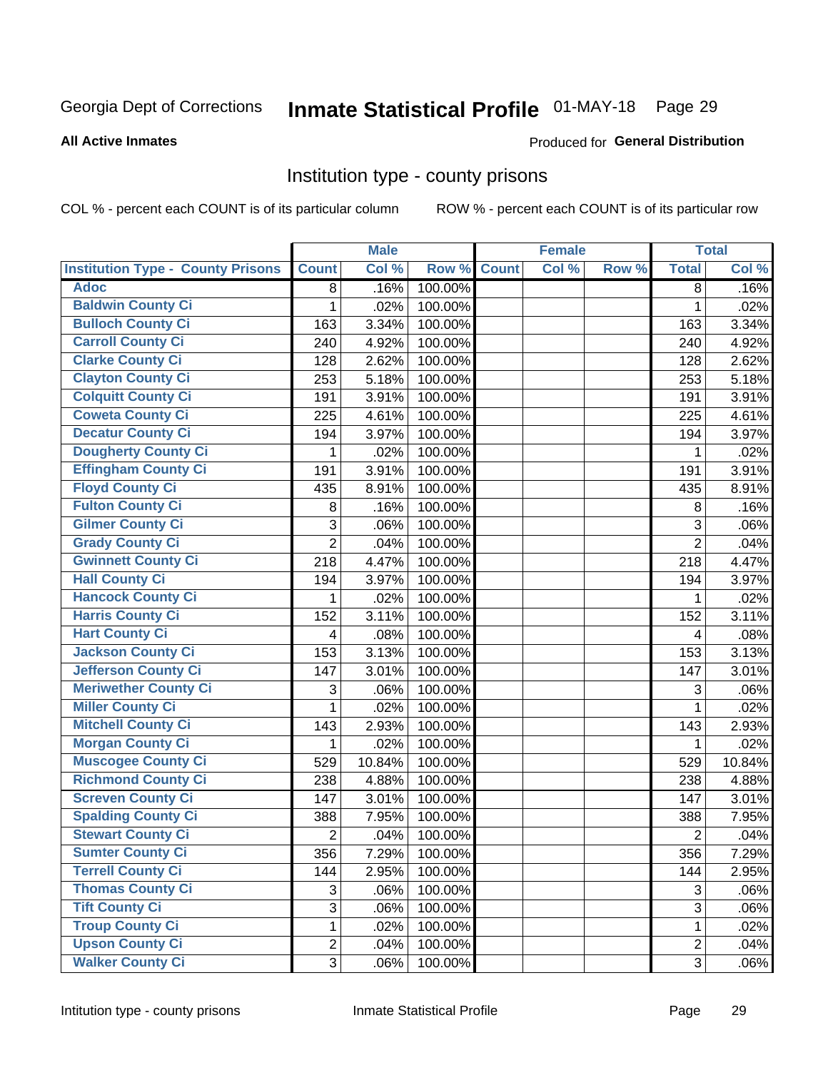Georgia Dept of Corrections **Inmate Statistical Profile** 01-MAY-18

**All Active Inmates**

Produced for **General Distribution**

## Institution type - county prisons

COL % - percent each COUNT is of its particular column

ROW % - percent each COUNT is of its particular row

| | Male | | | Female | | | Total | |
|---|---|---|---|---|---|---|---|---|
| Institution Type - County Prisons | Count | Col % | Row % | Count | Col % | Row % | Total | Col % |
| Adoc | 8 | .16% | 100.00% | | | | 8 | .16% |
| Baldwin County Ci | 1 | .02% | 100.00% | | | | 1 | .02% |
| Bulloch County Ci | 163 | 3.34% | 100.00% | | | | 163 | 3.34% |
| Carroll County Ci | 240 | 4.92% | 100.00% | | | | 240 | 4.92% |
| Clarke County Ci | 128 | 2.62% | 100.00% | | | | 128 | 2.62% |
| Clayton County Ci | 253 | 5.18% | 100.00% | | | | 253 | 5.18% |
| Colquitt County Ci | 191 | 3.91% | 100.00% | | | | 191 | 3.91% |
| Coweta County Ci | 225 | 4.61% | 100.00% | | | | 225 | 4.61% |
| Decatur County Ci | 194 | 3.97% | 100.00% | | | | 194 | 3.97% |
| Dougherty County Ci | 1 | .02% | 100.00% | | | | 1 | .02% |
| Effingham County Ci | 191 | 3.91% | 100.00% | | | | 191 | 3.91% |
| Floyd County Ci | 435 | 8.91% | 100.00% | | | | 435 | 8.91% |
| Fulton County Ci | 8 | .16% | 100.00% | | | | 8 | .16% |
| Gilmer County Ci | 3 | .06% | 100.00% | | | | 3 | .06% |
| Grady County Ci | 2 | .04% | 100.00% | | | | 2 | .04% |
| Gwinnett County Ci | 218 | 4.47% | 100.00% | | | | 218 | 4.47% |
| Hall County Ci | 194 | 3.97% | 100.00% | | | | 194 | 3.97% |
| Hancock County Ci | 1 | .02% | 100.00% | | | | 1 | .02% |
| Harris County Ci | 152 | 3.11% | 100.00% | | | | 152 | 3.11% |
| Hart County Ci | 4 | .08% | 100.00% | | | | 4 | .08% |
| Jackson County Ci | 153 | 3.13% | 100.00% | | | | 153 | 3.13% |
| Jefferson County Ci | 147 | 3.01% | 100.00% | | | | 147 | 3.01% |
| Meriwether County Ci | 3 | .06% | 100.00% | | | | 3 | .06% |
| Miller County Ci | 1 | .02% | 100.00% | | | | 1 | .02% |
| Mitchell County Ci | 143 | 2.93% | 100.00% | | | | 143 | 2.93% |
| Morgan County Ci | 1 | .02% | 100.00% | | | | 1 | .02% |
| Muscogee County Ci | 529 | 10.84% | 100.00% | | | | 529 | 10.84% |
| Richmond County Ci | 238 | 4.88% | 100.00% | | | | 238 | 4.88% |
| Screven County Ci | 147 | 3.01% | 100.00% | | | | 147 | 3.01% |
| Spalding County Ci | 388 | 7.95% | 100.00% | | | | 388 | 7.95% |
| Stewart County Ci | 2 | .04% | 100.00% | | | | 2 | .04% |
| Sumter County Ci | 356 | 7.29% | 100.00% | | | | 356 | 7.29% |
| Terrell County Ci | 144 | 2.95% | 100.00% | | | | 144 | 2.95% |
| Thomas County Ci | 3 | .06% | 100.00% | | | | 3 | .06% |
| Tift County Ci | 3 | .06% | 100.00% | | | | 3 | .06% |
| Troup County Ci | 1 | .02% | 100.00% | | | | 1 | .02% |
| Upson County Ci | 2 | .04% | 100.00% | | | | 2 | .04% |
| Walker County Ci | 3 | .06% | 100.00% | | | | 3 | .06% |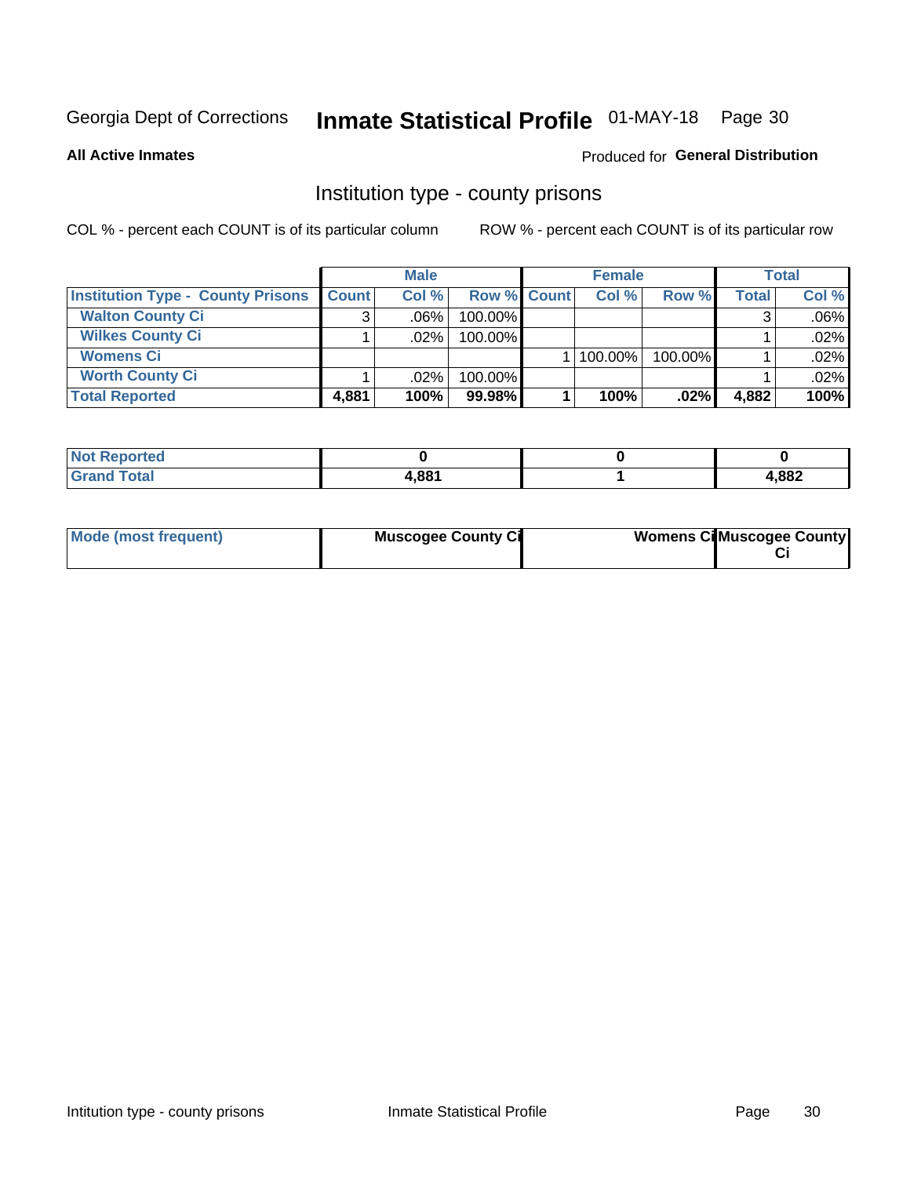Georgia Dept of Corrections **Inmate Statistical Profile** 01-MAY-18 Page 30

**All Active Inmates**

Produced for **General Distribution**

## Institution type - county prisons

COL % - percent each COUNT is of its particular column

ROW % - percent each COUNT is of its particular row

| | Male | | | Female | | | Total | |
|---|---|---|---|---|---|---|---|---|
| **Institution Type - County Prisons** | **Count** | **Col %** | **Row %** | **Count** | **Col %** | **Row %** | **Total** | **Col %** |
| **Walton County Ci** | 3 | .06% | 100.00% | | | | 3 | .06% |
| **Wilkes County Ci** | 1 | .02% | 100.00% | | | | 1 | .02% |
| **Womens Ci** | | | | 1 | 100.00% | 100.00% | 1 | .02% |
| **Worth County Ci** | 1 | .02% | 100.00% | | | | 1 | .02% |
| **Total Reported** | **4,881** | **100%** | **99.98%** | **1** | **100%** | **.02%** | **4,882** | **100%** |

| | Male | Female | Total |
|---|---|---|---|
| **Not Reported** | **0** | **0** | **0** |
| **Grand Total** | **4,881** | **1** | **4,882** |

| | Male | Female | Total |
|---|---|---|---|
| **Mode (most frequent)** | **Muscogee County Ci** | **Womens Ci** | **Muscogee County Ci** |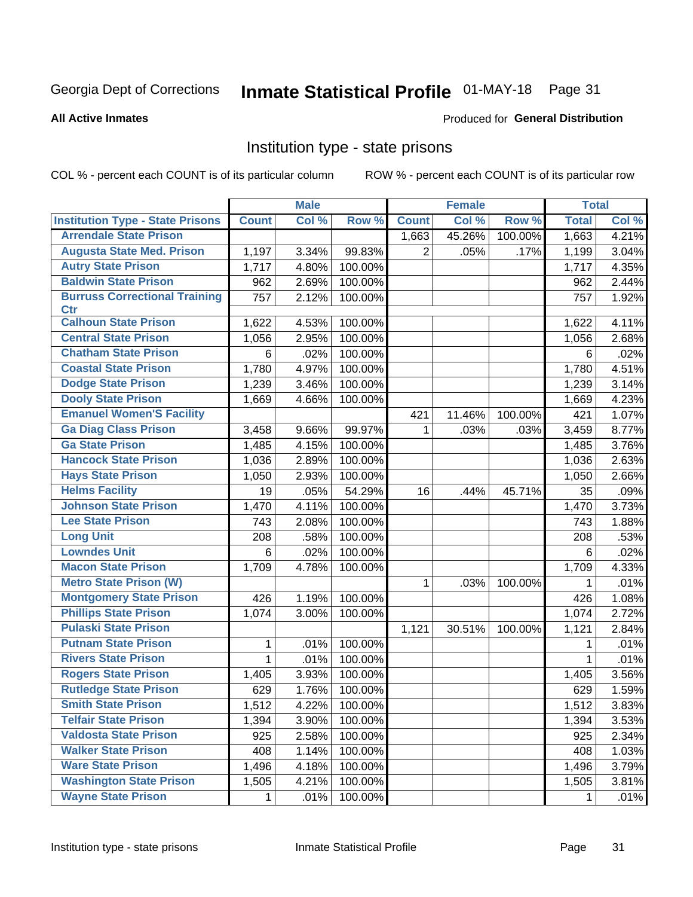Georgia Dept of Corrections **Inmate Statistical Profile** 01-MAY-18

**All Active Inmates**

Produced for **General Distribution**

## Institution type - state prisons

COL % - percent each COUNT is of its particular column ROW % - percent each COUNT is of its particular row

| | Male | | | Female | | | Total | |
|---|---|---|---|---|---|---|---|---|
| **Institution Type - State Prisons** | **Count** | **Col %** | **Row %** | **Count** | **Col %** | **Row %** | **Total** | **Col %** |
| **Arrendale State Prison** | | | | 1,663 | 45.26% | 100.00% | 1,663 | 4.21% |
| **Augusta State Med. Prison** | 1,197 | 3.34% | 99.83% | 2 | .05% | .17% | 1,199 | 3.04% |
| **Autry State Prison** | 1,717 | 4.80% | 100.00% | | | | 1,717 | 4.35% |
| **Baldwin State Prison** | 962 | 2.69% | 100.00% | | | | 962 | 2.44% |
| **Burruss Correctional Training Ctr** | 757 | 2.12% | 100.00% | | | | 757 | 1.92% |
| **Calhoun State Prison** | 1,622 | 4.53% | 100.00% | | | | 1,622 | 4.11% |
| **Central State Prison** | 1,056 | 2.95% | 100.00% | | | | 1,056 | 2.68% |
| **Chatham State Prison** | 6 | .02% | 100.00% | | | | 6 | .02% |
| **Coastal State Prison** | 1,780 | 4.97% | 100.00% | | | | 1,780 | 4.51% |
| **Dodge State Prison** | 1,239 | 3.46% | 100.00% | | | | 1,239 | 3.14% |
| **Dooly State Prison** | 1,669 | 4.66% | 100.00% | | | | 1,669 | 4.23% |
| **Emanuel Women'S Facility** | | | | 421 | 11.46% | 100.00% | 421 | 1.07% |
| **Ga Diag Class Prison** | 3,458 | 9.66% | 99.97% | 1 | .03% | .03% | 3,459 | 8.77% |
| **Ga State Prison** | 1,485 | 4.15% | 100.00% | | | | 1,485 | 3.76% |
| **Hancock State Prison** | 1,036 | 2.89% | 100.00% | | | | 1,036 | 2.63% |
| **Hays State Prison** | 1,050 | 2.93% | 100.00% | | | | 1,050 | 2.66% |
| **Helms Facility** | 19 | .05% | 54.29% | 16 | .44% | 45.71% | 35 | .09% |
| **Johnson State Prison** | 1,470 | 4.11% | 100.00% | | | | 1,470 | 3.73% |
| **Lee State Prison** | 743 | 2.08% | 100.00% | | | | 743 | 1.88% |
| **Long Unit** | 208 | .58% | 100.00% | | | | 208 | .53% |
| **Lowndes Unit** | 6 | .02% | 100.00% | | | | 6 | .02% |
| **Macon State Prison** | 1,709 | 4.78% | 100.00% | | | | 1,709 | 4.33% |
| **Metro State Prison (W)** | | | | 1 | .03% | 100.00% | 1 | .01% |
| **Montgomery State Prison** | 426 | 1.19% | 100.00% | | | | 426 | 1.08% |
| **Phillips State Prison** | 1,074 | 3.00% | 100.00% | | | | 1,074 | 2.72% |
| **Pulaski State Prison** | | | | 1,121 | 30.51% | 100.00% | 1,121 | 2.84% |
| **Putnam State Prison** | 1 | .01% | 100.00% | | | | 1 | .01% |
| **Rivers State Prison** | 1 | .01% | 100.00% | | | | 1 | .01% |
| **Rogers State Prison** | 1,405 | 3.93% | 100.00% | | | | 1,405 | 3.56% |
| **Rutledge State Prison** | 629 | 1.76% | 100.00% | | | | 629 | 1.59% |
| **Smith State Prison** | 1,512 | 4.22% | 100.00% | | | | 1,512 | 3.83% |
| **Telfair State Prison** | 1,394 | 3.90% | 100.00% | | | | 1,394 | 3.53% |
| **Valdosta State Prison** | 925 | 2.58% | 100.00% | | | | 925 | 2.34% |
| **Walker State Prison** | 408 | 1.14% | 100.00% | | | | 408 | 1.03% |
| **Ware State Prison** | 1,496 | 4.18% | 100.00% | | | | 1,496 | 3.79% |
| **Washington State Prison** | 1,505 | 4.21% | 100.00% | | | | 1,505 | 3.81% |
| **Wayne State Prison** | 1 | .01% | 100.00% | | | | 1 | .01% |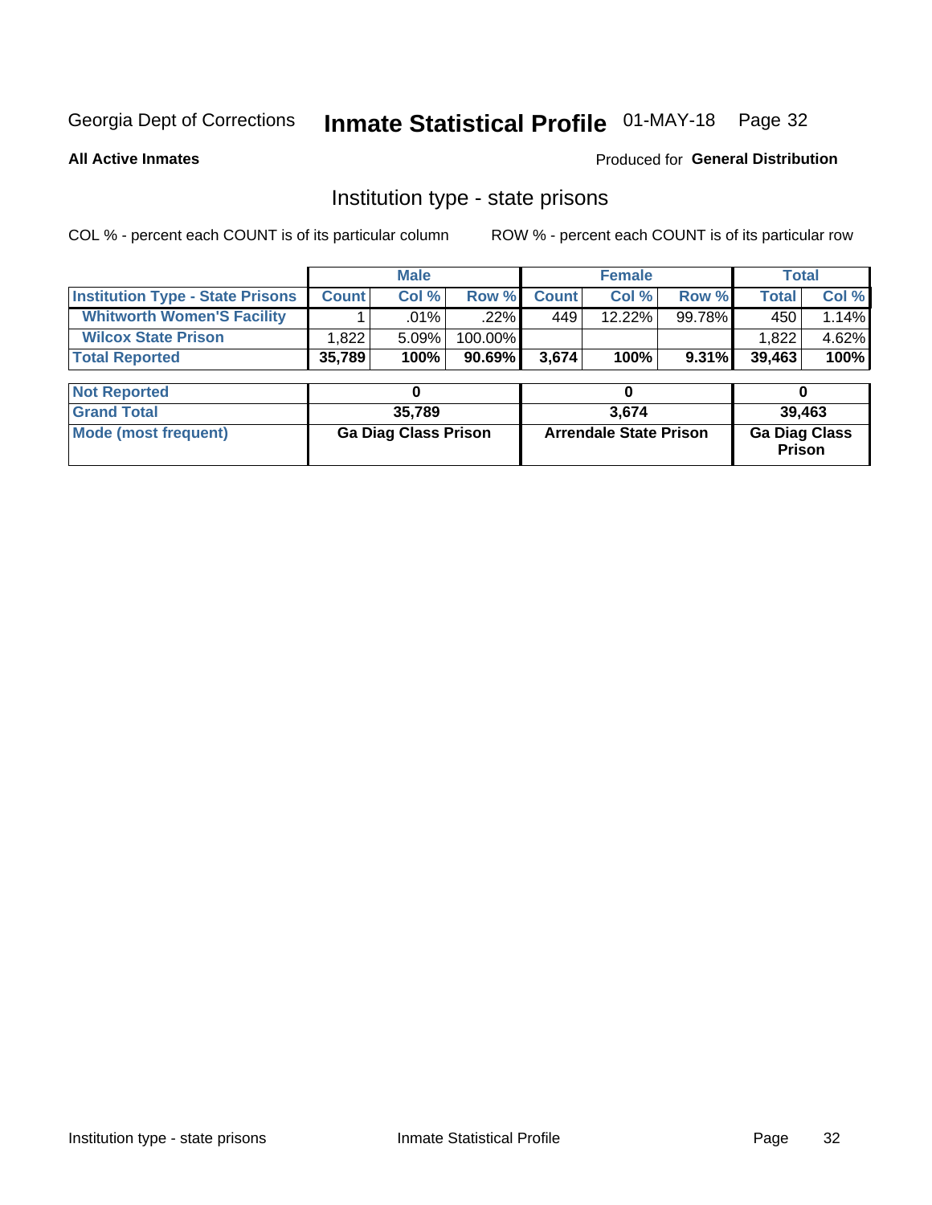Georgia Dept of Corrections **Inmate Statistical Profile** 01-MAY-18

**All Active Inmates**

Produced for **General Distribution**

## Institution type - state prisons

COL % - percent each COUNT is of its particular column

ROW % - percent each COUNT is of its particular row

| | Male | | | Female | | | Total | |
|---|---|---|---|---|---|---|---|---|
| **Institution Type - State Prisons** | **Count** | **Col %** | **Row %** | **Count** | **Col %** | **Row %** | **Total** | **Col %** |
| **Whitworth Women'S Facility** | 1 | .01% | .22% | 449 | 12.22% | 99.78% | 450 | 1.14% |
| **Wilcox State Prison** | 1,822 | 5.09% | 100.00% | | | | 1,822 | 4.62% |
| **Total Reported** | **35,789** | **100%** | **90.69%** | **3,674** | **100%** | **9.31%** | **39,463** | **100%** |

| | Male | Female | Total |
|---|---|---|---|
| **Not Reported** | **0** | **0** | **0** |
| **Grand Total** | **35,789** | **3,674** | **39,463** |
| **Mode (most frequent)** | **Ga Diag Class Prison** | **Arrendale State Prison** | **Ga Diag Class Prison** |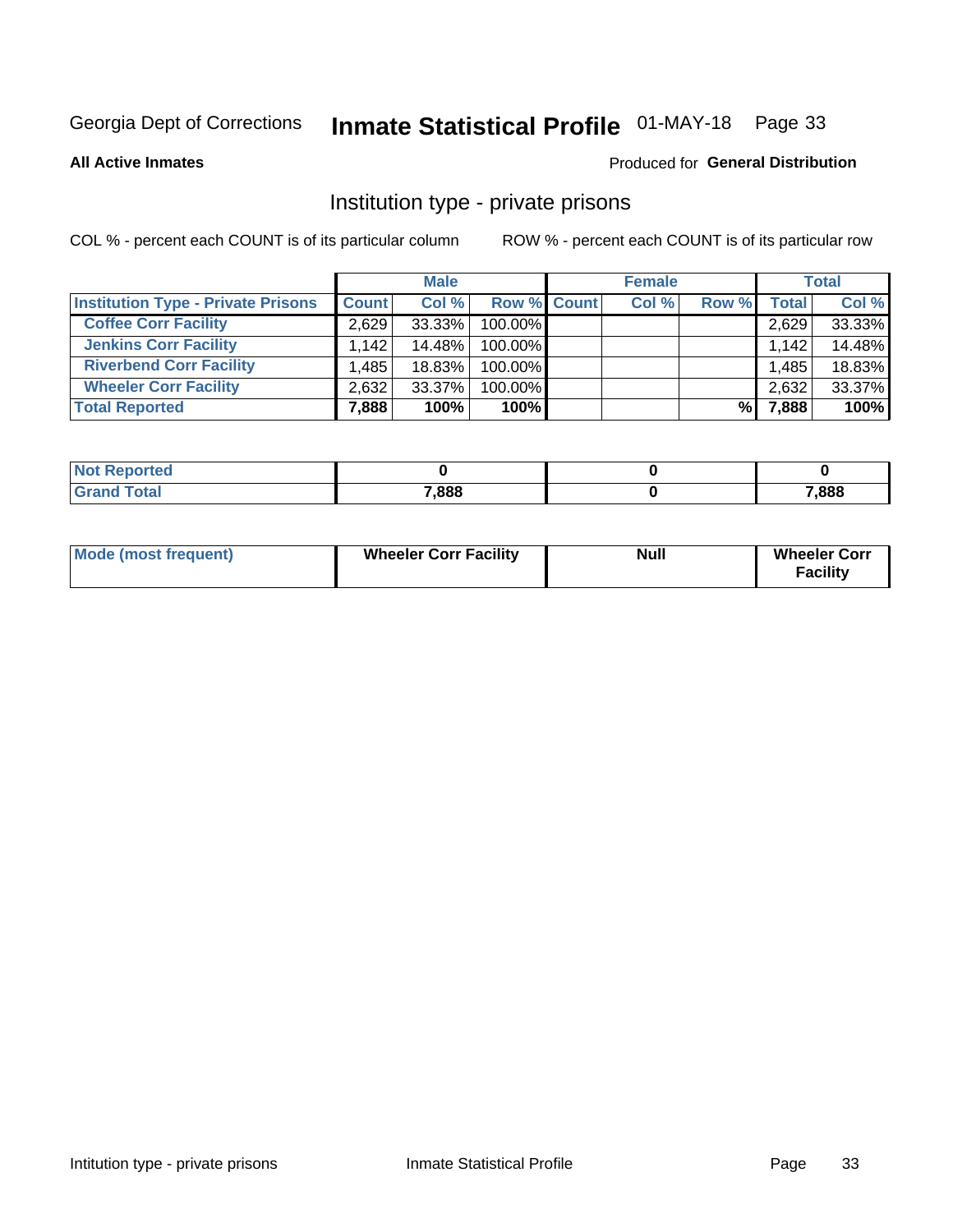Georgia Dept of Corrections **Inmate Statistical Profile** 01-MAY-18 Page 33

**All Active Inmates**

Produced for **General Distribution**

## Institution type - private prisons

COL % - percent each COUNT is of its particular column

ROW % - percent each COUNT is of its particular row

| | Male | | | Female | | | Total | |
|---|---|---|---|---|---|---|---|---|
| **Institution Type - Private Prisons** | **Count** | **Col %** | **Row %** | **Count** | **Col %** | **Row %** | **Total** | **Col %** |
| **Coffee Corr Facility** | 2,629 | 33.33% | 100.00% | | | | 2,629 | 33.33% |
| **Jenkins Corr Facility** | 1,142 | 14.48% | 100.00% | | | | 1,142 | 14.48% |
| **Riverbend Corr Facility** | 1,485 | 18.83% | 100.00% | | | | 1,485 | 18.83% |
| **Wheeler Corr Facility** | 2,632 | 33.37% | 100.00% | | | | 2,632 | 33.37% |
| **Total Reported** | **7,888** | **100%** | **100%** | | | **%** | **7,888** | **100%** |

| | Male | Female | Total |
|---|---|---|---|
| **Not Reported** | **0** | **0** | **0** |
| **Grand Total** | **7,888** | **0** | **7,888** |

| | Male | Female | Total |
|---|---|---|---|
| **Mode (most frequent)** | **Wheeler Corr Facility** | **Null** | **Wheeler Corr Facility** |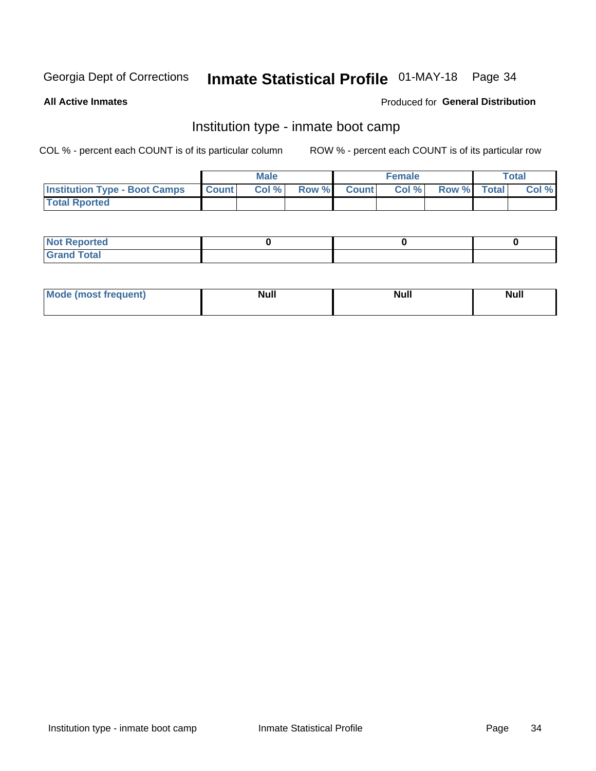Georgia Dept of Corrections **Inmate Statistical Profile** 01-MAY-18

**All Active Inmates**

Produced for **General Distribution**

## Institution type - inmate boot camp

COL % - percent each COUNT is of its particular column

ROW % - percent each COUNT is of its particular row

| | Male | | | Female | | | Total | |
|---|---|---|---|---|---|---|---|---|
| **Institution Type - Boot Camps** | **Count** | **Col %** | **Row %** | **Count** | **Col %** | **Row %** | **Total** | **Col %** |
| **Total Rported** | | | | | | | | |

| | Male | Female | Total |
|---|---|---|---|
| **Not Reported** | **0** | **0** | **0** |
| **Grand Total** | | | |

| | Male | Female | Total |
|---|---|---|---|
| **Mode (most frequent)** | **Null** | **Null** | **Null** |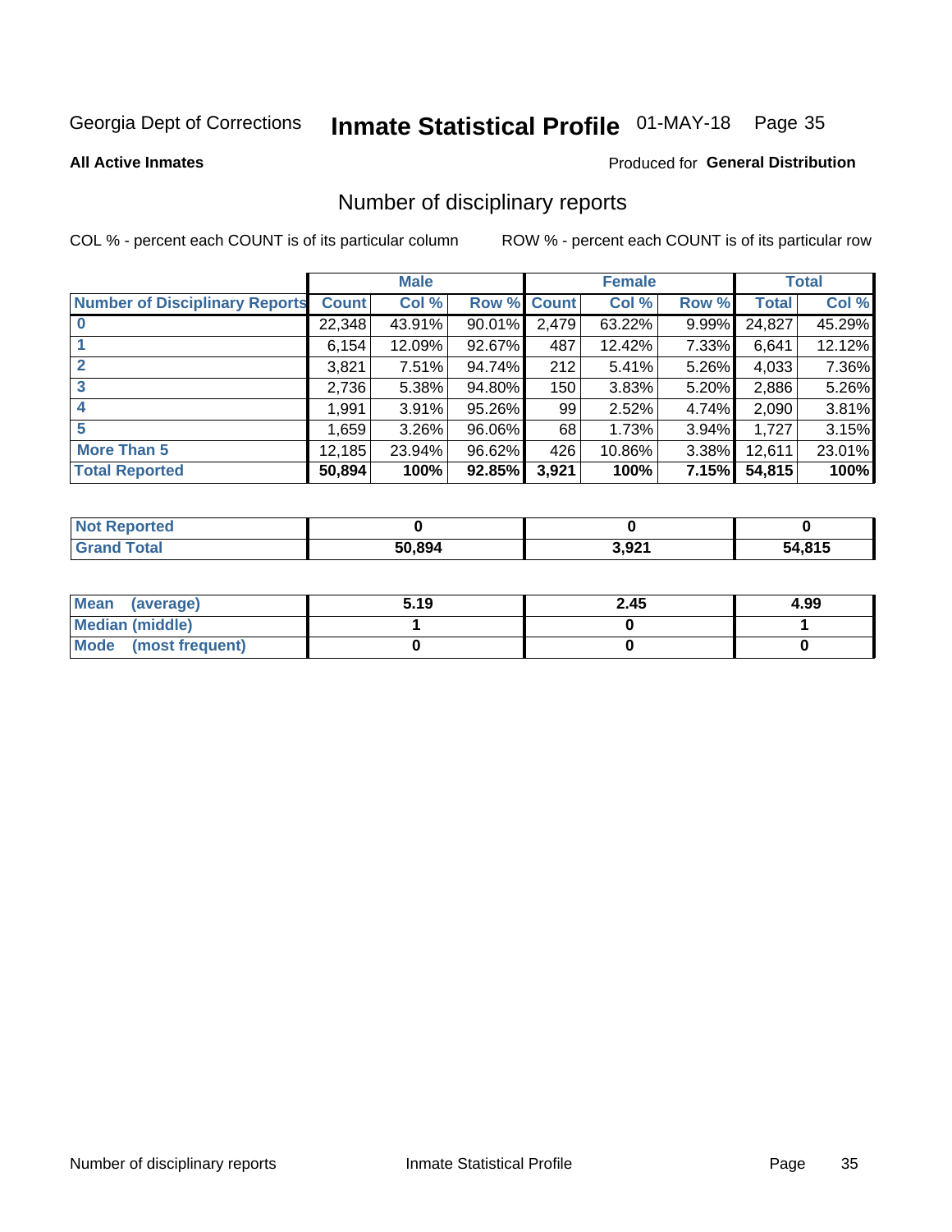Georgia Dept of Corrections **Inmate Statistical Profile** 01-MAY-18

**All Active Inmates**

Produced for **General Distribution**

# Number of disciplinary reports

COL % - percent each COUNT is of its particular column ROW % - percent each COUNT is of its particular row

| | Male | | | Female | | | Total | |
|---|---|---|---|---|---|---|---|---|
| **Number of Disciplinary Reports** | **Count** | **Col %** | **Row %** | **Count** | **Col %** | **Row %** | **Total** | **Col %** |
| **0** | 22,348 | 43.91% | 90.01% | 2,479 | 63.22% | 9.99% | 24,827 | 45.29% |
| **1** | 6,154 | 12.09% | 92.67% | 487 | 12.42% | 7.33% | 6,641 | 12.12% |
| **2** | 3,821 | 7.51% | 94.74% | 212 | 5.41% | 5.26% | 4,033 | 7.36% |
| **3** | 2,736 | 5.38% | 94.80% | 150 | 3.83% | 5.20% | 2,886 | 5.26% |
| **4** | 1,991 | 3.91% | 95.26% | 99 | 2.52% | 4.74% | 2,090 | 3.81% |
| **5** | 1,659 | 3.26% | 96.06% | 68 | 1.73% | 3.94% | 1,727 | 3.15% |
| **More Than 5** | 12,185 | 23.94% | 96.62% | 426 | 10.86% | 3.38% | 12,611 | 23.01% |
| **Total Reported** | **50,894** | **100%** | **92.85%** | **3,921** | **100%** | **7.15%** | **54,815** | **100%** |

| | Male | Female | Total |
|---|---|---|---|
| **Not Reported** | **0** | **0** | **0** |
| **Grand Total** | **50,894** | **3,921** | **54,815** |

| | Male | Female | Total |
|---|---|---|---|
| **Mean (average)** | **5.19** | **2.45** | **4.99** |
| **Median (middle)** | **1** | **0** | **1** |
| **Mode (most frequent)** | **0** | **0** | **0** |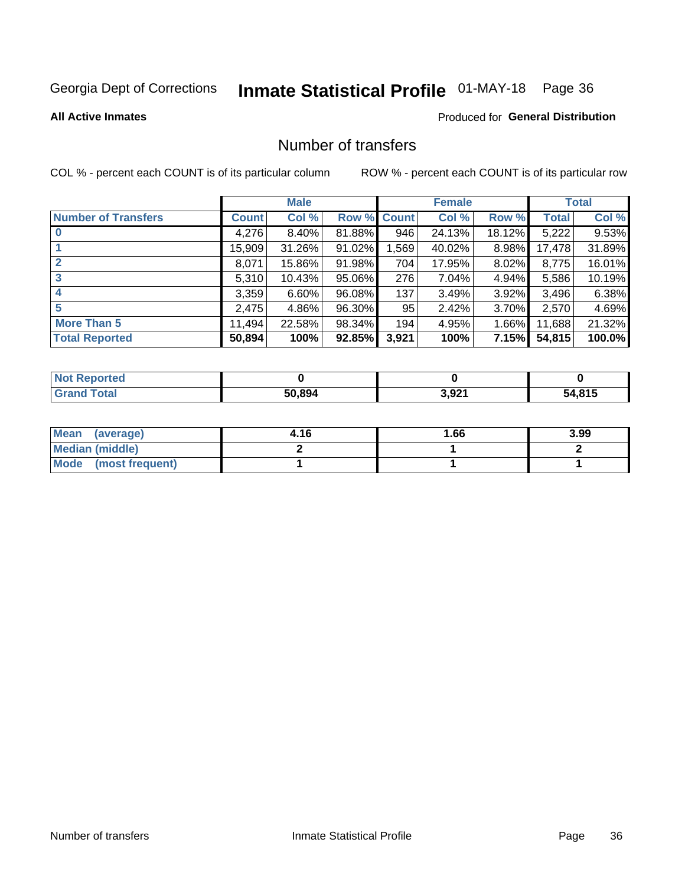Georgia Dept of Corrections **Inmate Statistical Profile** 01-MAY-18

**All Active Inmates**

Produced for **General Distribution**

## Number of transfers

COL % - percent each COUNT is of its particular column

ROW % - percent each COUNT is of its particular row

| | Male | | | Female | | | Total | |
|---|---|---|---|---|---|---|---|---|
| **Number of Transfers** | **Count** | **Col %** | **Row %** | **Count** | **Col %** | **Row %** | **Total** | **Col %** |
| **0** | 4,276 | 8.40% | 81.88% | 946 | 24.13% | 18.12% | 5,222 | 9.53% |
| **1** | 15,909 | 31.26% | 91.02% | 1,569 | 40.02% | 8.98% | 17,478 | 31.89% |
| **2** | 8,071 | 15.86% | 91.98% | 704 | 17.95% | 8.02% | 8,775 | 16.01% |
| **3** | 5,310 | 10.43% | 95.06% | 276 | 7.04% | 4.94% | 5,586 | 10.19% |
| **4** | 3,359 | 6.60% | 96.08% | 137 | 3.49% | 3.92% | 3,496 | 6.38% |
| **5** | 2,475 | 4.86% | 96.30% | 95 | 2.42% | 3.70% | 2,570 | 4.69% |
| **More Than 5** | 11,494 | 22.58% | 98.34% | 194 | 4.95% | 1.66% | 11,688 | 21.32% |
| **Total Reported** | **50,894** | **100%** | **92.85%** | **3,921** | **100%** | **7.15%** | **54,815** | **100.0%** |

| | Male | Female | Total |
|---|---|---|---|
| **Not Reported** | **0** | **0** | **0** |
| **Grand Total** | **50,894** | **3,921** | **54,815** |

| | Male | Female | Total |
|---|---|---|---|
| **Mean (average)** | **4.16** | **1.66** | **3.99** |
| **Median (middle)** | **2** | **1** | **2** |
| **Mode (most frequent)** | **1** | **1** | **1** |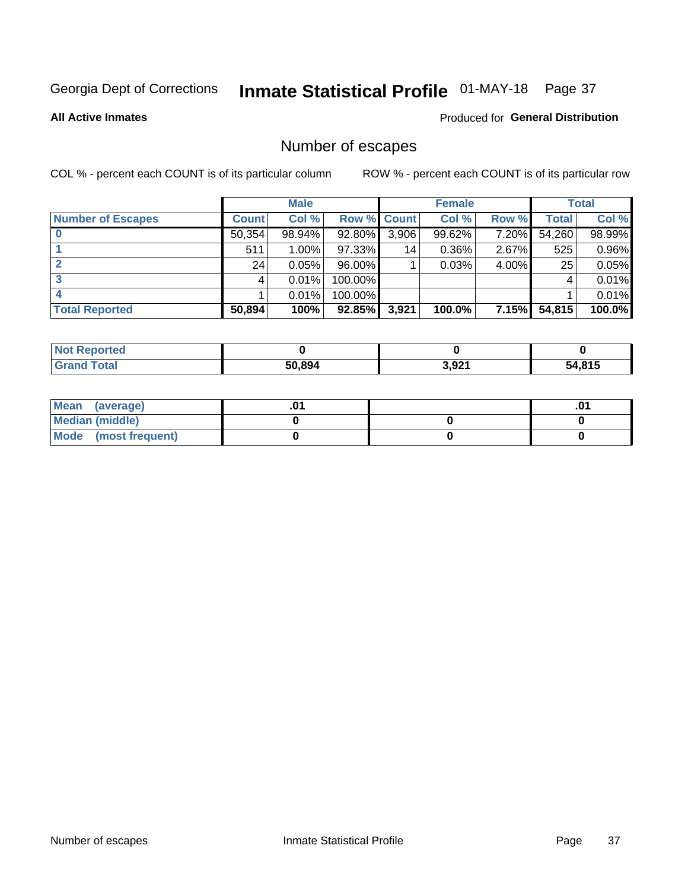Georgia Dept of Corrections **Inmate Statistical Profile** 01-MAY-18

**All Active Inmates**

Produced for **General Distribution**

## Number of escapes

COL % - percent each COUNT is of its particular column ROW % - percent each COUNT is of its particular row

| | Male | | | Female | | | Total | |
|---|---|---|---|---|---|---|---|---|
| **Number of Escapes** | **Count** | **Col %** | **Row %** | **Count** | **Col %** | **Row %** | **Total** | **Col %** |
| **0** | 50,354 | 98.94% | 92.80% | 3,906 | 99.62% | 7.20% | 54,260 | 98.99% |
| **1** | 511 | 1.00% | 97.33% | 14 | 0.36% | 2.67% | 525 | 0.96% |
| **2** | 24 | 0.05% | 96.00% | 1 | 0.03% | 4.00% | 25 | 0.05% |
| **3** | 4 | 0.01% | 100.00% | | | | 4 | 0.01% |
| **4** | 1 | 0.01% | 100.00% | | | | 1 | 0.01% |
| **Total Reported** | **50,894** | **100%** | **92.85%** | **3,921** | **100.0%** | **7.15%** | **54,815** | **100.0%** |

| | Male | Female | Total |
|---|---|---|---|
| **Not Reported** | **0** | **0** | **0** |
| **Grand Total** | **50,894** | **3,921** | **54,815** |

| | Male | Female | Total |
|---|---|---|---|
| **Mean (average)** | **.01** | | **.01** |
| **Median (middle)** | **0** | **0** | **0** |
| **Mode (most frequent)** | **0** | **0** | **0** |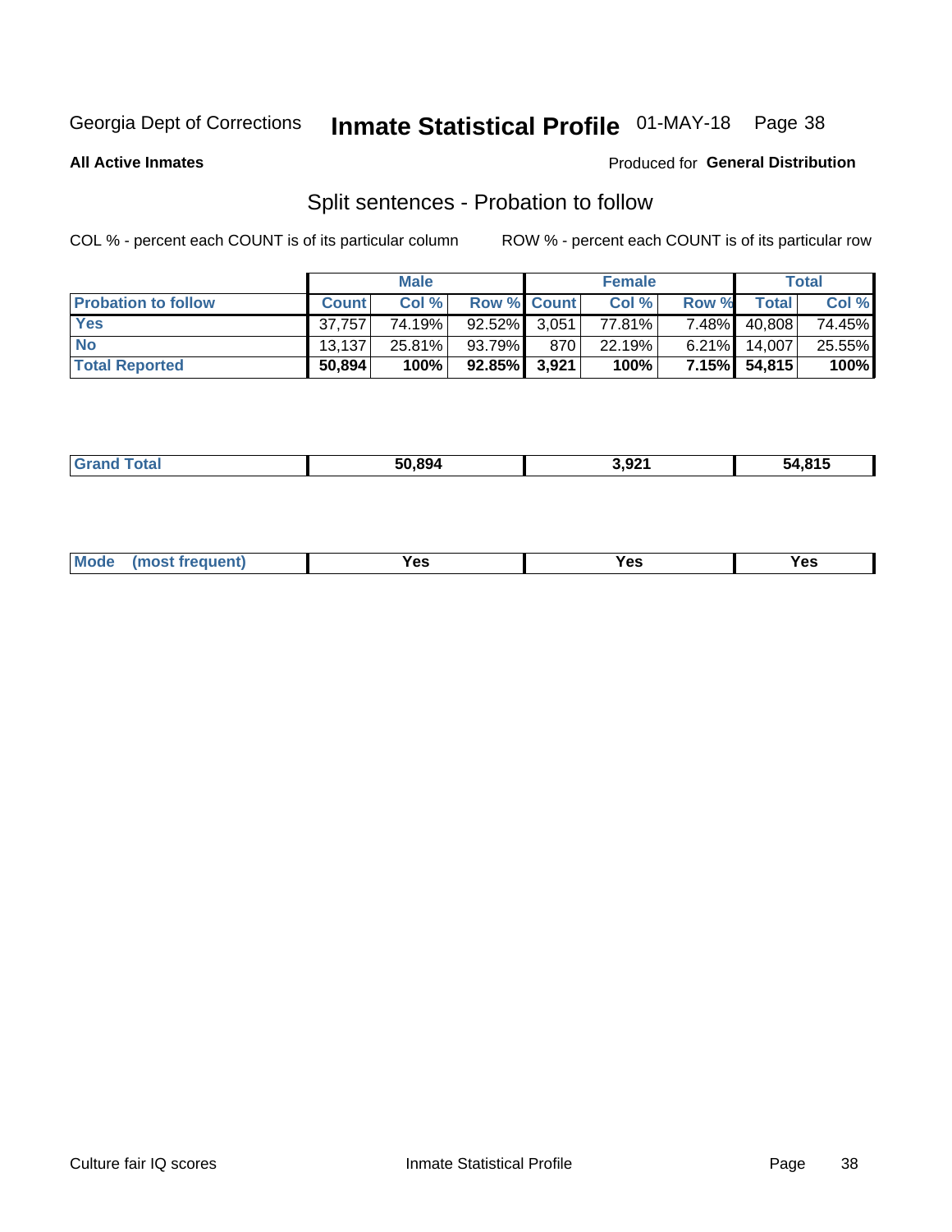Georgia Dept of Corrections **Inmate Statistical Profile** 01-MAY-18

**All Active Inmates**

Produced for **General Distribution**

## Split sentences - Probation to follow

COL % - percent each COUNT is of its particular column

ROW % - percent each COUNT is of its particular row

| | Male | | | Female | | | Total | |
|---|---|---|---|---|---|---|---|---|
| **Probation to follow** | **Count** | **Col %** | **Row %** | **Count** | **Col %** | **Row %** | **Total** | **Col %** |
| **Yes** | 37,757 | 74.19% | 92.52% | 3,051 | 77.81% | 7.48% | 40,808 | 74.45% |
| **No** | 13,137 | 25.81% | 93.79% | 870 | 22.19% | 6.21% | 14,007 | 25.55% |
| **Total Reported** | **50,894** | **100%** | **92.85%** | **3,921** | **100%** | **7.15%** | **54,815** | **100%** |

| | | | |
|---|---|---|---|
| **Grand Total** | **50,894** | **3,921** | **54,815** |

| | | | |
|---|---|---|---|
| **Mode (most frequent)** | **Yes** | **Yes** | **Yes** |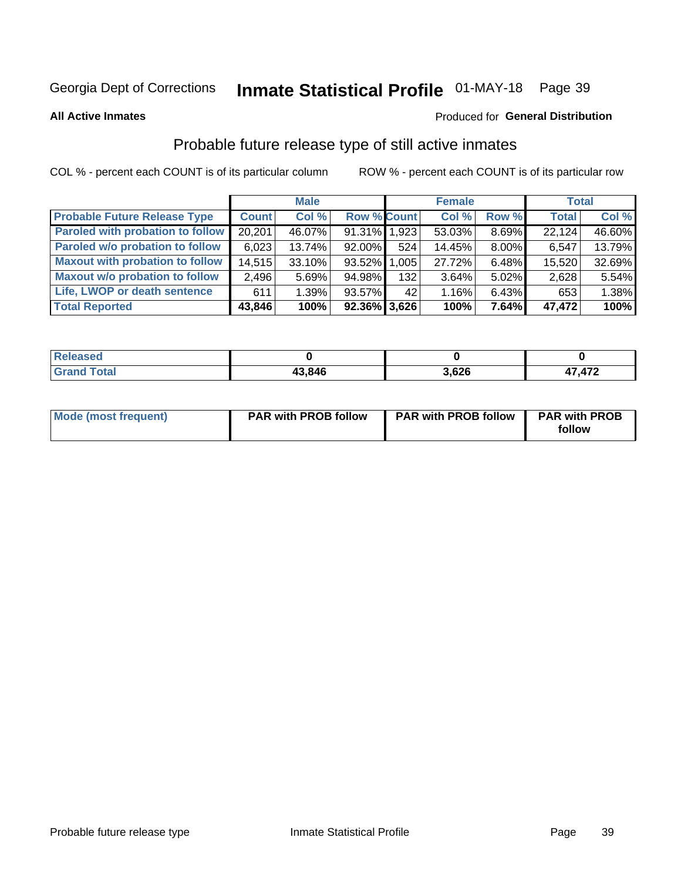Georgia Dept of Corrections **Inmate Statistical Profile** 01-MAY-18

**All Active Inmates**

Produced for **General Distribution**

## Probable future release type of still active inmates

COL % - percent each COUNT is of its particular column

ROW % - percent each COUNT is of its particular row

| | Male | | | Female | | | Total | |
|---|---|---|---|---|---|---|---|---|
| **Probable Future Release Type** | **Count** | **Col %** | **Row %** | **Count** | **Col %** | **Row %** | **Total** | **Col %** |
| Paroled with probation to follow | 20,201 | 46.07% | 91.31% | 1,923 | 53.03% | 8.69% | 22,124 | 46.60% |
| Paroled w/o probation to follow | 6,023 | 13.74% | 92.00% | 524 | 14.45% | 8.00% | 6,547 | 13.79% |
| Maxout with probation to follow | 14,515 | 33.10% | 93.52% | 1,005 | 27.72% | 6.48% | 15,520 | 32.69% |
| Maxout w/o probation to follow | 2,496 | 5.69% | 94.98% | 132 | 3.64% | 5.02% | 2,628 | 5.54% |
| Life, LWOP or death sentence | 611 | 1.39% | 93.57% | 42 | 1.16% | 6.43% | 653 | 1.38% |
| **Total Reported** | **43,846** | **100%** | **92.36%** | **3,626** | **100%** | **7.64%** | **47,472** | **100%** |

| | Male | Female | Total |
|---|---|---|---|
| Released | 0 | 0 | 0 |
| Grand Total | 43,846 | 3,626 | 47,472 |

| | Male | Female | Total |
|---|---|---|---|
| Mode (most frequent) | PAR with PROB follow | PAR with PROB follow | PAR with PROB follow |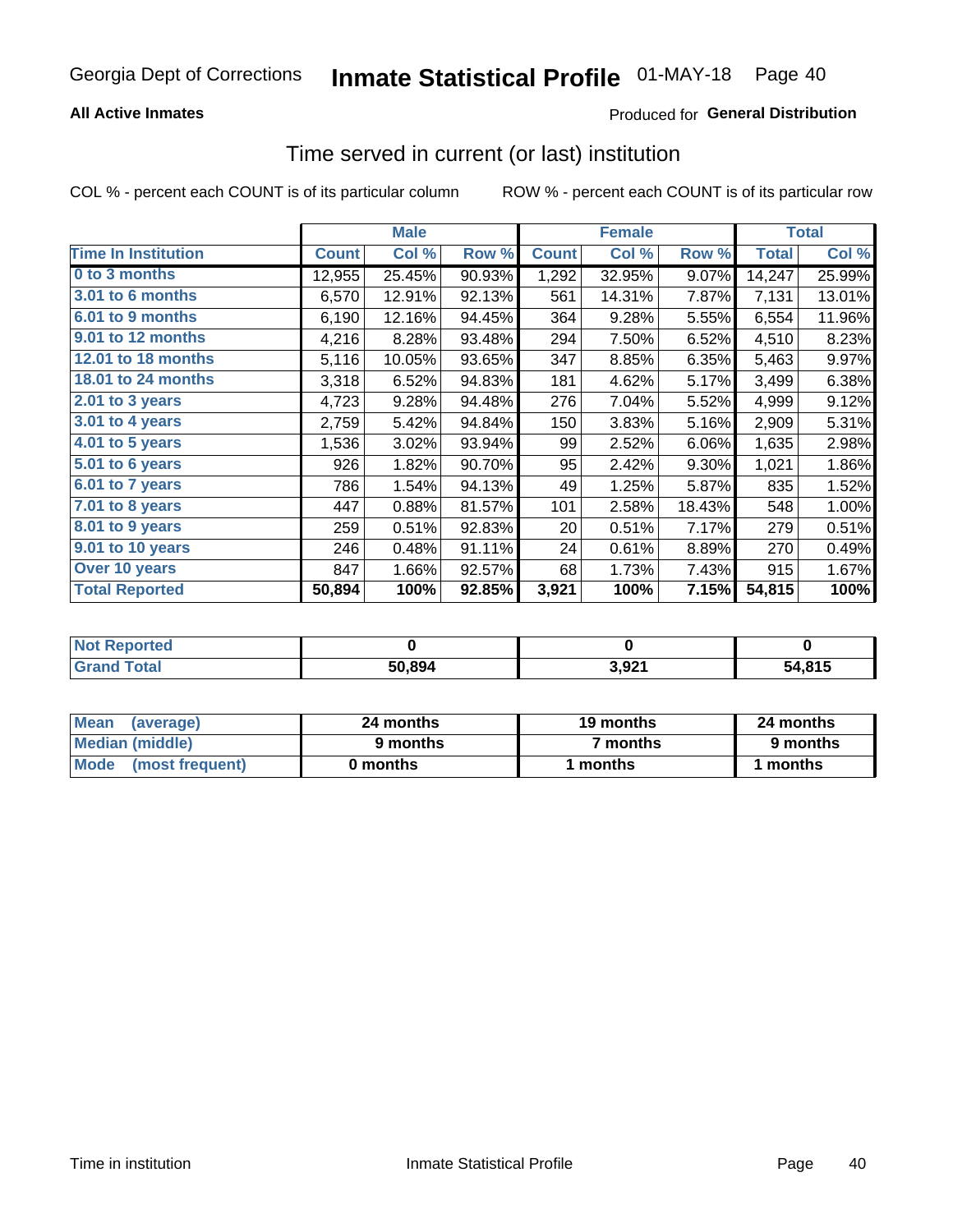Georgia Dept of Corrections **Inmate Statistical Profile** 01-MAY-18

**All Active Inmates**

Produced for **General Distribution**

## Time served in current (or last) institution

COL % - percent each COUNT is of its particular column

ROW % - percent each COUNT is of its particular row

| | Male | | | Female | | | Total | |
|---|---|---|---|---|---|---|---|---|
| **Time In Institution** | **Count** | **Col %** | **Row %** | **Count** | **Col %** | **Row %** | **Total** | **Col %** |
| **0 to 3 months** | 12,955 | 25.45% | 90.93% | 1,292 | 32.95% | 9.07% | 14,247 | 25.99% |
| **3.01 to 6 months** | 6,570 | 12.91% | 92.13% | 561 | 14.31% | 7.87% | 7,131 | 13.01% |
| **6.01 to 9 months** | 6,190 | 12.16% | 94.45% | 364 | 9.28% | 5.55% | 6,554 | 11.96% |
| **9.01 to 12 months** | 4,216 | 8.28% | 93.48% | 294 | 7.50% | 6.52% | 4,510 | 8.23% |
| **12.01 to 18 months** | 5,116 | 10.05% | 93.65% | 347 | 8.85% | 6.35% | 5,463 | 9.97% |
| **18.01 to 24 months** | 3,318 | 6.52% | 94.83% | 181 | 4.62% | 5.17% | 3,499 | 6.38% |
| **2.01 to 3 years** | 4,723 | 9.28% | 94.48% | 276 | 7.04% | 5.52% | 4,999 | 9.12% |
| **3.01 to 4 years** | 2,759 | 5.42% | 94.84% | 150 | 3.83% | 5.16% | 2,909 | 5.31% |
| **4.01 to 5 years** | 1,536 | 3.02% | 93.94% | 99 | 2.52% | 6.06% | 1,635 | 2.98% |
| **5.01 to 6 years** | 926 | 1.82% | 90.70% | 95 | 2.42% | 9.30% | 1,021 | 1.86% |
| **6.01 to 7 years** | 786 | 1.54% | 94.13% | 49 | 1.25% | 5.87% | 835 | 1.52% |
| **7.01 to 8 years** | 447 | 0.88% | 81.57% | 101 | 2.58% | 18.43% | 548 | 1.00% |
| **8.01 to 9 years** | 259 | 0.51% | 92.83% | 20 | 0.51% | 7.17% | 279 | 0.51% |
| **9.01 to 10 years** | 246 | 0.48% | 91.11% | 24 | 0.61% | 8.89% | 270 | 0.49% |
| **Over 10 years** | 847 | 1.66% | 92.57% | 68 | 1.73% | 7.43% | 915 | 1.67% |
| **Total Reported** | **50,894** | **100%** | **92.85%** | **3,921** | **100%** | **7.15%** | **54,815** | **100%** |

| | Male | Female | Total |
|---|---|---|---|
| **Not Reported** | **0** | **0** | **0** |
| **Grand Total** | **50,894** | **3,921** | **54,815** |

| | Male | Female | Total |
|---|---|---|---|
| **Mean (average)** | **24 months** | **19 months** | **24 months** |
| **Median (middle)** | **9 months** | **7 months** | **9 months** |
| **Mode (most frequent)** | **0 months** | **1 months** | **1 months** |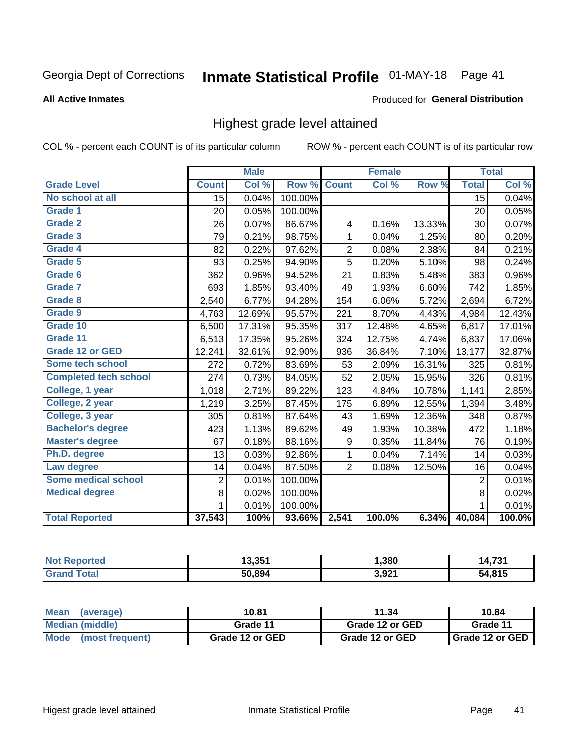Georgia Dept of Corrections **Inmate Statistical Profile** 01-MAY-18

**All Active Inmates**

Produced for **General Distribution**

## Highest grade level attained

COL % - percent each COUNT is of its particular column ROW % - percent each COUNT is of its particular row

| | Male | | | Female | | | Total | |
|---|---|---|---|---|---|---|---|---|
| **Grade Level** | **Count** | **Col %** | **Row %** | **Count** | **Col %** | **Row %** | **Total** | **Col %** |
| No school at all | 15 | 0.04% | 100.00% | | | | 15 | 0.04% |
| Grade 1 | 20 | 0.05% | 100.00% | | | | 20 | 0.05% |
| Grade 2 | 26 | 0.07% | 86.67% | 4 | 0.16% | 13.33% | 30 | 0.07% |
| Grade 3 | 79 | 0.21% | 98.75% | 1 | 0.04% | 1.25% | 80 | 0.20% |
| Grade 4 | 82 | 0.22% | 97.62% | 2 | 0.08% | 2.38% | 84 | 0.21% |
| Grade 5 | 93 | 0.25% | 94.90% | 5 | 0.20% | 5.10% | 98 | 0.24% |
| Grade 6 | 362 | 0.96% | 94.52% | 21 | 0.83% | 5.48% | 383 | 0.96% |
| Grade 7 | 693 | 1.85% | 93.40% | 49 | 1.93% | 6.60% | 742 | 1.85% |
| Grade 8 | 2,540 | 6.77% | 94.28% | 154 | 6.06% | 5.72% | 2,694 | 6.72% |
| Grade 9 | 4,763 | 12.69% | 95.57% | 221 | 8.70% | 4.43% | 4,984 | 12.43% |
| Grade 10 | 6,500 | 17.31% | 95.35% | 317 | 12.48% | 4.65% | 6,817 | 17.01% |
| Grade 11 | 6,513 | 17.35% | 95.26% | 324 | 12.75% | 4.74% | 6,837 | 17.06% |
| Grade 12 or GED | 12,241 | 32.61% | 92.90% | 936 | 36.84% | 7.10% | 13,177 | 32.87% |
| Some tech school | 272 | 0.72% | 83.69% | 53 | 2.09% | 16.31% | 325 | 0.81% |
| Completed tech school | 274 | 0.73% | 84.05% | 52 | 2.05% | 15.95% | 326 | 0.81% |
| College, 1 year | 1,018 | 2.71% | 89.22% | 123 | 4.84% | 10.78% | 1,141 | 2.85% |
| College, 2 year | 1,219 | 3.25% | 87.45% | 175 | 6.89% | 12.55% | 1,394 | 3.48% |
| College, 3 year | 305 | 0.81% | 87.64% | 43 | 1.69% | 12.36% | 348 | 0.87% |
| Bachelor's degree | 423 | 1.13% | 89.62% | 49 | 1.93% | 10.38% | 472 | 1.18% |
| Master's degree | 67 | 0.18% | 88.16% | 9 | 0.35% | 11.84% | 76 | 0.19% |
| Ph.D. degree | 13 | 0.03% | 92.86% | 1 | 0.04% | 7.14% | 14 | 0.03% |
| Law degree | 14 | 0.04% | 87.50% | 2 | 0.08% | 12.50% | 16 | 0.04% |
| Some medical school | 2 | 0.01% | 100.00% | | | | 2 | 0.01% |
| Medical degree | 8 | 0.02% | 100.00% | | | | 8 | 0.02% |
| | 1 | 0.01% | 100.00% | | | | 1 | 0.01% |
| **Total Reported** | **37,543** | **100%** | **93.66%** | **2,541** | **100.0%** | **6.34%** | **40,084** | **100.0%** |

| | Male | Female | Total |
|---|---|---|---|
| Not Reported | 13,351 | 1,380 | 14,731 |
| Grand Total | 50,894 | 3,921 | 54,815 |

| | Male | Female | Total |
|---|---|---|---|
| Mean (average) | 10.81 | 11.34 | 10.84 |
| Median (middle) | Grade 11 | Grade 12 or GED | Grade 11 |
| Mode (most frequent) | Grade 12 or GED | Grade 12 or GED | Grade 12 or GED |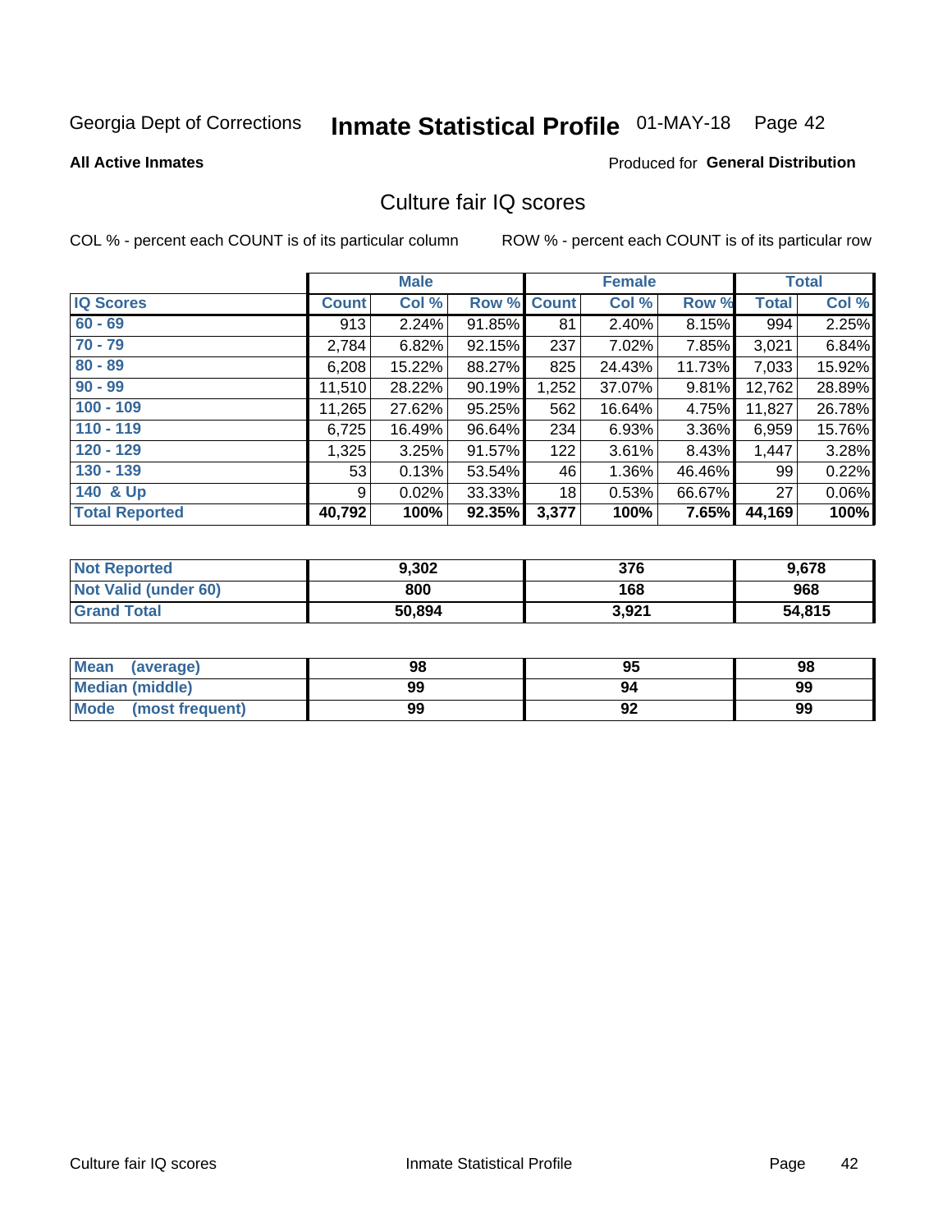Georgia Dept of Corrections **Inmate Statistical Profile** 01-MAY-18

**All Active Inmates**

Produced for **General Distribution**

## Culture fair IQ scores

COL % - percent each COUNT is of its particular column

ROW % - percent each COUNT is of its particular row

| | Male | | | Female | | | Total | |
|---|---|---|---|---|---|---|---|---|
| **IQ Scores** | **Count** | **Col %** | **Row %** | **Count** | **Col %** | **Row %** | **Total** | **Col %** |
| 60 - 69 | 913 | 2.24% | 91.85% | 81 | 2.40% | 8.15% | 994 | 2.25% |
| 70 - 79 | 2,784 | 6.82% | 92.15% | 237 | 7.02% | 7.85% | 3,021 | 6.84% |
| 80 - 89 | 6,208 | 15.22% | 88.27% | 825 | 24.43% | 11.73% | 7,033 | 15.92% |
| 90 - 99 | 11,510 | 28.22% | 90.19% | 1,252 | 37.07% | 9.81% | 12,762 | 28.89% |
| 100 - 109 | 11,265 | 27.62% | 95.25% | 562 | 16.64% | 4.75% | 11,827 | 26.78% |
| 110 - 119 | 6,725 | 16.49% | 96.64% | 234 | 6.93% | 3.36% | 6,959 | 15.76% |
| 120 - 129 | 1,325 | 3.25% | 91.57% | 122 | 3.61% | 8.43% | 1,447 | 3.28% |
| 130 - 139 | 53 | 0.13% | 53.54% | 46 | 1.36% | 46.46% | 99 | 0.22% |
| 140 & Up | 9 | 0.02% | 33.33% | 18 | 0.53% | 66.67% | 27 | 0.06% |
| **Total Reported** | **40,792** | **100%** | **92.35%** | **3,377** | **100%** | **7.65%** | **44,169** | **100%** |

| | Male | Female | Total |
|---|---|---|---|
| Not Reported | 9,302 | 376 | 9,678 |
| Not Valid (under 60) | 800 | 168 | 968 |
| Grand Total | 50,894 | 3,921 | 54,815 |

| | Male | Female | Total |
|---|---|---|---|
| Mean (average) | 98 | 95 | 98 |
| Median (middle) | 99 | 94 | 99 |
| Mode (most frequent) | 99 | 92 | 99 |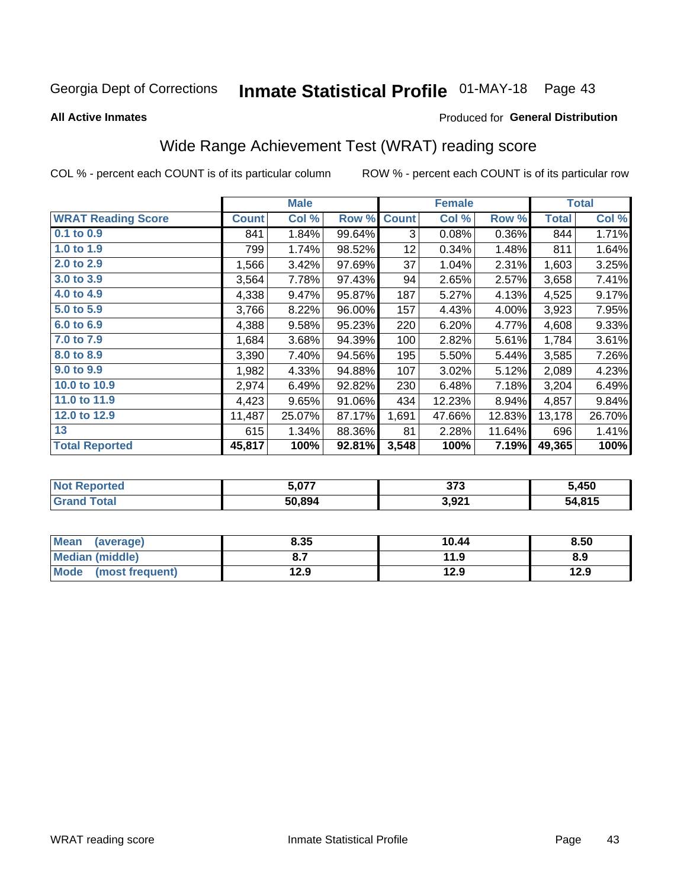Georgia Dept of Corrections **Inmate Statistical Profile** 01-MAY-18

**All Active Inmates**

Produced for **General Distribution**

## Wide Range Achievement Test (WRAT) reading score

COL % - percent each COUNT is of its particular column

ROW % - percent each COUNT is of its particular row

| | Male | | | Female | | | Total | |
|---|---|---|---|---|---|---|---|---|
| **WRAT Reading Score** | **Count** | **Col %** | **Row %** | **Count** | **Col %** | **Row %** | **Total** | **Col %** |
| 0.1 to 0.9 | 841 | 1.84% | 99.64% | 3 | 0.08% | 0.36% | 844 | 1.71% |
| 1.0 to 1.9 | 799 | 1.74% | 98.52% | 12 | 0.34% | 1.48% | 811 | 1.64% |
| 2.0 to 2.9 | 1,566 | 3.42% | 97.69% | 37 | 1.04% | 2.31% | 1,603 | 3.25% |
| 3.0 to 3.9 | 3,564 | 7.78% | 97.43% | 94 | 2.65% | 2.57% | 3,658 | 7.41% |
| 4.0 to 4.9 | 4,338 | 9.47% | 95.87% | 187 | 5.27% | 4.13% | 4,525 | 9.17% |
| 5.0 to 5.9 | 3,766 | 8.22% | 96.00% | 157 | 4.43% | 4.00% | 3,923 | 7.95% |
| 6.0 to 6.9 | 4,388 | 9.58% | 95.23% | 220 | 6.20% | 4.77% | 4,608 | 9.33% |
| 7.0 to 7.9 | 1,684 | 3.68% | 94.39% | 100 | 2.82% | 5.61% | 1,784 | 3.61% |
| 8.0 to 8.9 | 3,390 | 7.40% | 94.56% | 195 | 5.50% | 5.44% | 3,585 | 7.26% |
| 9.0 to 9.9 | 1,982 | 4.33% | 94.88% | 107 | 3.02% | 5.12% | 2,089 | 4.23% |
| 10.0 to 10.9 | 2,974 | 6.49% | 92.82% | 230 | 6.48% | 7.18% | 3,204 | 6.49% |
| 11.0 to 11.9 | 4,423 | 9.65% | 91.06% | 434 | 12.23% | 8.94% | 4,857 | 9.84% |
| 12.0 to 12.9 | 11,487 | 25.07% | 87.17% | 1,691 | 47.66% | 12.83% | 13,178 | 26.70% |
| 13 | 615 | 1.34% | 88.36% | 81 | 2.28% | 11.64% | 696 | 1.41% |
| **Total Reported** | **45,817** | **100%** | **92.81%** | **3,548** | **100%** | **7.19%** | **49,365** | **100%** |

| | Male | Female | Total |
|---|---|---|---|
| **Not Reported** | **5,077** | **373** | **5,450** |
| **Grand Total** | **50,894** | **3,921** | **54,815** |

| | Male | Female | Total |
|---|---|---|---|
| **Mean (average)** | **8.35** | **10.44** | **8.50** |
| **Median (middle)** | **8.7** | **11.9** | **8.9** |
| **Mode (most frequent)** | **12.9** | **12.9** | **12.9** |

WRAT reading score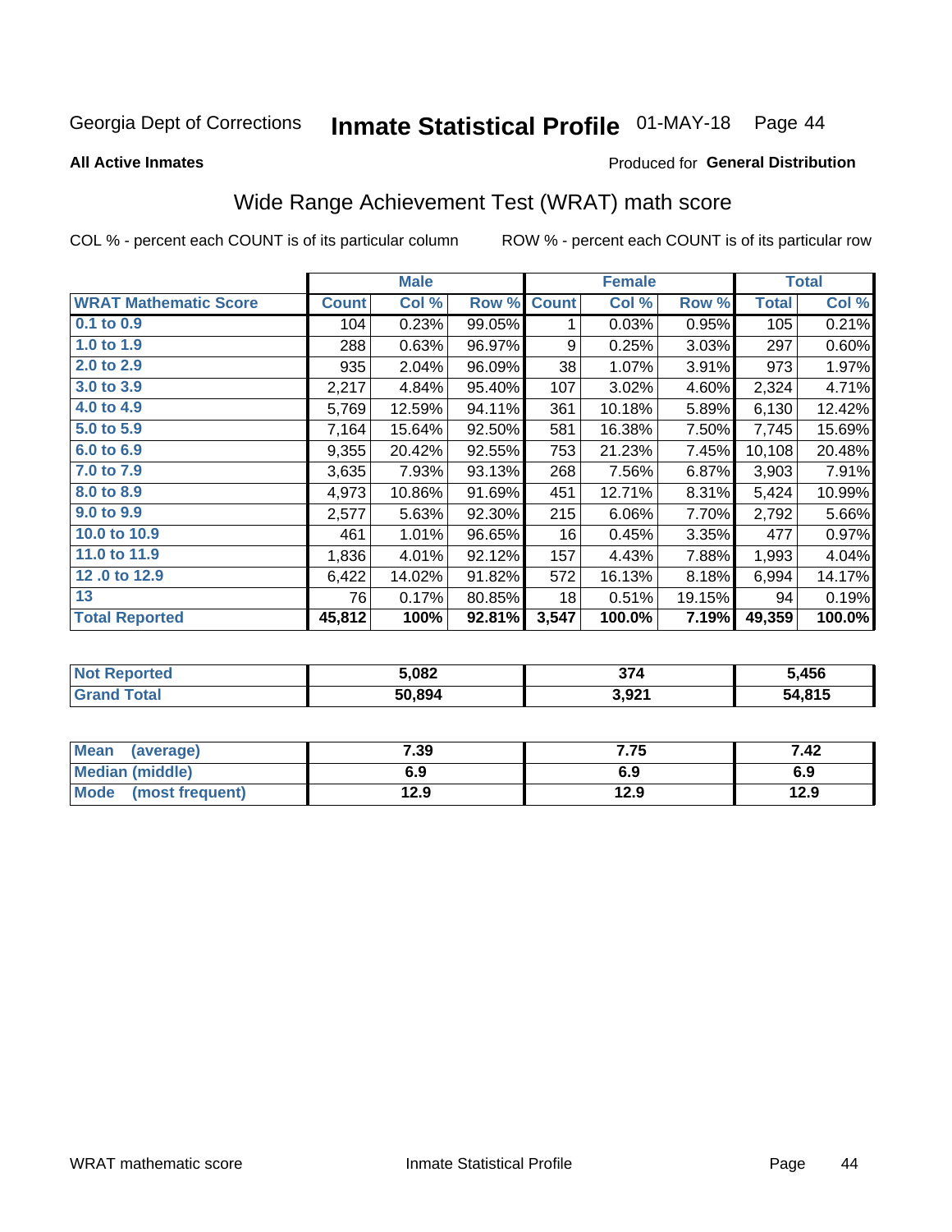Georgia Dept of Corrections **Inmate Statistical Profile** 01-MAY-18

**All Active Inmates**

Produced for **General Distribution**

## Wide Range Achievement Test (WRAT) math score

COL % - percent each COUNT is of its particular column

ROW % - percent each COUNT is of its particular row

| | Male | | | Female | | | Total | |
|---|---|---|---|---|---|---|---|---|
| **WRAT Mathematic Score** | **Count** | **Col %** | **Row %** | **Count** | **Col %** | **Row %** | **Total** | **Col %** |
| 0.1 to 0.9 | 104 | 0.23% | 99.05% | 1 | 0.03% | 0.95% | 105 | 0.21% |
| 1.0 to 1.9 | 288 | 0.63% | 96.97% | 9 | 0.25% | 3.03% | 297 | 0.60% |
| 2.0 to 2.9 | 935 | 2.04% | 96.09% | 38 | 1.07% | 3.91% | 973 | 1.97% |
| 3.0 to 3.9 | 2,217 | 4.84% | 95.40% | 107 | 3.02% | 4.60% | 2,324 | 4.71% |
| 4.0 to 4.9 | 5,769 | 12.59% | 94.11% | 361 | 10.18% | 5.89% | 6,130 | 12.42% |
| 5.0 to 5.9 | 7,164 | 15.64% | 92.50% | 581 | 16.38% | 7.50% | 7,745 | 15.69% |
| 6.0 to 6.9 | 9,355 | 20.42% | 92.55% | 753 | 21.23% | 7.45% | 10,108 | 20.48% |
| 7.0 to 7.9 | 3,635 | 7.93% | 93.13% | 268 | 7.56% | 6.87% | 3,903 | 7.91% |
| 8.0 to 8.9 | 4,973 | 10.86% | 91.69% | 451 | 12.71% | 8.31% | 5,424 | 10.99% |
| 9.0 to 9.9 | 2,577 | 5.63% | 92.30% | 215 | 6.06% | 7.70% | 2,792 | 5.66% |
| 10.0 to 10.9 | 461 | 1.01% | 96.65% | 16 | 0.45% | 3.35% | 477 | 0.97% |
| 11.0 to 11.9 | 1,836 | 4.01% | 92.12% | 157 | 4.43% | 7.88% | 1,993 | 4.04% |
| 12 .0 to 12.9 | 6,422 | 14.02% | 91.82% | 572 | 16.13% | 8.18% | 6,994 | 14.17% |
| 13 | 76 | 0.17% | 80.85% | 18 | 0.51% | 19.15% | 94 | 0.19% |
| **Total Reported** | **45,812** | **100%** | **92.81%** | **3,547** | **100.0%** | **7.19%** | **49,359** | **100.0%** |

| | Male | Female | Total |
|---|---|---|---|
| Not Reported | 5,082 | 374 | 5,456 |
| Grand Total | 50,894 | 3,921 | 54,815 |

| | Male | Female | Total |
|---|---|---|---|
| Mean (average) | 7.39 | 7.75 | 7.42 |
| Median (middle) | 6.9 | 6.9 | 6.9 |
| Mode (most frequent) | 12.9 | 12.9 | 12.9 |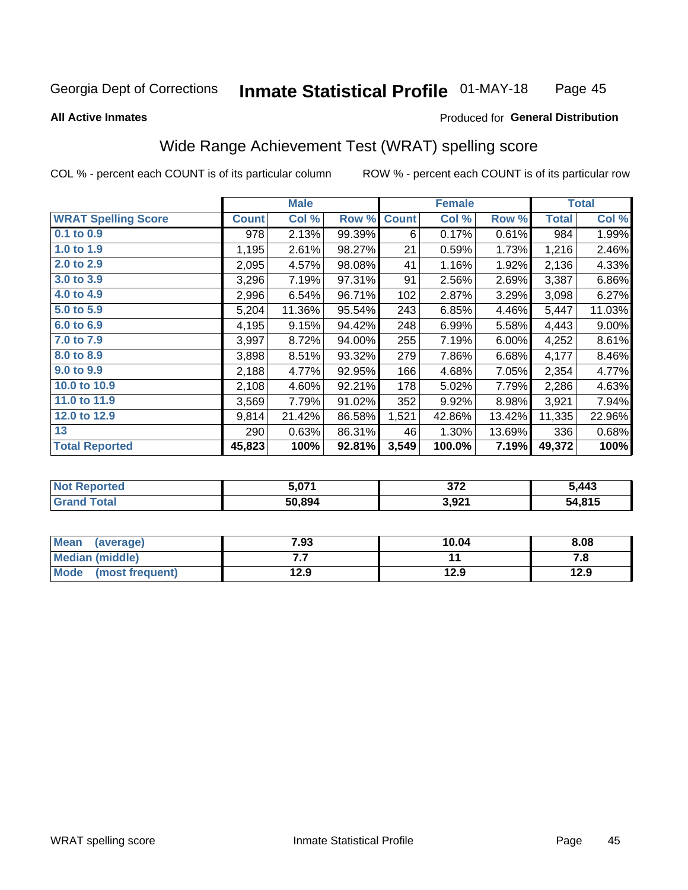Georgia Dept of Corrections **Inmate Statistical Profile** 01-MAY-18

**All Active Inmates** Produced for **General Distribution**

## Wide Range Achievement Test (WRAT) spelling score

COL % - percent each COUNT is of its particular column ROW % - percent each COUNT is of its particular row

| | Male | | | Female | | | Total | |
|---|---|---|---|---|---|---|---|---|
| **WRAT Spelling Score** | **Count** | **Col %** | **Row %** | **Count** | **Col %** | **Row %** | **Total** | **Col %** |
| 0.1 to 0.9 | 978 | 2.13% | 99.39% | 6 | 0.17% | 0.61% | 984 | 1.99% |
| 1.0 to 1.9 | 1,195 | 2.61% | 98.27% | 21 | 0.59% | 1.73% | 1,216 | 2.46% |
| 2.0 to 2.9 | 2,095 | 4.57% | 98.08% | 41 | 1.16% | 1.92% | 2,136 | 4.33% |
| 3.0 to 3.9 | 3,296 | 7.19% | 97.31% | 91 | 2.56% | 2.69% | 3,387 | 6.86% |
| 4.0 to 4.9 | 2,996 | 6.54% | 96.71% | 102 | 2.87% | 3.29% | 3,098 | 6.27% |
| 5.0 to 5.9 | 5,204 | 11.36% | 95.54% | 243 | 6.85% | 4.46% | 5,447 | 11.03% |
| 6.0 to 6.9 | 4,195 | 9.15% | 94.42% | 248 | 6.99% | 5.58% | 4,443 | 9.00% |
| 7.0 to 7.9 | 3,997 | 8.72% | 94.00% | 255 | 7.19% | 6.00% | 4,252 | 8.61% |
| 8.0 to 8.9 | 3,898 | 8.51% | 93.32% | 279 | 7.86% | 6.68% | 4,177 | 8.46% |
| 9.0 to 9.9 | 2,188 | 4.77% | 92.95% | 166 | 4.68% | 7.05% | 2,354 | 4.77% |
| 10.0 to 10.9 | 2,108 | 4.60% | 92.21% | 178 | 5.02% | 7.79% | 2,286 | 4.63% |
| 11.0 to 11.9 | 3,569 | 7.79% | 91.02% | 352 | 9.92% | 8.98% | 3,921 | 7.94% |
| 12.0 to 12.9 | 9,814 | 21.42% | 86.58% | 1,521 | 42.86% | 13.42% | 11,335 | 22.96% |
| 13 | 290 | 0.63% | 86.31% | 46 | 1.30% | 13.69% | 336 | 0.68% |
| **Total Reported** | **45,823** | **100%** | **92.81%** | **3,549** | **100.0%** | **7.19%** | **49,372** | **100%** |

| | Male | Female | Total |
|---|---|---|---|
| Not Reported | **5,071** | **372** | **5,443** |
| Grand Total | **50,894** | **3,921** | **54,815** |

| | Male | Female | Total |
|---|---|---|---|
| Mean (average) | **7.93** | **10.04** | **8.08** |
| Median (middle) | **7.7** | **11** | **7.8** |
| Mode (most frequent) | **12.9** | **12.9** | **12.9** |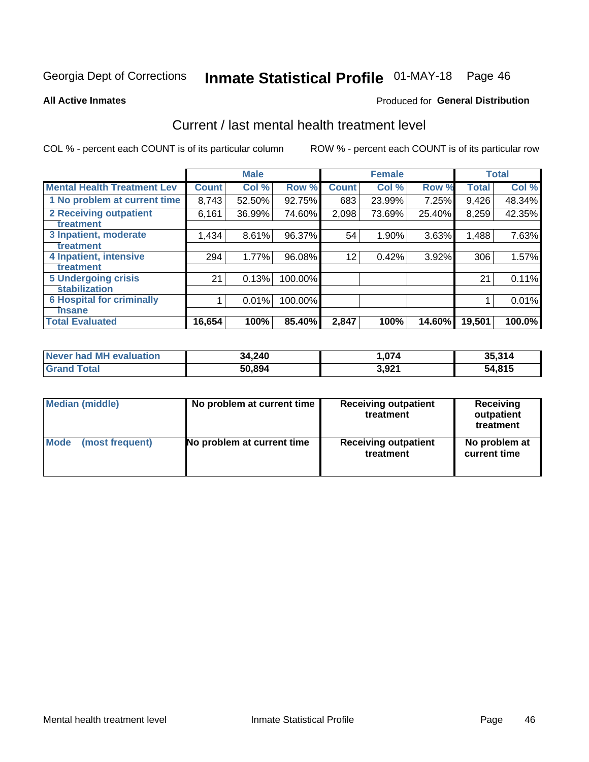Georgia Dept of Corrections **Inmate Statistical Profile** 01-MAY-18

**All Active Inmates**

Produced for **General Distribution**

## Current / last mental health treatment level

COL % - percent each COUNT is of its particular column

ROW % - percent each COUNT is of its particular row

| | Male | | | Female | | | Total | |
|---|---|---|---|---|---|---|---|---|
| **Mental Health Treatment Lev** | **Count** | **Col %** | **Row %** | **Count** | **Col %** | **Row %** | **Total** | **Col %** |
| 1 No problem at current time | 8,743 | 52.50% | 92.75% | 683 | 23.99% | 7.25% | 9,426 | 48.34% |
| 2 Receiving outpatient treatment | 6,161 | 36.99% | 74.60% | 2,098 | 73.69% | 25.40% | 8,259 | 42.35% |
| 3 Inpatient, moderate treatment | 1,434 | 8.61% | 96.37% | 54 | 1.90% | 3.63% | 1,488 | 7.63% |
| 4 Inpatient, intensive treatment | 294 | 1.77% | 96.08% | 12 | 0.42% | 3.92% | 306 | 1.57% |
| 5 Undergoing crisis stabilization | 21 | 0.13% | 100.00% | | | | 21 | 0.11% |
| 6 Hospital for criminally insane | 1 | 0.01% | 100.00% | | | | 1 | 0.01% |
| **Total Evaluated** | **16,654** | **100%** | **85.40%** | **2,847** | **100%** | **14.60%** | **19,501** | **100.0%** |

| | Male | Female | Total |
|---|---|---|---|
| **Never had MH evaluation** | **34,240** | **1,074** | **35,314** |
| **Grand Total** | **50,894** | **3,921** | **54,815** |

| | Male | Female | Total |
|---|---|---|---|
| **Median (middle)** | **No problem at current time** | **Receiving outpatient treatment** | **Receiving outpatient treatment** |
| **Mode (most frequent)** | **No problem at current time** | **Receiving outpatient treatment** | **No problem at current time** |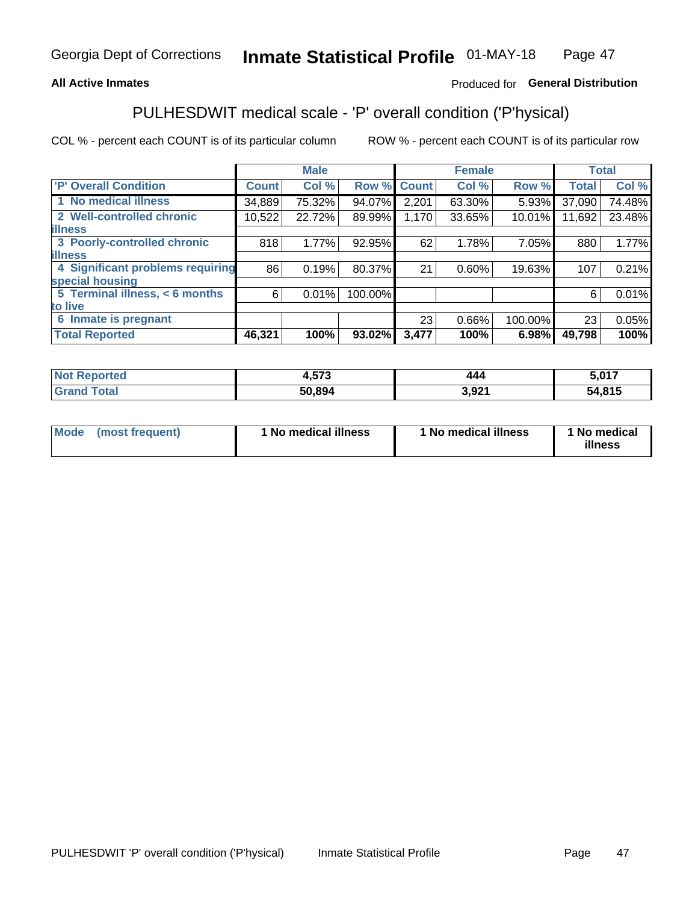Georgia Dept of Corrections **Inmate Statistical Profile** 01-MAY-18

**All Active Inmates**

Produced for **General Distribution**

# PULHESDWIT medical scale - 'P' overall condition ('P'hysical)

COL % - percent each COUNT is of its particular column

ROW % - percent each COUNT is of its particular row

| | Male | | | Female | | | Total | |
|---|---|---|---|---|---|---|---|---|
| 'P' Overall Condition | Count | Col % | Row % | Count | Col % | Row % | Total | Col % |
| 1 No medical illness | 34,889 | 75.32% | 94.07% | 2,201 | 63.30% | 5.93% | 37,090 | 74.48% |
| 2 Well-controlled chronic illness | 10,522 | 22.72% | 89.99% | 1,170 | 33.65% | 10.01% | 11,692 | 23.48% |
| 3 Poorly-controlled chronic illness | 818 | 1.77% | 92.95% | 62 | 1.78% | 7.05% | 880 | 1.77% |
| 4 Significant problems requiring special housing | 86 | 0.19% | 80.37% | 21 | 0.60% | 19.63% | 107 | 0.21% |
| 5 Terminal illness, < 6 months to live | 6 | 0.01% | 100.00% | | | | 6 | 0.01% |
| 6 Inmate is pregnant | | | | 23 | 0.66% | 100.00% | 23 | 0.05% |
| **Total Reported** | **46,321** | **100%** | **93.02%** | **3,477** | **100%** | **6.98%** | **49,798** | **100%** |

| | Male | Female | Total |
|---|---|---|---|
| Not Reported | 4,573 | 444 | 5,017 |
| Grand Total | 50,894 | 3,921 | 54,815 |

| | Male | Female | Total |
|---|---|---|---|
| Mode (most frequent) | 1 No medical illness | 1 No medical illness | 1 No medical illness |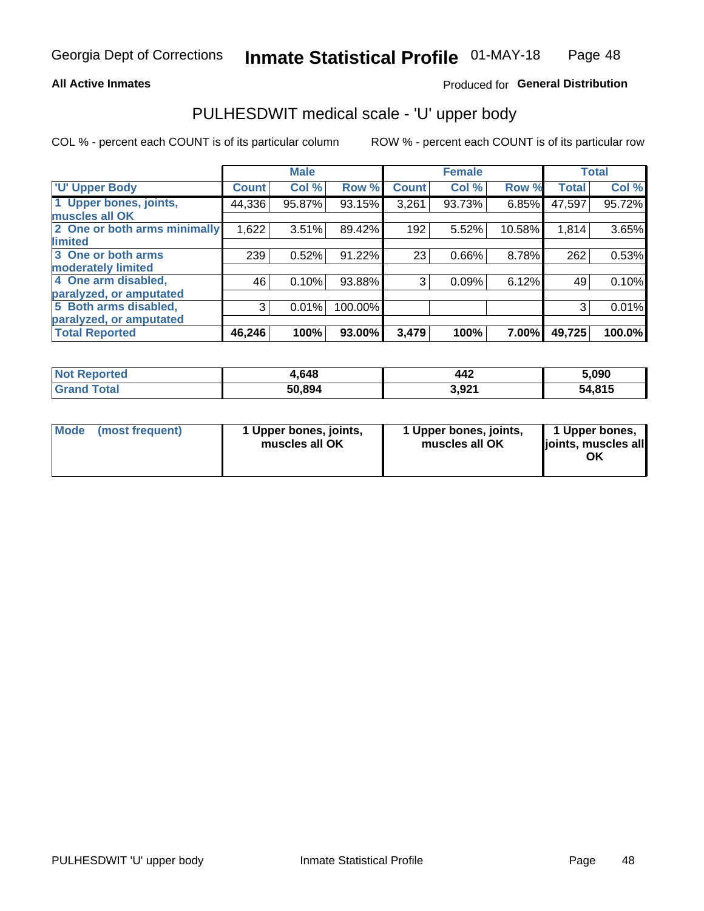Georgia Dept of Corrections **Inmate Statistical Profile** 01-MAY-18

**All Active Inmates**

Produced for **General Distribution**

## PULHESDWIT medical scale - 'U' upper body

COL % - percent each COUNT is of its particular column

ROW % - percent each COUNT is of its particular row

| | Male | | | Female | | | Total | |
|---|---|---|---|---|---|---|---|---|
| 'U' Upper Body | Count | Col % | Row % | Count | Col % | Row % | Total | Col % |
| 1 Upper bones, joints, muscles all OK | 44,336 | 95.87% | 93.15% | 3,261 | 93.73% | 6.85% | 47,597 | 95.72% |
| 2 One or both arms minimally limited | 1,622 | 3.51% | 89.42% | 192 | 5.52% | 10.58% | 1,814 | 3.65% |
| 3 One or both arms moderately limited | 239 | 0.52% | 91.22% | 23 | 0.66% | 8.78% | 262 | 0.53% |
| 4 One arm disabled, paralyzed, or amputated | 46 | 0.10% | 93.88% | 3 | 0.09% | 6.12% | 49 | 0.10% |
| 5 Both arms disabled, paralyzed, or amputated | 3 | 0.01% | 100.00% | | | | 3 | 0.01% |
| **Total Reported** | **46,246** | **100%** | **93.00%** | **3,479** | **100%** | **7.00%** | **49,725** | **100.0%** |

| | Male | Female | Total |
|---|---|---|---|
| Not Reported | 4,648 | 442 | 5,090 |
| Grand Total | 50,894 | 3,921 | 54,815 |

| Mode (most frequent) | 1 Upper bones, joints, muscles all OK | 1 Upper bones, joints, muscles all OK | 1 Upper bones, joints, muscles all OK |
|---|---|---|---|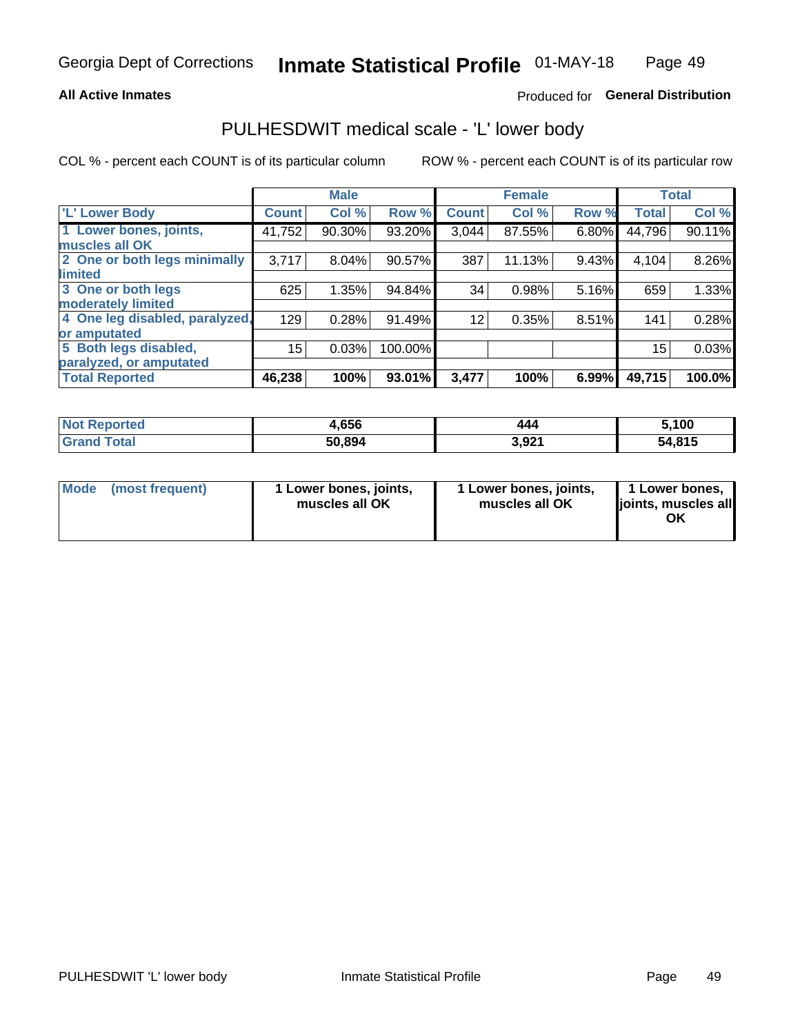Georgia Dept of Corrections **Inmate Statistical Profile** 01-MAY-18

**All Active Inmates**

Produced for **General Distribution**

## PULHESDWIT medical scale - 'L' lower body

COL % - percent each COUNT is of its particular column

ROW % - percent each COUNT is of its particular row

| | Male | | | Female | | | Total | |
|---|---|---|---|---|---|---|---|---|
| 'L' Lower Body | Count | Col % | Row % | Count | Col % | Row % | Total | Col % |
| 1 Lower bones, joints, muscles all OK | 41,752 | 90.30% | 93.20% | 3,044 | 87.55% | 6.80% | 44,796 | 90.11% |
| 2 One or both legs minimally limited | 3,717 | 8.04% | 90.57% | 387 | 11.13% | 9.43% | 4,104 | 8.26% |
| 3 One or both legs moderately limited | 625 | 1.35% | 94.84% | 34 | 0.98% | 5.16% | 659 | 1.33% |
| 4 One leg disabled, paralyzed, or amputated | 129 | 0.28% | 91.49% | 12 | 0.35% | 8.51% | 141 | 0.28% |
| 5 Both legs disabled, paralyzed, or amputated | 15 | 0.03% | 100.00% | | | | 15 | 0.03% |
| **Total Reported** | **46,238** | **100%** | **93.01%** | **3,477** | **100%** | **6.99%** | **49,715** | **100.0%** |

| | Male | Female | Total |
|---|---|---|---|
| Not Reported | 4,656 | 444 | 5,100 |
| Grand Total | 50,894 | 3,921 | 54,815 |

| Mode (most frequent) | Male | Female | Total |
|---|---|---|---|
| | 1 Lower bones, joints, muscles all OK | 1 Lower bones, joints, muscles all OK | 1 Lower bones, joints, muscles all OK |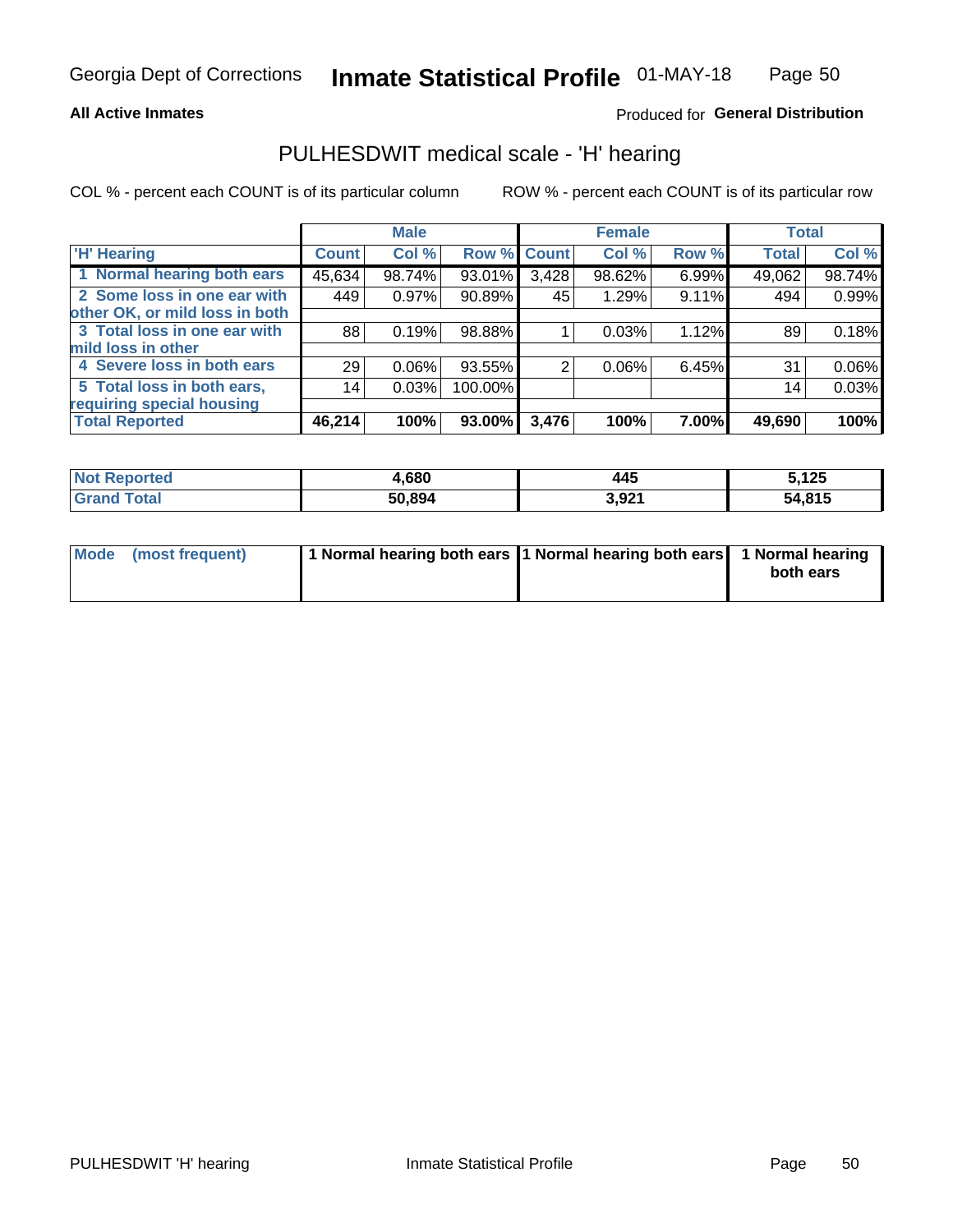Georgia Dept of Corrections **Inmate Statistical Profile** 01-MAY-18

**All Active Inmates**

Produced for **General Distribution**

## PULHESDWIT medical scale - 'H' hearing

COL % - percent each COUNT is of its particular column

ROW % - percent each COUNT is of its particular row

| | Male | | | Female | | | Total | |
|---|---|---|---|---|---|---|---|---|
| 'H' Hearing | Count | Col % | Row % | Count | Col % | Row % | Total | Col % |
| 1 Normal hearing both ears | 45,634 | 98.74% | 93.01% | 3,428 | 98.62% | 6.99% | 49,062 | 98.74% |
| 2 Some loss in one ear with other OK, or mild loss in both | 449 | 0.97% | 90.89% | 45 | 1.29% | 9.11% | 494 | 0.99% |
| 3 Total loss in one ear with mild loss in other | 88 | 0.19% | 98.88% | 1 | 0.03% | 1.12% | 89 | 0.18% |
| 4 Severe loss in both ears | 29 | 0.06% | 93.55% | 2 | 0.06% | 6.45% | 31 | 0.06% |
| 5 Total loss in both ears, requiring special housing | 14 | 0.03% | 100.00% | | | | 14 | 0.03% |
| **Total Reported** | **46,214** | **100%** | **93.00%** | **3,476** | **100%** | **7.00%** | **49,690** | **100%** |

| | Male | Female | Total |
|---|---|---|---|
| Not Reported | 4,680 | 445 | 5,125 |
| Grand Total | 50,894 | 3,921 | 54,815 |

| | Male | Female | Total |
|---|---|---|---|
| Mode (most frequent) | 1 Normal hearing both ears | 1 Normal hearing both ears | 1 Normal hearing both ears |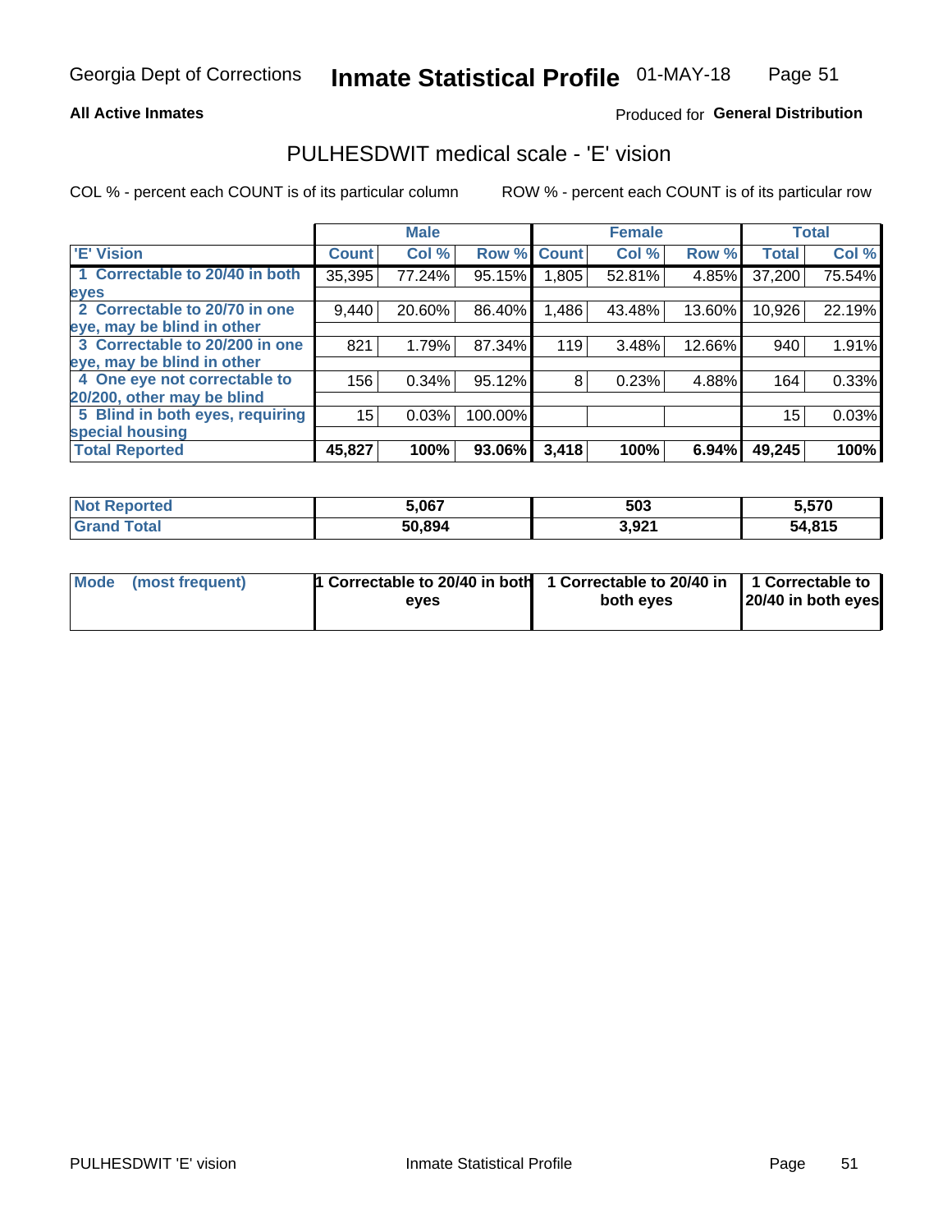Georgia Dept of Corrections **Inmate Statistical Profile** 01-MAY-18

**All Active Inmates**

Produced for **General Distribution**

## PULHESDWIT medical scale - 'E' vision

COL % - percent each COUNT is of its particular column

ROW % - percent each COUNT is of its particular row

| | Male | | | Female | | | Total | |
|---|---|---|---|---|---|---|---|---|
| 'E' Vision | Count | Col % | Row % | Count | Col % | Row % | Total | Col % |
| 1 Correctable to 20/40 in both eyes | 35,395 | 77.24% | 95.15% | 1,805 | 52.81% | 4.85% | 37,200 | 75.54% |
| 2 Correctable to 20/70 in one eye, may be blind in other | 9,440 | 20.60% | 86.40% | 1,486 | 43.48% | 13.60% | 10,926 | 22.19% |
| 3 Correctable to 20/200 in one eye, may be blind in other | 821 | 1.79% | 87.34% | 119 | 3.48% | 12.66% | 940 | 1.91% |
| 4 One eye not correctable to 20/200, other may be blind | 156 | 0.34% | 95.12% | 8 | 0.23% | 4.88% | 164 | 0.33% |
| 5 Blind in both eyes, requiring special housing | 15 | 0.03% | 100.00% | | | | 15 | 0.03% |
| **Total Reported** | **45,827** | **100%** | **93.06%** | **3,418** | **100%** | **6.94%** | **49,245** | **100%** |

| | Male | Female | Total |
|---|---|---|---|
| **Not Reported** | **5,067** | **503** | **5,570** |
| **Grand Total** | **50,894** | **3,921** | **54,815** |

| | Male | Female | Total |
|---|---|---|---|
| **Mode (most frequent)** | **1 Correctable to 20/40 in both eyes** | **1 Correctable to 20/40 in both eyes** | **1 Correctable to 20/40 in both eyes** |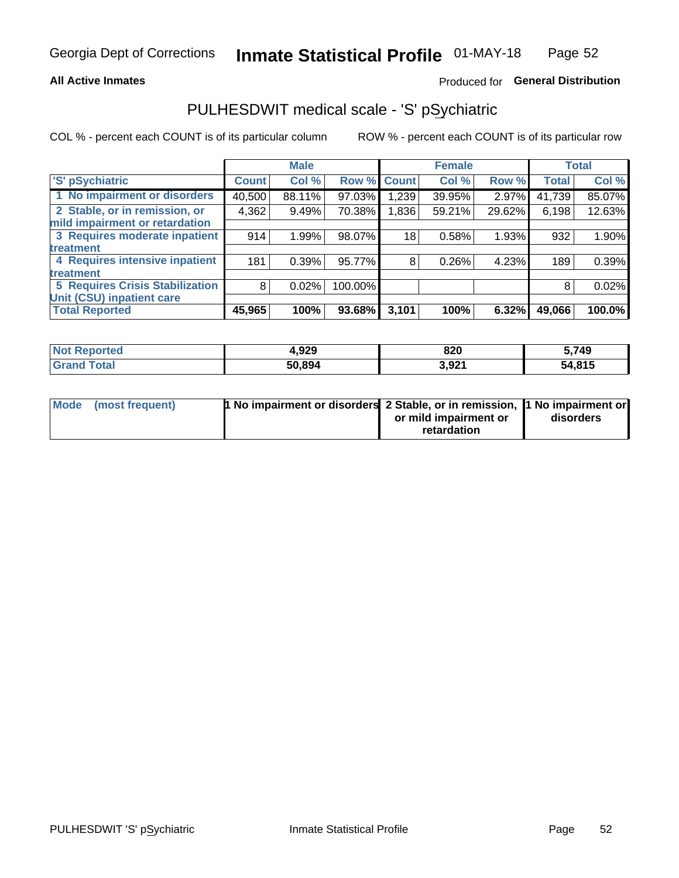Georgia Dept of Corrections **Inmate Statistical Profile** 01-MAY-18

**All Active Inmates** Produced for **General Distribution**

# PULHESDWIT medical scale - 'S' pSychiatric

COL % - percent each COUNT is of its particular column ROW % - percent each COUNT is of its particular row

| 'S' pSychiatric | Male | | | Female | | | Total | |
|---|---|---|---|---|---|---|---|---|
| | Count | Col % | Row % | Count | Col % | Row % | Total | Col % |
| 1 No impairment or disorders | 40,500 | 88.11% | 97.03% | 1,239 | 39.95% | 2.97% | 41,739 | 85.07% |
| 2 Stable, or in remission, or mild impairment or retardation | 4,362 | 9.49% | 70.38% | 1,836 | 59.21% | 29.62% | 6,198 | 12.63% |
| 3 Requires moderate inpatient treatment | 914 | 1.99% | 98.07% | 18 | 0.58% | 1.93% | 932 | 1.90% |
| 4 Requires intensive inpatient treatment | 181 | 0.39% | 95.77% | 8 | 0.26% | 4.23% | 189 | 0.39% |
| 5 Requires Crisis Stabilization Unit (CSU) inpatient care | 8 | 0.02% | 100.00% | | | | 8 | 0.02% |
| **Total Reported** | **45,965** | **100%** | **93.68%** | **3,101** | **100%** | **6.32%** | **49,066** | **100.0%** |

| | Male | Female | Total |
|---|---|---|---|
| Not Reported | 4,929 | 820 | 5,749 |
| Grand Total | 50,894 | 3,921 | 54,815 |

| | Male | Female | Total |
|---|---|---|---|
| Mode (most frequent) | 1 No impairment or disorders | 2 Stable, or in remission, or mild impairment or retardation | 1 No impairment or disorders |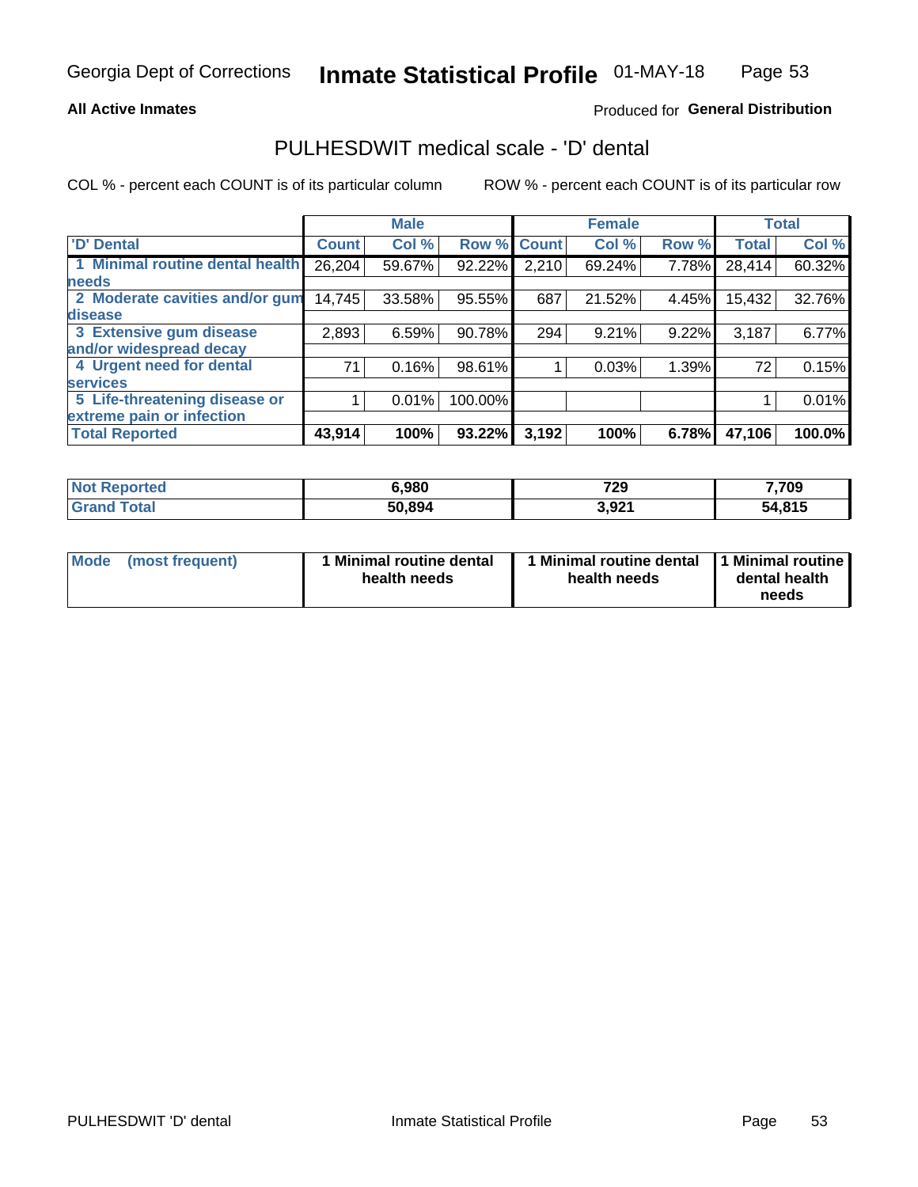Georgia Dept of Corrections **Inmate Statistical Profile** 01-MAY-18

**All Active Inmates**

Produced for **General Distribution**

## PULHESDWIT medical scale - 'D' dental

COL % - percent each COUNT is of its particular column     ROW % - percent each COUNT is of its particular row

| | Male | | | Female | | | Total | |
|---|---|---|---|---|---|---|---|---|
| 'D' Dental | Count | Col % | Row % | Count | Col % | Row % | Total | Col % |
| 1 Minimal routine dental health needs | 26,204 | 59.67% | 92.22% | 2,210 | 69.24% | 7.78% | 28,414 | 60.32% |
| 2 Moderate cavities and/or gum disease | 14,745 | 33.58% | 95.55% | 687 | 21.52% | 4.45% | 15,432 | 32.76% |
| 3 Extensive gum disease and/or widespread decay | 2,893 | 6.59% | 90.78% | 294 | 9.21% | 9.22% | 3,187 | 6.77% |
| 4 Urgent need for dental services | 71 | 0.16% | 98.61% | 1 | 0.03% | 1.39% | 72 | 0.15% |
| 5 Life-threatening disease or extreme pain or infection | 1 | 0.01% | 100.00% | | | | 1 | 0.01% |
| **Total Reported** | **43,914** | **100%** | **93.22%** | **3,192** | **100%** | **6.78%** | **47,106** | **100.0%** |

| | Male | Female | Total |
|---|---|---|---|
| **Not Reported** | **6,980** | **729** | **7,709** |
| **Grand Total** | **50,894** | **3,921** | **54,815** |

| | Male | Female | Total |
|---|---|---|---|
| **Mode (most frequent)** | **1 Minimal routine dental health needs** | **1 Minimal routine dental health needs** | **1 Minimal routine dental health needs** |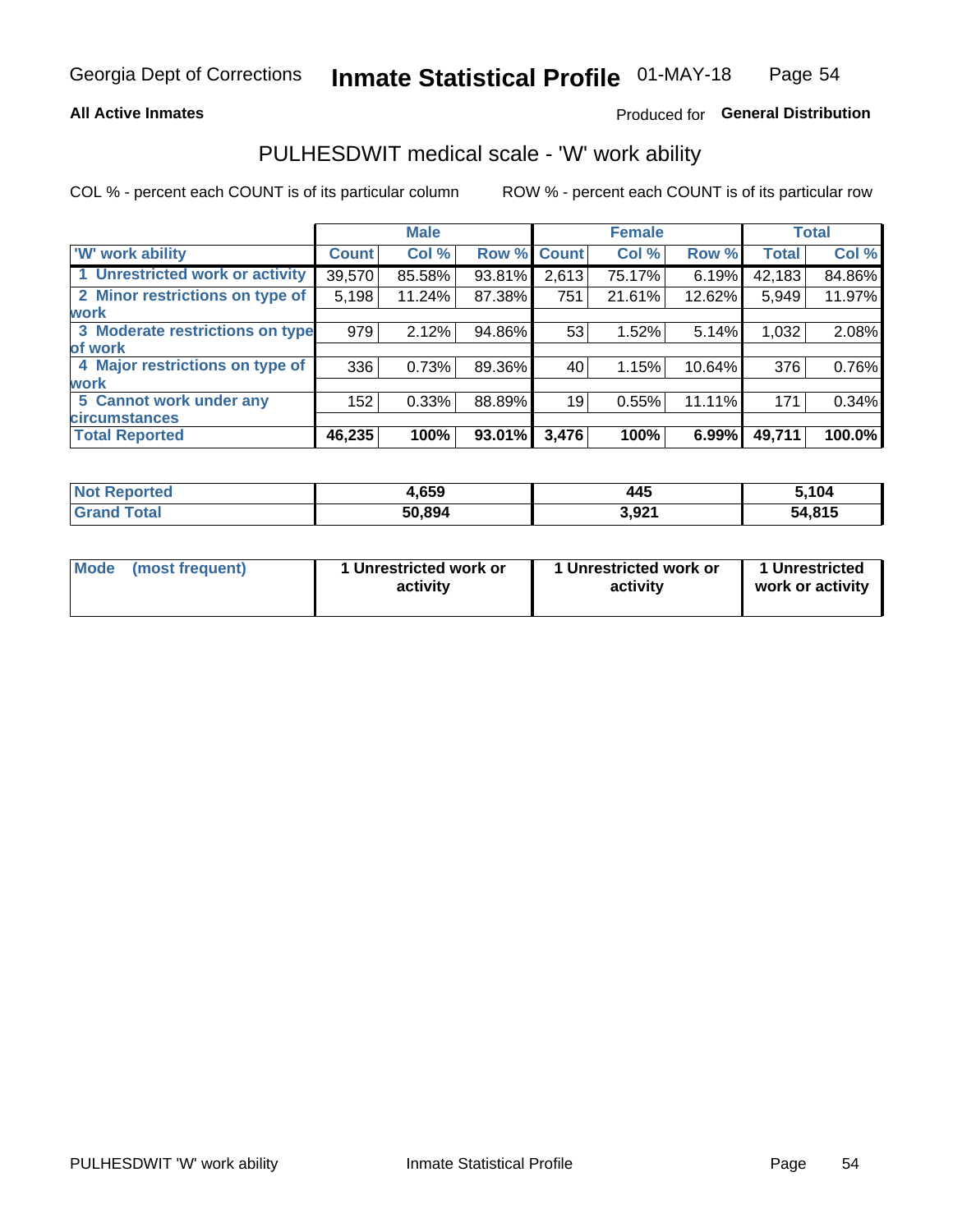Georgia Dept of Corrections **Inmate Statistical Profile** 01-MAY-18

**All Active Inmates**

Produced for **General Distribution**

## PULHESDWIT medical scale - 'W' work ability

COL % - percent each COUNT is of its particular column

ROW % - percent each COUNT is of its particular row

| | Male | | | Female | | | Total | |
|---|---|---|---|---|---|---|---|---|
| 'W' work ability | Count | Col % | Row % | Count | Col % | Row % | Total | Col % |
| 1 Unrestricted work or activity | 39,570 | 85.58% | 93.81% | 2,613 | 75.17% | 6.19% | 42,183 | 84.86% |
| 2 Minor restrictions on type of work | 5,198 | 11.24% | 87.38% | 751 | 21.61% | 12.62% | 5,949 | 11.97% |
| 3 Moderate restrictions on type of work | 979 | 2.12% | 94.86% | 53 | 1.52% | 5.14% | 1,032 | 2.08% |
| 4 Major restrictions on type of work | 336 | 0.73% | 89.36% | 40 | 1.15% | 10.64% | 376 | 0.76% |
| 5 Cannot work under any circumstances | 152 | 0.33% | 88.89% | 19 | 0.55% | 11.11% | 171 | 0.34% |
| **Total Reported** | **46,235** | **100%** | **93.01%** | **3,476** | **100%** | **6.99%** | **49,711** | **100.0%** |

| | Male | Female | Total |
|---|---|---|---|
| Not Reported | 4,659 | 445 | 5,104 |
| Grand Total | 50,894 | 3,921 | 54,815 |

| | Male | Female | Total |
|---|---|---|---|
| Mode (most frequent) | 1 Unrestricted work or activity | 1 Unrestricted work or activity | 1 Unrestricted work or activity |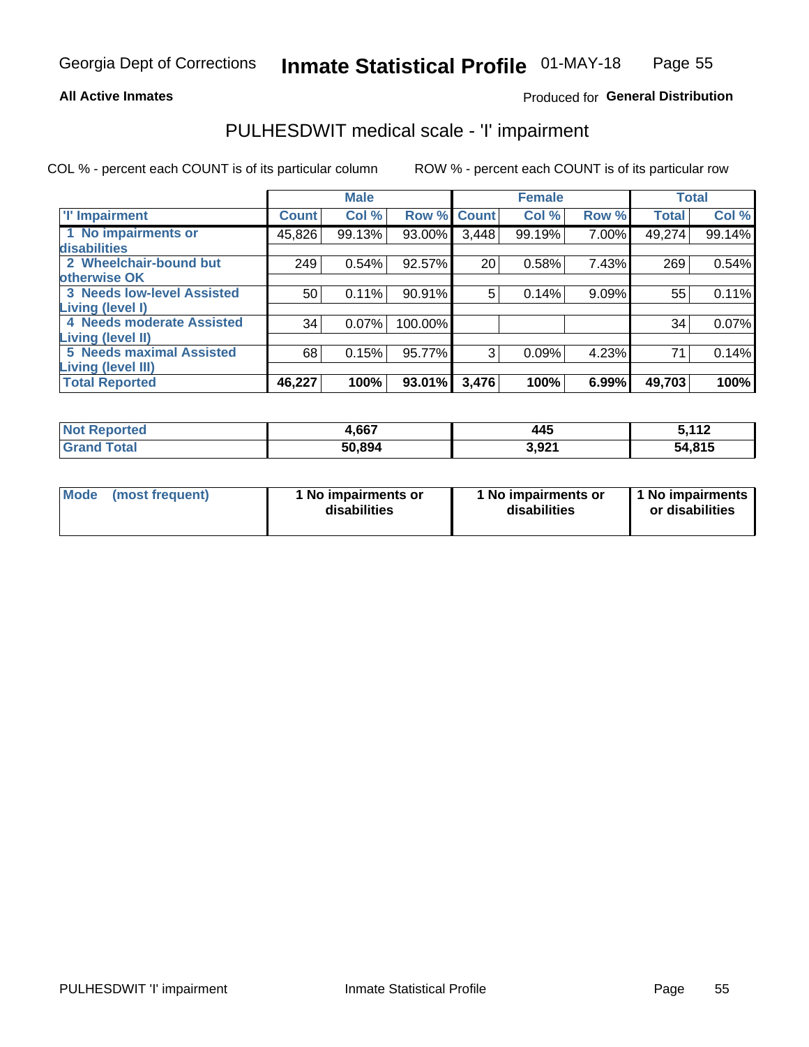Georgia Dept of Corrections **Inmate Statistical Profile** 01-MAY-18

**All Active Inmates**

Produced for **General Distribution**

## PULHESDWIT medical scale - 'I' impairment

COL % - percent each COUNT is of its particular column ROW % - percent each COUNT is of its particular row

| | Male | | | Female | | | Total | |
|---|---|---|---|---|---|---|---|---|
| 'I' Impairment | Count | Col % | Row % | Count | Col % | Row % | Total | Col % |
| 1 No impairments or disabilities | 45,826 | 99.13% | 93.00% | 3,448 | 99.19% | 7.00% | 49,274 | 99.14% |
| 2 Wheelchair-bound but otherwise OK | 249 | 0.54% | 92.57% | 20 | 0.58% | 7.43% | 269 | 0.54% |
| 3 Needs low-level Assisted Living (level I) | 50 | 0.11% | 90.91% | 5 | 0.14% | 9.09% | 55 | 0.11% |
| 4 Needs moderate Assisted Living (level II) | 34 | 0.07% | 100.00% | | | | 34 | 0.07% |
| 5 Needs maximal Assisted Living (level III) | 68 | 0.15% | 95.77% | 3 | 0.09% | 4.23% | 71 | 0.14% |
| **Total Reported** | **46,227** | **100%** | **93.01%** | **3,476** | **100%** | **6.99%** | **49,703** | **100%** |

| | Male | Female | Total |
|---|---|---|---|
| Not Reported | 4,667 | 445 | 5,112 |
| Grand Total | 50,894 | 3,921 | 54,815 |

| | Male | Female | Total |
|---|---|---|---|
| Mode (most frequent) | 1 No impairments or disabilities | 1 No impairments or disabilities | 1 No impairments or disabilities |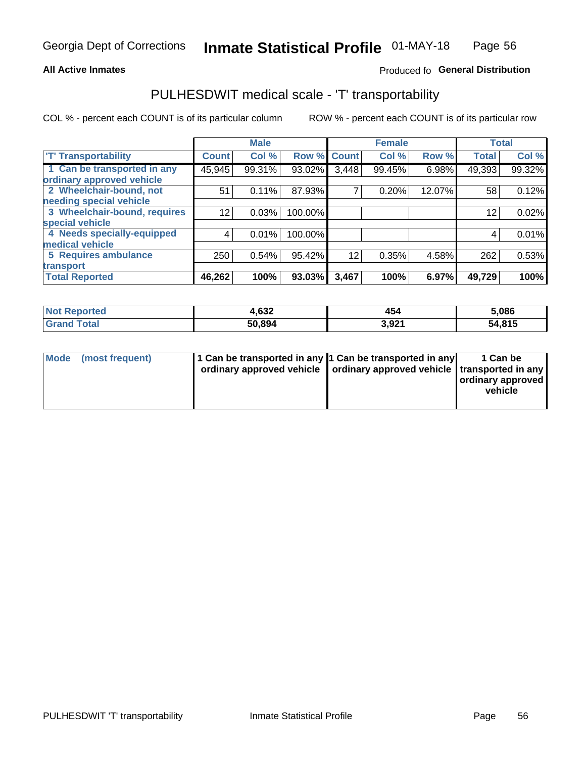Georgia Dept of Corrections **Inmate Statistical Profile** 01-MAY-18

**All Active Inmates**

Produced fo **General Distribution**

# PULHESDWIT medical scale - 'T' transportability

COL % - percent each COUNT is of its particular column    ROW % - percent each COUNT is of its particular row

| | Male | | | Female | | | Total | |
|---|---|---|---|---|---|---|---|---|
| **'T' Transportability** | **Count** | **Col %** | **Row %** | **Count** | **Col %** | **Row %** | **Total** | **Col %** |
| **1 Can be transported in any ordinary approved vehicle** | 45,945 | 99.31% | 93.02% | 3,448 | 99.45% | 6.98% | 49,393 | 99.32% |
| **2 Wheelchair-bound, not needing special vehicle** | 51 | 0.11% | 87.93% | 7 | 0.20% | 12.07% | 58 | 0.12% |
| **3 Wheelchair-bound, requires special vehicle** | 12 | 0.03% | 100.00% | | | | 12 | 0.02% |
| **4 Needs specially-equipped medical vehicle** | 4 | 0.01% | 100.00% | | | | 4 | 0.01% |
| **5 Requires ambulance transport** | 250 | 0.54% | 95.42% | 12 | 0.35% | 4.58% | 262 | 0.53% |
| **Total Reported** | **46,262** | **100%** | **93.03%** | **3,467** | **100%** | **6.97%** | **49,729** | **100%** |

| | Male | Female | Total |
|---|---|---|---|
| **Not Reported** | **4,632** | **454** | **5,086** |
| **Grand Total** | **50,894** | **3,921** | **54,815** |

| | Male | Female | Total |
|---|---|---|---|
| **Mode (most frequent)** | **1 Can be transported in any ordinary approved vehicle** | **1 Can be transported in any ordinary approved vehicle** | **1 Can be transported in any ordinary approved vehicle** |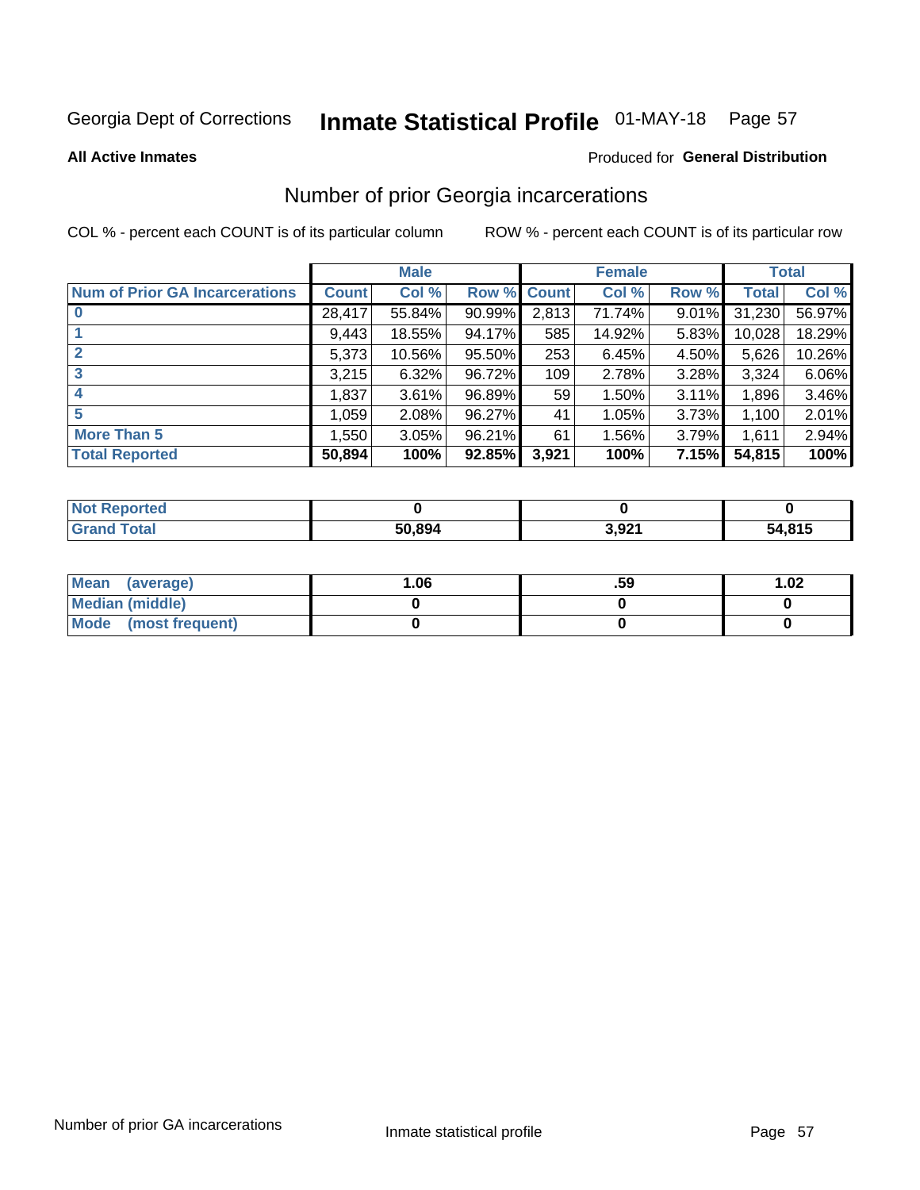Georgia Dept of Corrections **Inmate Statistical Profile** 01-MAY-18

**All Active Inmates**

Produced for **General Distribution**

## Number of prior Georgia incarcerations

COL % - percent each COUNT is of its particular column    ROW % - percent each COUNT is of its particular row

| | Male | | | Female | | | Total | |
|---|---|---|---|---|---|---|---|---|
| **Num of Prior GA Incarcerations** | **Count** | **Col %** | **Row %** | **Count** | **Col %** | **Row %** | **Total** | **Col %** |
| **0** | 28,417 | 55.84% | 90.99% | 2,813 | 71.74% | 9.01% | 31,230 | 56.97% |
| **1** | 9,443 | 18.55% | 94.17% | 585 | 14.92% | 5.83% | 10,028 | 18.29% |
| **2** | 5,373 | 10.56% | 95.50% | 253 | 6.45% | 4.50% | 5,626 | 10.26% |
| **3** | 3,215 | 6.32% | 96.72% | 109 | 2.78% | 3.28% | 3,324 | 6.06% |
| **4** | 1,837 | 3.61% | 96.89% | 59 | 1.50% | 3.11% | 1,896 | 3.46% |
| **5** | 1,059 | 2.08% | 96.27% | 41 | 1.05% | 3.73% | 1,100 | 2.01% |
| **More Than 5** | 1,550 | 3.05% | 96.21% | 61 | 1.56% | 3.79% | 1,611 | 2.94% |
| **Total Reported** | **50,894** | **100%** | **92.85%** | **3,921** | **100%** | **7.15%** | **54,815** | **100%** |

| | Male | Female | Total |
|---|---|---|---|
| **Not Reported** | **0** | **0** | **0** |
| **Grand Total** | **50,894** | **3,921** | **54,815** |

| | Male | Female | Total |
|---|---|---|---|
| **Mean (average)** | **1.06** | **.59** | **1.02** |
| **Median (middle)** | **0** | **0** | **0** |
| **Mode (most frequent)** | **0** | **0** | **0** |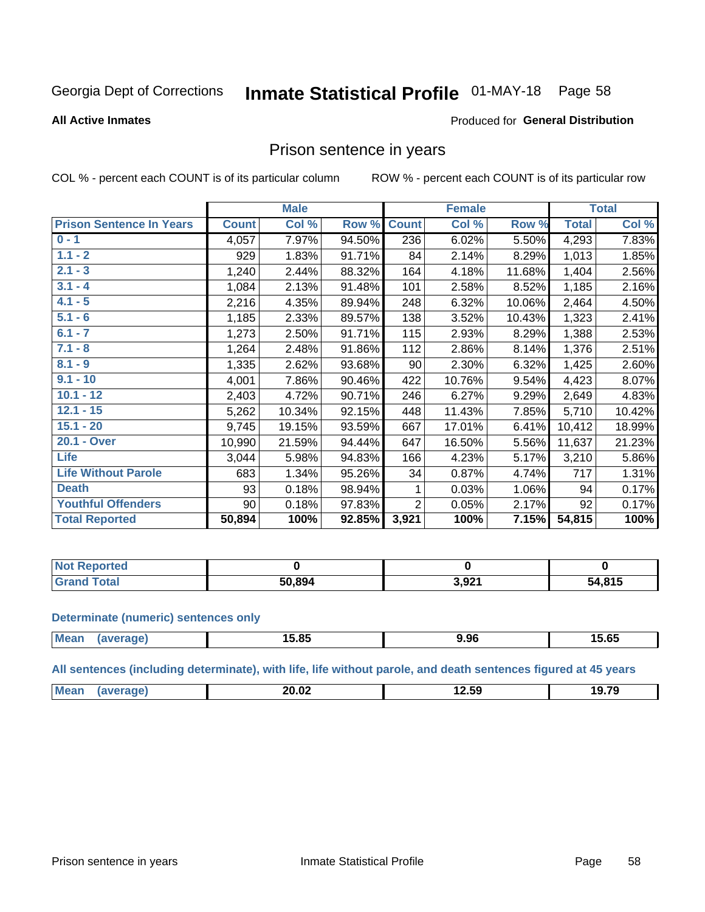Georgia Dept of Corrections **Inmate Statistical Profile** 01-MAY-18 Page 58

**All Active Inmates**

Produced for **General Distribution**

## Prison sentence in years

COL % - percent each COUNT is of its particular column ROW % - percent each COUNT is of its particular row

| | Male | | | Female | | | Total | |
|---|---|---|---|---|---|---|---|---|
| **Prison Sentence In Years** | **Count** | **Col %** | **Row %** | **Count** | **Col %** | **Row %** | **Total** | **Col %** |
| **0 - 1** | 4,057 | 7.97% | 94.50% | 236 | 6.02% | 5.50% | 4,293 | 7.83% |
| **1.1 - 2** | 929 | 1.83% | 91.71% | 84 | 2.14% | 8.29% | 1,013 | 1.85% |
| **2.1 - 3** | 1,240 | 2.44% | 88.32% | 164 | 4.18% | 11.68% | 1,404 | 2.56% |
| **3.1 - 4** | 1,084 | 2.13% | 91.48% | 101 | 2.58% | 8.52% | 1,185 | 2.16% |
| **4.1 - 5** | 2,216 | 4.35% | 89.94% | 248 | 6.32% | 10.06% | 2,464 | 4.50% |
| **5.1 - 6** | 1,185 | 2.33% | 89.57% | 138 | 3.52% | 10.43% | 1,323 | 2.41% |
| **6.1 - 7** | 1,273 | 2.50% | 91.71% | 115 | 2.93% | 8.29% | 1,388 | 2.53% |
| **7.1 - 8** | 1,264 | 2.48% | 91.86% | 112 | 2.86% | 8.14% | 1,376 | 2.51% |
| **8.1 - 9** | 1,335 | 2.62% | 93.68% | 90 | 2.30% | 6.32% | 1,425 | 2.60% |
| **9.1 - 10** | 4,001 | 7.86% | 90.46% | 422 | 10.76% | 9.54% | 4,423 | 8.07% |
| **10.1 - 12** | 2,403 | 4.72% | 90.71% | 246 | 6.27% | 9.29% | 2,649 | 4.83% |
| **12.1 - 15** | 5,262 | 10.34% | 92.15% | 448 | 11.43% | 7.85% | 5,710 | 10.42% |
| **15.1 - 20** | 9,745 | 19.15% | 93.59% | 667 | 17.01% | 6.41% | 10,412 | 18.99% |
| **20.1 - Over** | 10,990 | 21.59% | 94.44% | 647 | 16.50% | 5.56% | 11,637 | 21.23% |
| **Life** | 3,044 | 5.98% | 94.83% | 166 | 4.23% | 5.17% | 3,210 | 5.86% |
| **Life Without Parole** | 683 | 1.34% | 95.26% | 34 | 0.87% | 4.74% | 717 | 1.31% |
| **Death** | 93 | 0.18% | 98.94% | 1 | 0.03% | 1.06% | 94 | 0.17% |
| **Youthful Offenders** | 90 | 0.18% | 97.83% | 2 | 0.05% | 2.17% | 92 | 0.17% |
| **Total Reported** | **50,894** | **100%** | **92.85%** | **3,921** | **100%** | **7.15%** | **54,815** | **100%** |

| | Male | Female | Total |
|---|---|---|---|
| **Not Reported** | **0** | **0** | **0** |
| **Grand Total** | **50,894** | **3,921** | **54,815** |

**Determinate (numeric) sentences only**

| | Male | Female | Total |
|---|---|---|---|
| **Mean (average)** | **15.85** | **9.96** | **15.65** |

**All sentences (including determinate), with life, life without parole, and death sentences figured at 45 years**

| | Male | Female | Total |
|---|---|---|---|
| **Mean (average)** | **20.02** | **12.59** | **19.79** |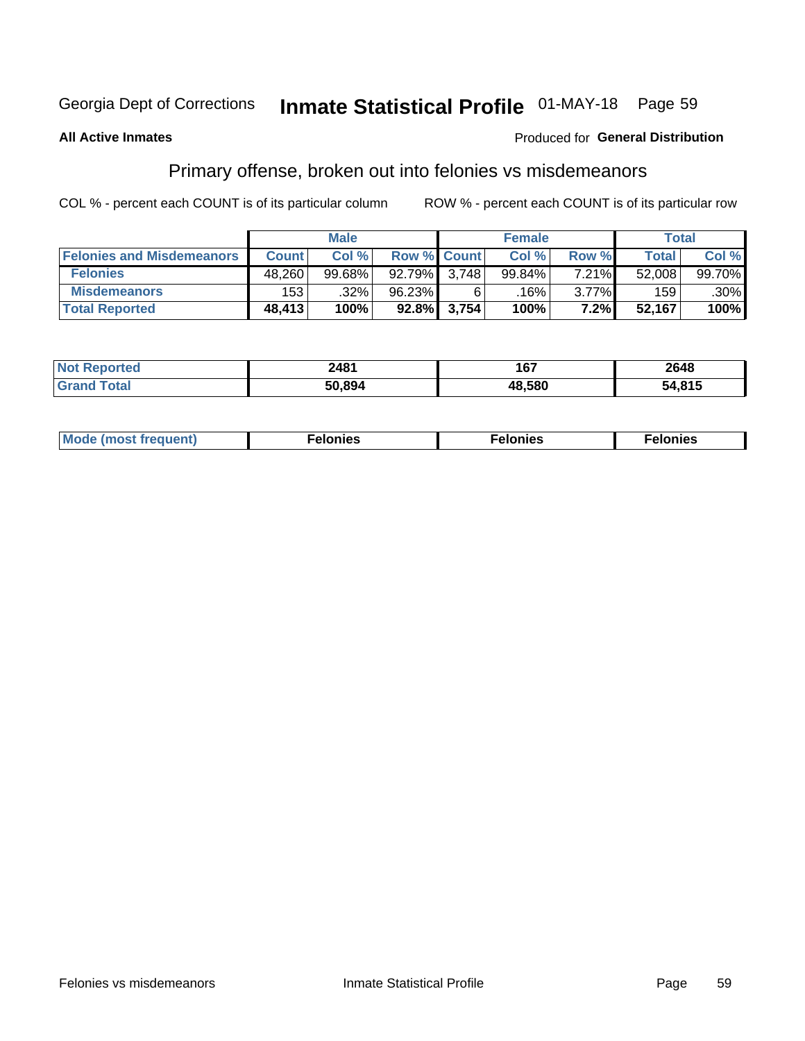Georgia Dept of Corrections **Inmate Statistical Profile** 01-MAY-18

**All Active Inmates**

Produced for **General Distribution**

## Primary offense, broken out into felonies vs misdemeanors

COL % - percent each COUNT is of its particular column

ROW % - percent each COUNT is of its particular row

| | Male | | | Female | | | Total | |
|---|---|---|---|---|---|---|---|---|
| Felonies and Misdemeanors | Count | Col % | Row % | Count | Col % | Row % | Total | Col % |
| Felonies | 48,260 | 99.68% | 92.79% | 3,748 | 99.84% | 7.21% | 52,008 | 99.70% |
| Misdemeanors | 153 | .32% | 96.23% | 6 | .16% | 3.77% | 159 | .30% |
| **Total Reported** | **48,413** | **100%** | **92.8%** | **3,754** | **100%** | **7.2%** | **52,167** | **100%** |

| | Male | Female | Total |
|---|---|---|---|
| Not Reported | 2481 | 167 | 2648 |
| Grand Total | 50,894 | 48,580 | 54,815 |

| | Male | Female | Total |
|---|---|---|---|
| Mode (most frequent) | Felonies | Felonies | Felonies |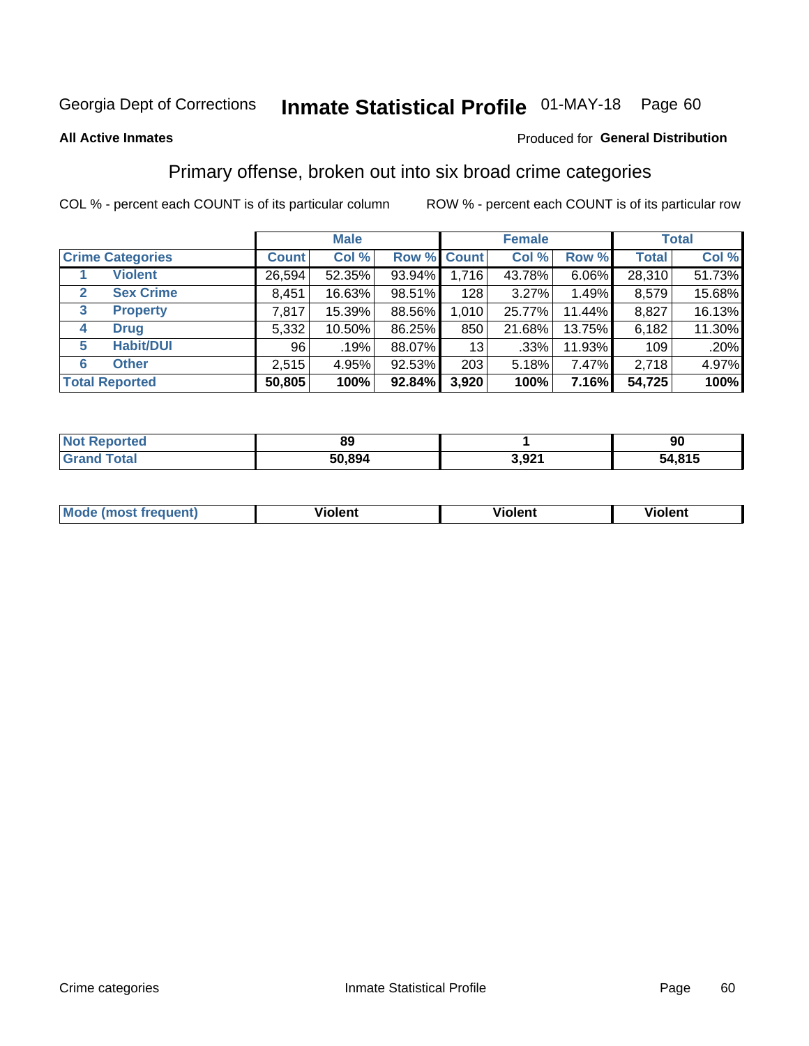Georgia Dept of Corrections **Inmate Statistical Profile** 01-MAY-18

**All Active Inmates**

Produced for **General Distribution**

## Primary offense, broken out into six broad crime categories

COL % - percent each COUNT is of its particular column

ROW % - percent each COUNT is of its particular row

| | | Male | | | Female | | | Total | |
|---|---|---|---|---|---|---|---|---|---|
| **Crime Categories** | | **Count** | **Col %** | **Row %** | **Count** | **Col %** | **Row %** | **Total** | **Col %** |
| 1 | **Violent** | 26,594 | 52.35% | 93.94% | 1,716 | 43.78% | 6.06% | 28,310 | 51.73% |
| 2 | **Sex Crime** | 8,451 | 16.63% | 98.51% | 128 | 3.27% | 1.49% | 8,579 | 15.68% |
| 3 | **Property** | 7,817 | 15.39% | 88.56% | 1,010 | 25.77% | 11.44% | 8,827 | 16.13% |
| 4 | **Drug** | 5,332 | 10.50% | 86.25% | 850 | 21.68% | 13.75% | 6,182 | 11.30% |
| 5 | **Habit/DUI** | 96 | .19% | 88.07% | 13 | .33% | 11.93% | 109 | .20% |
| 6 | **Other** | 2,515 | 4.95% | 92.53% | 203 | 5.18% | 7.47% | 2,718 | 4.97% |
| **Total Reported** | | **50,805** | **100%** | **92.84%** | **3,920** | **100%** | **7.16%** | **54,725** | **100%** |

| | Male | Female | Total |
|---|---|---|---|
| **Not Reported** | **89** | **1** | **90** |
| **Grand Total** | **50,894** | **3,921** | **54,815** |

| | Male | Female | Total |
|---|---|---|---|
| **Mode (most frequent)** | **Violent** | **Violent** | **Violent** |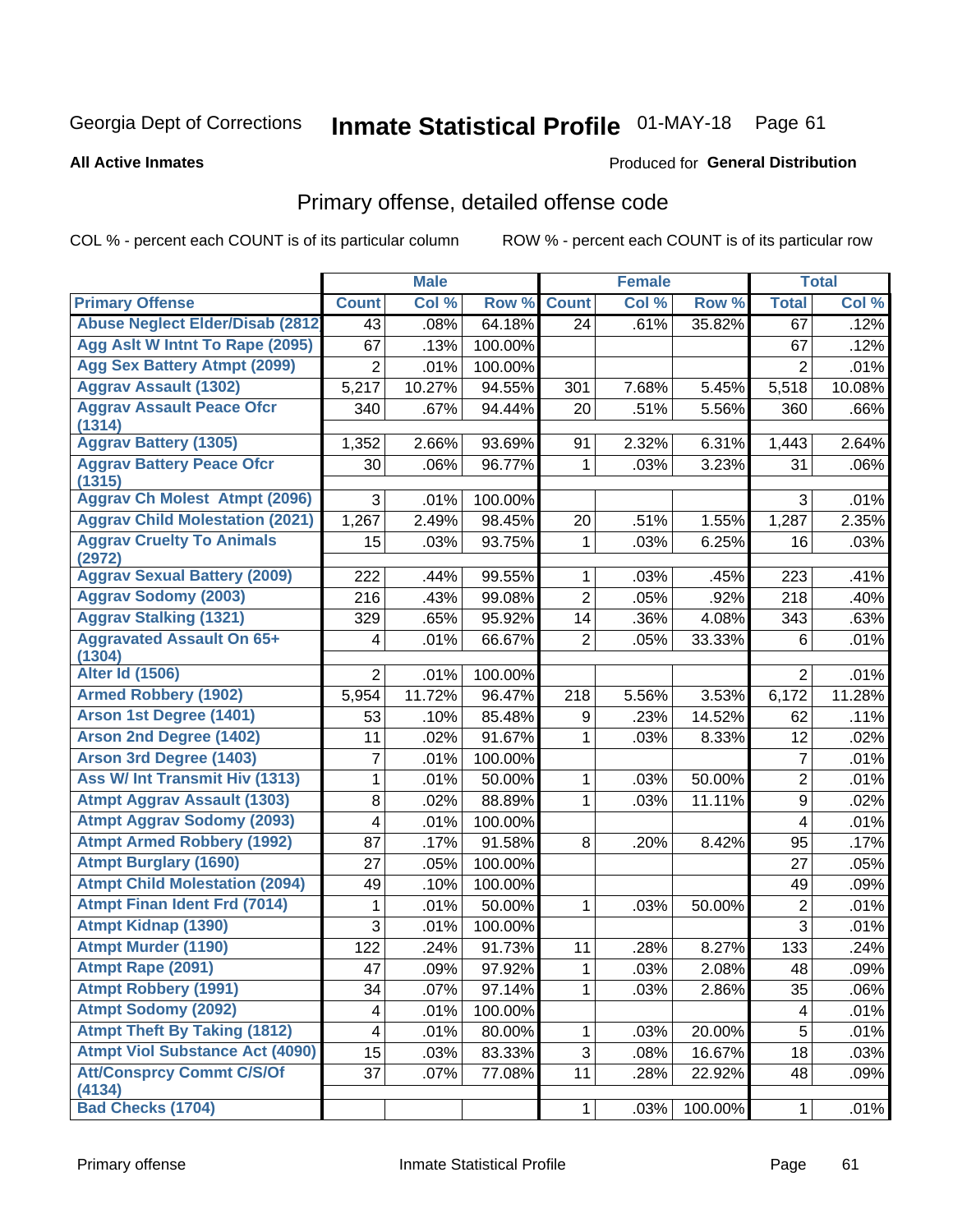Georgia Dept of Corrections **Inmate Statistical Profile** 01-MAY-18

**All Active Inmates**

Produced for **General Distribution**

## Primary offense, detailed offense code

COL % - percent each COUNT is of its particular column ROW % - percent each COUNT is of its particular row

| | Male | | | Female | | | Total | |
|---|---|---|---|---|---|---|---|---|
| **Primary Offense** | **Count** | **Col %** | **Row %** | **Count** | **Col %** | **Row %** | **Total** | **Col %** |
| Abuse Neglect Elder/Disab (2812 | 43 | .08% | 64.18% | 24 | .61% | 35.82% | 67 | .12% |
| Agg Aslt W Intnt To Rape (2095) | 67 | .13% | 100.00% | | | | 67 | .12% |
| Agg Sex Battery Atmpt (2099) | 2 | .01% | 100.00% | | | | 2 | .01% |
| Aggrav Assault (1302) | 5,217 | 10.27% | 94.55% | 301 | 7.68% | 5.45% | 5,518 | 10.08% |
| Aggrav Assault Peace Ofcr (1314) | 340 | .67% | 94.44% | 20 | .51% | 5.56% | 360 | .66% |
| Aggrav Battery (1305) | 1,352 | 2.66% | 93.69% | 91 | 2.32% | 6.31% | 1,443 | 2.64% |
| Aggrav Battery Peace Ofcr (1315) | 30 | .06% | 96.77% | 1 | .03% | 3.23% | 31 | .06% |
| Aggrav Ch Molest Atmpt (2096) | 3 | .01% | 100.00% | | | | 3 | .01% |
| Aggrav Child Molestation (2021) | 1,267 | 2.49% | 98.45% | 20 | .51% | 1.55% | 1,287 | 2.35% |
| Aggrav Cruelty To Animals (2972) | 15 | .03% | 93.75% | 1 | .03% | 6.25% | 16 | .03% |
| Aggrav Sexual Battery (2009) | 222 | .44% | 99.55% | 1 | .03% | .45% | 223 | .41% |
| Aggrav Sodomy (2003) | 216 | .43% | 99.08% | 2 | .05% | .92% | 218 | .40% |
| Aggrav Stalking (1321) | 329 | .65% | 95.92% | 14 | .36% | 4.08% | 343 | .63% |
| Aggravated Assault On 65+ (1304) | 4 | .01% | 66.67% | 2 | .05% | 33.33% | 6 | .01% |
| Alter Id (1506) | 2 | .01% | 100.00% | | | | 2 | .01% |
| Armed Robbery (1902) | 5,954 | 11.72% | 96.47% | 218 | 5.56% | 3.53% | 6,172 | 11.28% |
| Arson 1st Degree (1401) | 53 | .10% | 85.48% | 9 | .23% | 14.52% | 62 | .11% |
| Arson 2nd Degree (1402) | 11 | .02% | 91.67% | 1 | .03% | 8.33% | 12 | .02% |
| Arson 3rd Degree (1403) | 7 | .01% | 100.00% | | | | 7 | .01% |
| Ass W/ Int Transmit Hiv (1313) | 1 | .01% | 50.00% | 1 | .03% | 50.00% | 2 | .01% |
| Atmpt Aggrav Assault (1303) | 8 | .02% | 88.89% | 1 | .03% | 11.11% | 9 | .02% |
| Atmpt Aggrav Sodomy (2093) | 4 | .01% | 100.00% | | | | 4 | .01% |
| Atmpt Armed Robbery (1992) | 87 | .17% | 91.58% | 8 | .20% | 8.42% | 95 | .17% |
| Atmpt Burglary (1690) | 27 | .05% | 100.00% | | | | 27 | .05% |
| Atmpt Child Molestation (2094) | 49 | .10% | 100.00% | | | | 49 | .09% |
| Atmpt Finan Ident Frd (7014) | 1 | .01% | 50.00% | 1 | .03% | 50.00% | 2 | .01% |
| Atmpt Kidnap (1390) | 3 | .01% | 100.00% | | | | 3 | .01% |
| Atmpt Murder (1190) | 122 | .24% | 91.73% | 11 | .28% | 8.27% | 133 | .24% |
| Atmpt Rape (2091) | 47 | .09% | 97.92% | 1 | .03% | 2.08% | 48 | .09% |
| Atmpt Robbery (1991) | 34 | .07% | 97.14% | 1 | .03% | 2.86% | 35 | .06% |
| Atmpt Sodomy (2092) | 4 | .01% | 100.00% | | | | 4 | .01% |
| Atmpt Theft By Taking (1812) | 4 | .01% | 80.00% | 1 | .03% | 20.00% | 5 | .01% |
| Atmpt Viol Substance Act (4090) | 15 | .03% | 83.33% | 3 | .08% | 16.67% | 18 | .03% |
| Att/Consprcy Commt C/S/Of (4134) | 37 | .07% | 77.08% | 11 | .28% | 22.92% | 48 | .09% |
| Bad Checks (1704) | | | | 1 | .03% | 100.00% | 1 | .01% |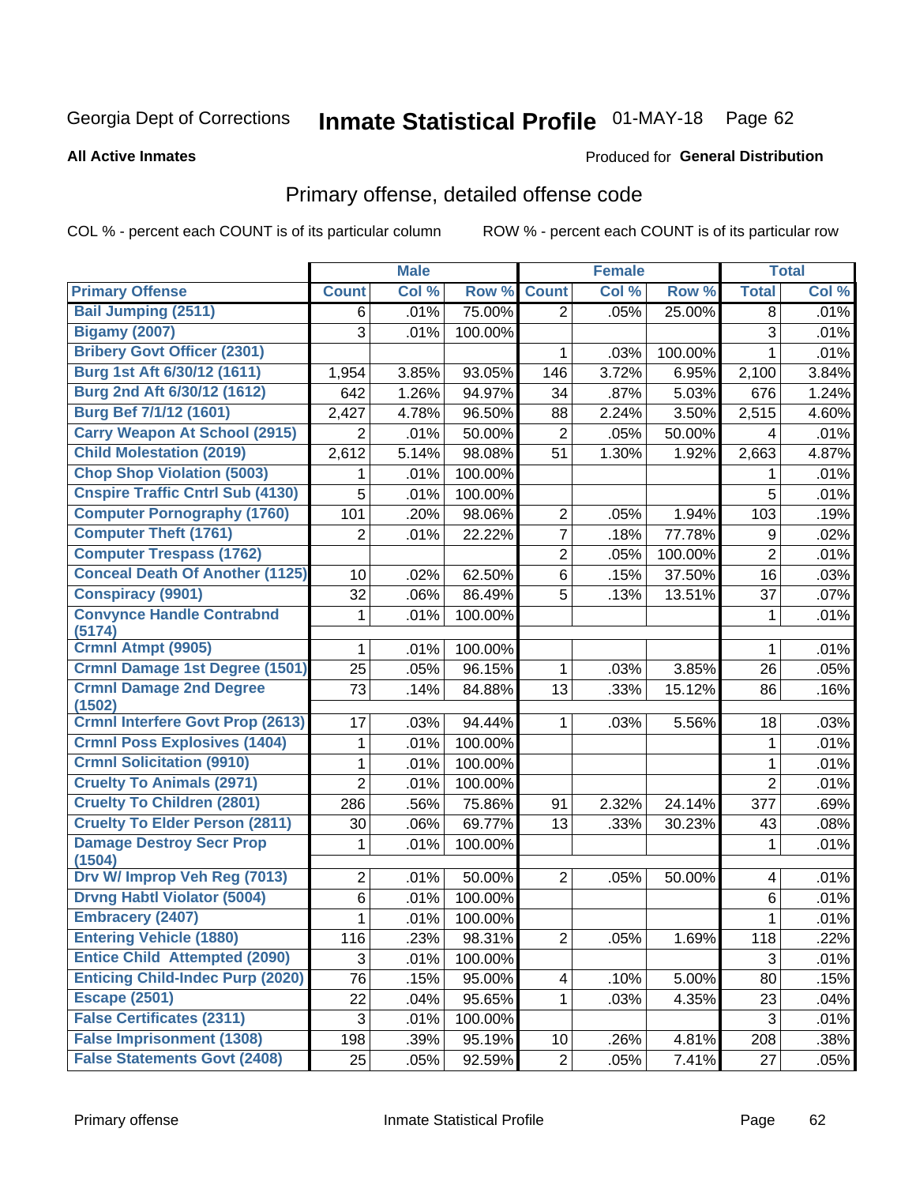Georgia Dept of Corrections **Inmate Statistical Profile** 01-MAY-18 Page 62

**All Active Inmates**

Produced for **General Distribution**

## Primary offense, detailed offense code

COL % - percent each COUNT is of its particular column    ROW % - percent each COUNT is of its particular row

| | Male | | | Female | | | Total | |
|---|---|---|---|---|---|---|---|---|
| **Primary Offense** | **Count** | **Col %** | **Row %** | **Count** | **Col %** | **Row %** | **Total** | **Col %** |
| **Bail Jumping (2511)** | 6 | .01% | 75.00% | 2 | .05% | 25.00% | 8 | .01% |
| **Bigamy (2007)** | 3 | .01% | 100.00% | | | | 3 | .01% |
| **Bribery Govt Officer (2301)** | | | | 1 | .03% | 100.00% | 1 | .01% |
| **Burg 1st Aft 6/30/12 (1611)** | 1,954 | 3.85% | 93.05% | 146 | 3.72% | 6.95% | 2,100 | 3.84% |
| **Burg 2nd Aft 6/30/12 (1612)** | 642 | 1.26% | 94.97% | 34 | .87% | 5.03% | 676 | 1.24% |
| **Burg Bef 7/1/12 (1601)** | 2,427 | 4.78% | 96.50% | 88 | 2.24% | 3.50% | 2,515 | 4.60% |
| **Carry Weapon At School (2915)** | 2 | .01% | 50.00% | 2 | .05% | 50.00% | 4 | .01% |
| **Child Molestation (2019)** | 2,612 | 5.14% | 98.08% | 51 | 1.30% | 1.92% | 2,663 | 4.87% |
| **Chop Shop Violation (5003)** | 1 | .01% | 100.00% | | | | 1 | .01% |
| **Cnspire Traffic Cntrl Sub (4130)** | 5 | .01% | 100.00% | | | | 5 | .01% |
| **Computer Pornography (1760)** | 101 | .20% | 98.06% | 2 | .05% | 1.94% | 103 | .19% |
| **Computer Theft (1761)** | 2 | .01% | 22.22% | 7 | .18% | 77.78% | 9 | .02% |
| **Computer Trespass (1762)** | | | | 2 | .05% | 100.00% | 2 | .01% |
| **Conceal Death Of Another (1125)** | 10 | .02% | 62.50% | 6 | .15% | 37.50% | 16 | .03% |
| **Conspiracy (9901)** | 32 | .06% | 86.49% | 5 | .13% | 13.51% | 37 | .07% |
| **Convynce Handle Contrabnd (5174)** | 1 | .01% | 100.00% | | | | 1 | .01% |
| **Crmnl Atmpt (9905)** | 1 | .01% | 100.00% | | | | 1 | .01% |
| **Crmnl Damage 1st Degree (1501)** | 25 | .05% | 96.15% | 1 | .03% | 3.85% | 26 | .05% |
| **Crmnl Damage 2nd Degree (1502)** | 73 | .14% | 84.88% | 13 | .33% | 15.12% | 86 | .16% |
| **Crmnl Interfere Govt Prop (2613)** | 17 | .03% | 94.44% | 1 | .03% | 5.56% | 18 | .03% |
| **Crmnl Poss Explosives (1404)** | 1 | .01% | 100.00% | | | | 1 | .01% |
| **Crmnl Solicitation (9910)** | 1 | .01% | 100.00% | | | | 1 | .01% |
| **Cruelty To Animals (2971)** | 2 | .01% | 100.00% | | | | 2 | .01% |
| **Cruelty To Children (2801)** | 286 | .56% | 75.86% | 91 | 2.32% | 24.14% | 377 | .69% |
| **Cruelty To Elder Person (2811)** | 30 | .06% | 69.77% | 13 | .33% | 30.23% | 43 | .08% |
| **Damage Destroy Secr Prop (1504)** | 1 | .01% | 100.00% | | | | 1 | .01% |
| **Drv W/ Improp Veh Reg (7013)** | 2 | .01% | 50.00% | 2 | .05% | 50.00% | 4 | .01% |
| **Drvng Habtl Violator (5004)** | 6 | .01% | 100.00% | | | | 6 | .01% |
| **Embracery (2407)** | 1 | .01% | 100.00% | | | | 1 | .01% |
| **Entering Vehicle (1880)** | 116 | .23% | 98.31% | 2 | .05% | 1.69% | 118 | .22% |
| **Entice Child Attempted (2090)** | 3 | .01% | 100.00% | | | | 3 | .01% |
| **Enticing Child-Indec Purp (2020)** | 76 | .15% | 95.00% | 4 | .10% | 5.00% | 80 | .15% |
| **Escape (2501)** | 22 | .04% | 95.65% | 1 | .03% | 4.35% | 23 | .04% |
| **False Certificates (2311)** | 3 | .01% | 100.00% | | | | 3 | .01% |
| **False Imprisonment (1308)** | 198 | .39% | 95.19% | 10 | .26% | 4.81% | 208 | .38% |
| **False Statements Govt (2408)** | 25 | .05% | 92.59% | 2 | .05% | 7.41% | 27 | .05% |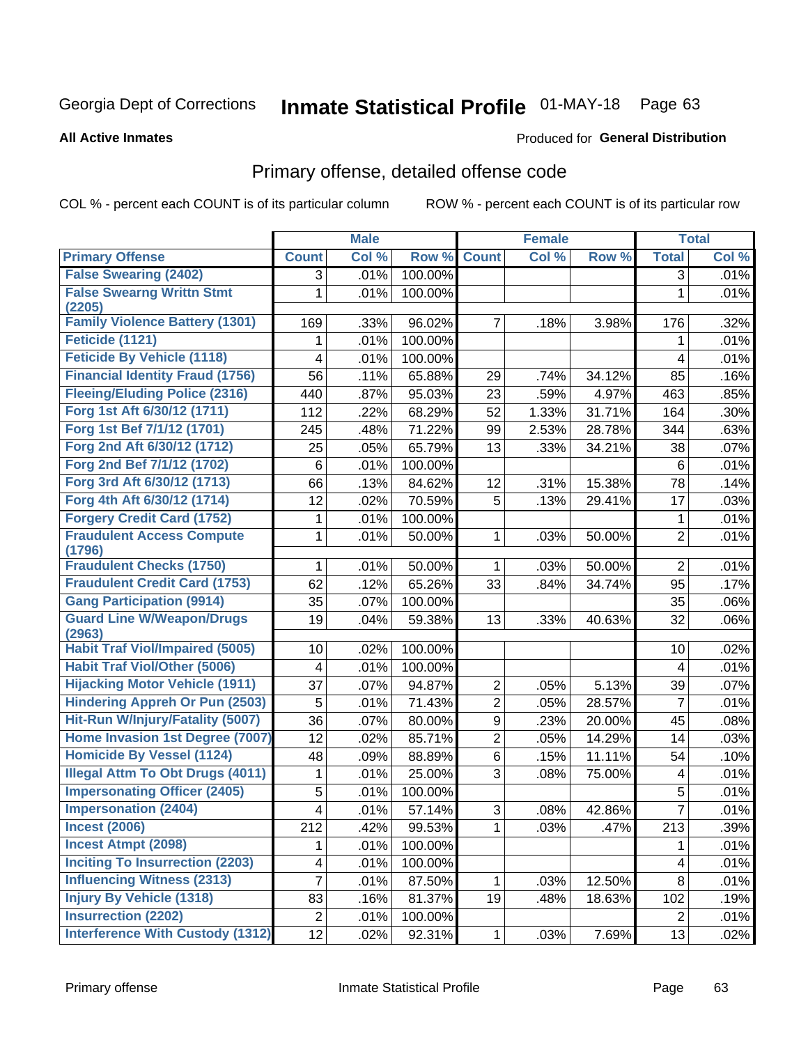Georgia Dept of Corrections **Inmate Statistical Profile** 01-MAY-18

**All Active Inmates**

Produced for **General Distribution**

## Primary offense, detailed offense code

COL % - percent each COUNT is of its particular column ROW % - percent each COUNT is of its particular row

| | Male | | | Female | | | Total | |
|---|---|---|---|---|---|---|---|---|
| **Primary Offense** | **Count** | **Col %** | **Row %** | **Count** | **Col %** | **Row %** | **Total** | **Col %** |
| False Swearing (2402) | 3 | .01% | 100.00% | | | | 3 | .01% |
| False Swearng Writtn Stmt (2205) | 1 | .01% | 100.00% | | | | 1 | .01% |
| Family Violence Battery (1301) | 169 | .33% | 96.02% | 7 | .18% | 3.98% | 176 | .32% |
| Feticide (1121) | 1 | .01% | 100.00% | | | | 1 | .01% |
| Feticide By Vehicle (1118) | 4 | .01% | 100.00% | | | | 4 | .01% |
| Financial Identity Fraud (1756) | 56 | .11% | 65.88% | 29 | .74% | 34.12% | 85 | .16% |
| Fleeing/Eluding Police (2316) | 440 | .87% | 95.03% | 23 | .59% | 4.97% | 463 | .85% |
| Forg 1st Aft 6/30/12 (1711) | 112 | .22% | 68.29% | 52 | 1.33% | 31.71% | 164 | .30% |
| Forg 1st Bef 7/1/12 (1701) | 245 | .48% | 71.22% | 99 | 2.53% | 28.78% | 344 | .63% |
| Forg 2nd Aft 6/30/12 (1712) | 25 | .05% | 65.79% | 13 | .33% | 34.21% | 38 | .07% |
| Forg 2nd Bef 7/1/12 (1702) | 6 | .01% | 100.00% | | | | 6 | .01% |
| Forg 3rd Aft 6/30/12 (1713) | 66 | .13% | 84.62% | 12 | .31% | 15.38% | 78 | .14% |
| Forg 4th Aft 6/30/12 (1714) | 12 | .02% | 70.59% | 5 | .13% | 29.41% | 17 | .03% |
| Forgery Credit Card (1752) | 1 | .01% | 100.00% | | | | 1 | .01% |
| Fraudulent Access Compute (1796) | 1 | .01% | 50.00% | 1 | .03% | 50.00% | 2 | .01% |
| Fraudulent Checks (1750) | 1 | .01% | 50.00% | 1 | .03% | 50.00% | 2 | .01% |
| Fraudulent Credit Card (1753) | 62 | .12% | 65.26% | 33 | .84% | 34.74% | 95 | .17% |
| Gang Participation (9914) | 35 | .07% | 100.00% | | | | 35 | .06% |
| Guard Line W/Weapon/Drugs (2963) | 19 | .04% | 59.38% | 13 | .33% | 40.63% | 32 | .06% |
| Habit Traf Viol/Impaired (5005) | 10 | .02% | 100.00% | | | | 10 | .02% |
| Habit Traf Viol/Other (5006) | 4 | .01% | 100.00% | | | | 4 | .01% |
| Hijacking Motor Vehicle (1911) | 37 | .07% | 94.87% | 2 | .05% | 5.13% | 39 | .07% |
| Hindering Appreh Or Pun (2503) | 5 | .01% | 71.43% | 2 | .05% | 28.57% | 7 | .01% |
| Hit-Run W/Injury/Fatality (5007) | 36 | .07% | 80.00% | 9 | .23% | 20.00% | 45 | .08% |
| Home Invasion 1st Degree (7007) | 12 | .02% | 85.71% | 2 | .05% | 14.29% | 14 | .03% |
| Homicide By Vessel (1124) | 48 | .09% | 88.89% | 6 | .15% | 11.11% | 54 | .10% |
| Illegal Attm To Obt Drugs (4011) | 1 | .01% | 25.00% | 3 | .08% | 75.00% | 4 | .01% |
| Impersonating Officer (2405) | 5 | .01% | 100.00% | | | | 5 | .01% |
| Impersonation (2404) | 4 | .01% | 57.14% | 3 | .08% | 42.86% | 7 | .01% |
| Incest (2006) | 212 | .42% | 99.53% | 1 | .03% | .47% | 213 | .39% |
| Incest Atmpt (2098) | 1 | .01% | 100.00% | | | | 1 | .01% |
| Inciting To Insurrection (2203) | 4 | .01% | 100.00% | | | | 4 | .01% |
| Influencing Witness (2313) | 7 | .01% | 87.50% | 1 | .03% | 12.50% | 8 | .01% |
| Injury By Vehicle (1318) | 83 | .16% | 81.37% | 19 | .48% | 18.63% | 102 | .19% |
| Insurrection (2202) | 2 | .01% | 100.00% | | | | 2 | .01% |
| Interference With Custody (1312) | 12 | .02% | 92.31% | 1 | .03% | 7.69% | 13 | .02% |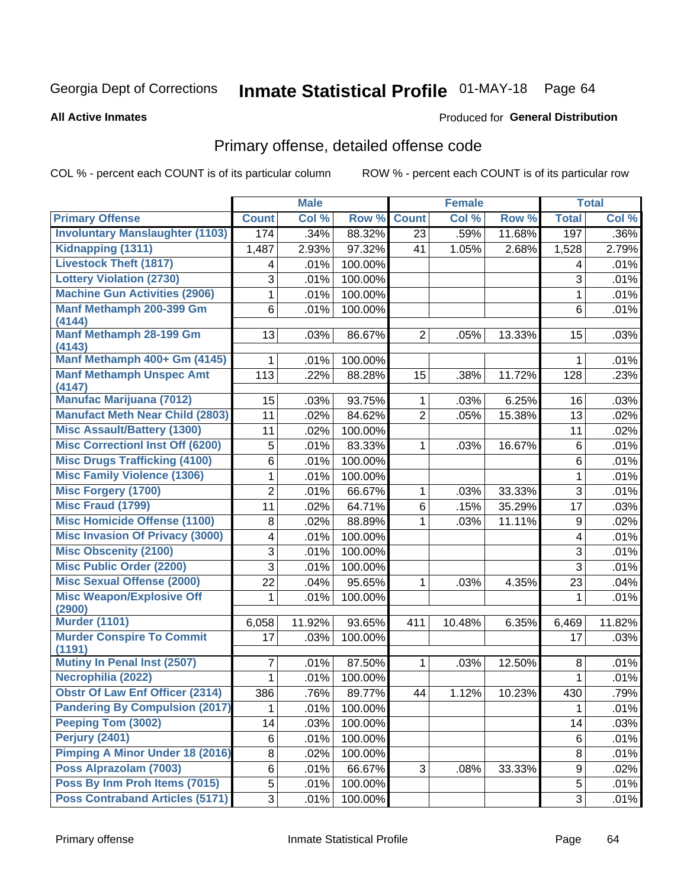Georgia Dept of Corrections **Inmate Statistical Profile** 01-MAY-18

**All Active Inmates**

Produced for **General Distribution**

## Primary offense, detailed offense code

COL % - percent each COUNT is of its particular column    ROW % - percent each COUNT is of its particular row

| | Male | | | Female | | | Total | |
|---|---|---|---|---|---|---|---|---|
| **Primary Offense** | **Count** | **Col %** | **Row %** | **Count** | **Col %** | **Row %** | **Total** | **Col %** |
| Involuntary Manslaughter (1103) | 174 | .34% | 88.32% | 23 | .59% | 11.68% | 197 | .36% |
| Kidnapping (1311) | 1,487 | 2.93% | 97.32% | 41 | 1.05% | 2.68% | 1,528 | 2.79% |
| Livestock Theft (1817) | 4 | .01% | 100.00% | | | | 4 | .01% |
| Lottery Violation (2730) | 3 | .01% | 100.00% | | | | 3 | .01% |
| Machine Gun Activities (2906) | 1 | .01% | 100.00% | | | | 1 | .01% |
| Manf Methamph 200-399 Gm (4144) | 6 | .01% | 100.00% | | | | 6 | .01% |
| Manf Methamph 28-199 Gm (4143) | 13 | .03% | 86.67% | 2 | .05% | 13.33% | 15 | .03% |
| Manf Methamph 400+ Gm (4145) | 1 | .01% | 100.00% | | | | 1 | .01% |
| Manf Methamph Unspec Amt (4147) | 113 | .22% | 88.28% | 15 | .38% | 11.72% | 128 | .23% |
| Manufac Marijuana (7012) | 15 | .03% | 93.75% | 1 | .03% | 6.25% | 16 | .03% |
| Manufact Meth Near Child (2803) | 11 | .02% | 84.62% | 2 | .05% | 15.38% | 13 | .02% |
| Misc Assault/Battery (1300) | 11 | .02% | 100.00% | | | | 11 | .02% |
| Misc Correctionl Inst Off (6200) | 5 | .01% | 83.33% | 1 | .03% | 16.67% | 6 | .01% |
| Misc Drugs Trafficking (4100) | 6 | .01% | 100.00% | | | | 6 | .01% |
| Misc Family Violence (1306) | 1 | .01% | 100.00% | | | | 1 | .01% |
| Misc Forgery (1700) | 2 | .01% | 66.67% | 1 | .03% | 33.33% | 3 | .01% |
| Misc Fraud (1799) | 11 | .02% | 64.71% | 6 | .15% | 35.29% | 17 | .03% |
| Misc Homicide Offense (1100) | 8 | .02% | 88.89% | 1 | .03% | 11.11% | 9 | .02% |
| Misc Invasion Of Privacy (3000) | 4 | .01% | 100.00% | | | | 4 | .01% |
| Misc Obscenity (2100) | 3 | .01% | 100.00% | | | | 3 | .01% |
| Misc Public Order (2200) | 3 | .01% | 100.00% | | | | 3 | .01% |
| Misc Sexual Offense (2000) | 22 | .04% | 95.65% | 1 | .03% | 4.35% | 23 | .04% |
| Misc Weapon/Explosive Off (2900) | 1 | .01% | 100.00% | | | | 1 | .01% |
| Murder (1101) | 6,058 | 11.92% | 93.65% | 411 | 10.48% | 6.35% | 6,469 | 11.82% |
| Murder Conspire To Commit (1191) | 17 | .03% | 100.00% | | | | 17 | .03% |
| Mutiny In Penal Inst (2507) | 7 | .01% | 87.50% | 1 | .03% | 12.50% | 8 | .01% |
| Necrophilia (2022) | 1 | .01% | 100.00% | | | | 1 | .01% |
| Obstr Of Law Enf Officer (2314) | 386 | .76% | 89.77% | 44 | 1.12% | 10.23% | 430 | .79% |
| Pandering By Compulsion (2017) | 1 | .01% | 100.00% | | | | 1 | .01% |
| Peeping Tom (3002) | 14 | .03% | 100.00% | | | | 14 | .03% |
| Perjury (2401) | 6 | .01% | 100.00% | | | | 6 | .01% |
| Pimping A Minor Under 18 (2016) | 8 | .02% | 100.00% | | | | 8 | .01% |
| Poss Alprazolam (7003) | 6 | .01% | 66.67% | 3 | .08% | 33.33% | 9 | .02% |
| Poss By Inm Proh Items (7015) | 5 | .01% | 100.00% | | | | 5 | .01% |
| Poss Contraband Articles (5171) | 3 | .01% | 100.00% | | | | 3 | .01% |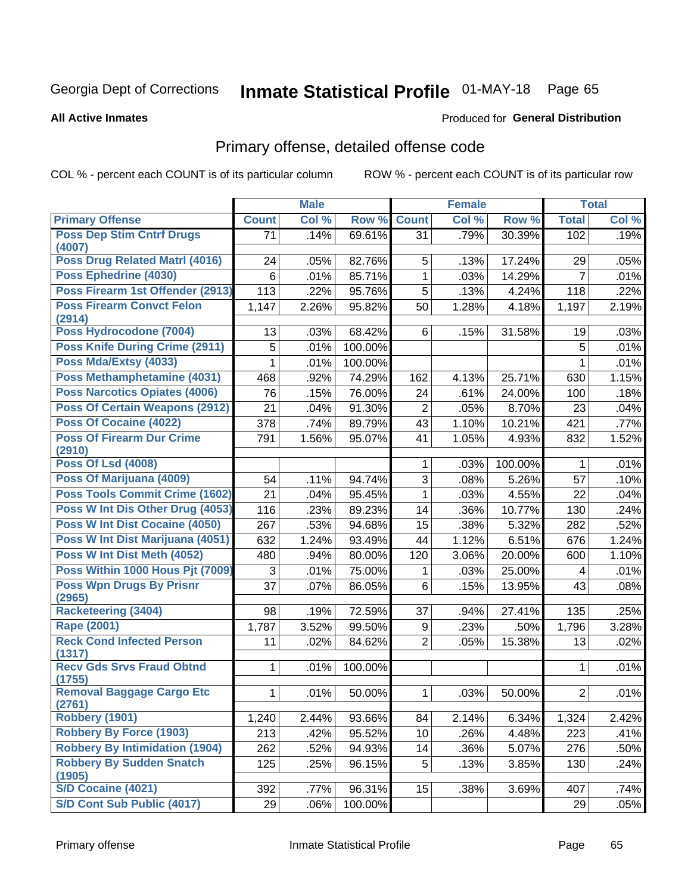Georgia Dept of Corrections **Inmate Statistical Profile** 01-MAY-18 Page 65

**All Active Inmates**

Produced for **General Distribution**

## Primary offense, detailed offense code

COL % - percent each COUNT is of its particular column ROW % - percent each COUNT is of its particular row

| | Male | | | Female | | | Total | |
|---|---|---|---|---|---|---|---|---|
| Primary Offense | Count | Col % | Row % | Count | Col % | Row % | Total | Col % |
| Poss Dep Stim Cntrf Drugs (4007) | 71 | .14% | 69.61% | 31 | .79% | 30.39% | 102 | .19% |
| Poss Drug Related Matrl (4016) | 24 | .05% | 82.76% | 5 | .13% | 17.24% | 29 | .05% |
| Poss Ephedrine (4030) | 6 | .01% | 85.71% | 1 | .03% | 14.29% | 7 | .01% |
| Poss Firearm 1st Offender (2913) | 113 | .22% | 95.76% | 5 | .13% | 4.24% | 118 | .22% |
| Poss Firearm Convct Felon (2914) | 1,147 | 2.26% | 95.82% | 50 | 1.28% | 4.18% | 1,197 | 2.19% |
| Poss Hydrocodone (7004) | 13 | .03% | 68.42% | 6 | .15% | 31.58% | 19 | .03% |
| Poss Knife During Crime (2911) | 5 | .01% | 100.00% | | | | 5 | .01% |
| Poss Mda/Extsy (4033) | 1 | .01% | 100.00% | | | | 1 | .01% |
| Poss Methamphetamine (4031) | 468 | .92% | 74.29% | 162 | 4.13% | 25.71% | 630 | 1.15% |
| Poss Narcotics Opiates (4006) | 76 | .15% | 76.00% | 24 | .61% | 24.00% | 100 | .18% |
| Poss Of Certain Weapons (2912) | 21 | .04% | 91.30% | 2 | .05% | 8.70% | 23 | .04% |
| Poss Of Cocaine (4022) | 378 | .74% | 89.79% | 43 | 1.10% | 10.21% | 421 | .77% |
| Poss Of Firearm Dur Crime (2910) | 791 | 1.56% | 95.07% | 41 | 1.05% | 4.93% | 832 | 1.52% |
| Poss Of Lsd (4008) | | | | 1 | .03% | 100.00% | 1 | .01% |
| Poss Of Marijuana (4009) | 54 | .11% | 94.74% | 3 | .08% | 5.26% | 57 | .10% |
| Poss Tools Commit Crime (1602) | 21 | .04% | 95.45% | 1 | .03% | 4.55% | 22 | .04% |
| Poss W Int Dis Other Drug (4053) | 116 | .23% | 89.23% | 14 | .36% | 10.77% | 130 | .24% |
| Poss W Int Dist Cocaine (4050) | 267 | .53% | 94.68% | 15 | .38% | 5.32% | 282 | .52% |
| Poss W Int Dist Marijuana (4051) | 632 | 1.24% | 93.49% | 44 | 1.12% | 6.51% | 676 | 1.24% |
| Poss W Int Dist Meth (4052) | 480 | .94% | 80.00% | 120 | 3.06% | 20.00% | 600 | 1.10% |
| Poss Within 1000 Hous Pjt (7009) | 3 | .01% | 75.00% | 1 | .03% | 25.00% | 4 | .01% |
| Poss Wpn Drugs By Prisnr (2965) | 37 | .07% | 86.05% | 6 | .15% | 13.95% | 43 | .08% |
| Racketeering (3404) | 98 | .19% | 72.59% | 37 | .94% | 27.41% | 135 | .25% |
| Rape (2001) | 1,787 | 3.52% | 99.50% | 9 | .23% | .50% | 1,796 | 3.28% |
| Reck Cond Infected Person (1317) | 11 | .02% | 84.62% | 2 | .05% | 15.38% | 13 | .02% |
| Recv Gds Srvs Fraud Obtnd (1755) | 1 | .01% | 100.00% | | | | 1 | .01% |
| Removal Baggage Cargo Etc (2761) | 1 | .01% | 50.00% | 1 | .03% | 50.00% | 2 | .01% |
| Robbery (1901) | 1,240 | 2.44% | 93.66% | 84 | 2.14% | 6.34% | 1,324 | 2.42% |
| Robbery By Force (1903) | 213 | .42% | 95.52% | 10 | .26% | 4.48% | 223 | .41% |
| Robbery By Intimidation (1904) | 262 | .52% | 94.93% | 14 | .36% | 5.07% | 276 | .50% |
| Robbery By Sudden Snatch (1905) | 125 | .25% | 96.15% | 5 | .13% | 3.85% | 130 | .24% |
| S/D Cocaine (4021) | 392 | .77% | 96.31% | 15 | .38% | 3.69% | 407 | .74% |
| S/D Cont Sub Public (4017) | 29 | .06% | 100.00% | | | | 29 | .05% |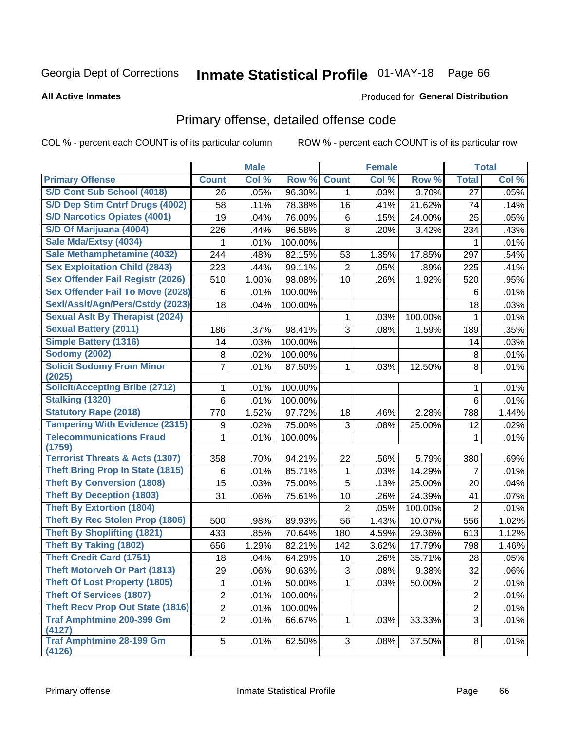Georgia Dept of Corrections **Inmate Statistical Profile** 01-MAY-18

**All Active Inmates**

Produced for **General Distribution**

## Primary offense, detailed offense code

COL % - percent each COUNT is of its particular column ROW % - percent each COUNT is of its particular row

| | Male | | | Female | | | Total | |
|---|---|---|---|---|---|---|---|---|
| **Primary Offense** | **Count** | **Col %** | **Row %** | **Count** | **Col %** | **Row %** | **Total** | **Col %** |
| S/D Cont Sub School (4018) | 26 | .05% | 96.30% | 1 | .03% | 3.70% | 27 | .05% |
| S/D Dep Stim Cntrf Drugs (4002) | 58 | .11% | 78.38% | 16 | .41% | 21.62% | 74 | .14% |
| S/D Narcotics Opiates (4001) | 19 | .04% | 76.00% | 6 | .15% | 24.00% | 25 | .05% |
| S/D Of Marijuana (4004) | 226 | .44% | 96.58% | 8 | .20% | 3.42% | 234 | .43% |
| Sale Mda/Extsy (4034) | 1 | .01% | 100.00% | | | | 1 | .01% |
| Sale Methamphetamine (4032) | 244 | .48% | 82.15% | 53 | 1.35% | 17.85% | 297 | .54% |
| Sex Exploitation Child (2843) | 223 | .44% | 99.11% | 2 | .05% | .89% | 225 | .41% |
| Sex Offender Fail Registr (2026) | 510 | 1.00% | 98.08% | 10 | .26% | 1.92% | 520 | .95% |
| Sex Offender Fail To Move (2028) | 6 | .01% | 100.00% | | | | 6 | .01% |
| Sexl/Asslt/Agn/Pers/Cstdy (2023) | 18 | .04% | 100.00% | | | | 18 | .03% |
| Sexual Aslt By Therapist (2024) | | | | 1 | .03% | 100.00% | 1 | .01% |
| Sexual Battery (2011) | 186 | .37% | 98.41% | 3 | .08% | 1.59% | 189 | .35% |
| Simple Battery (1316) | 14 | .03% | 100.00% | | | | 14 | .03% |
| Sodomy (2002) | 8 | .02% | 100.00% | | | | 8 | .01% |
| Solicit Sodomy From Minor (2025) | 7 | .01% | 87.50% | 1 | .03% | 12.50% | 8 | .01% |
| Solicit/Accepting Bribe (2712) | 1 | .01% | 100.00% | | | | 1 | .01% |
| Stalking (1320) | 6 | .01% | 100.00% | | | | 6 | .01% |
| Statutory Rape (2018) | 770 | 1.52% | 97.72% | 18 | .46% | 2.28% | 788 | 1.44% |
| Tampering With Evidence (2315) | 9 | .02% | 75.00% | 3 | .08% | 25.00% | 12 | .02% |
| Telecommunications Fraud (1759) | 1 | .01% | 100.00% | | | | 1 | .01% |
| Terrorist Threats & Acts (1307) | 358 | .70% | 94.21% | 22 | .56% | 5.79% | 380 | .69% |
| Theft Bring Prop In State (1815) | 6 | .01% | 85.71% | 1 | .03% | 14.29% | 7 | .01% |
| Theft By Conversion (1808) | 15 | .03% | 75.00% | 5 | .13% | 25.00% | 20 | .04% |
| Theft By Deception (1803) | 31 | .06% | 75.61% | 10 | .26% | 24.39% | 41 | .07% |
| Theft By Extortion (1804) | | | | 2 | .05% | 100.00% | 2 | .01% |
| Theft By Rec Stolen Prop (1806) | 500 | .98% | 89.93% | 56 | 1.43% | 10.07% | 556 | 1.02% |
| Theft By Shoplifting (1821) | 433 | .85% | 70.64% | 180 | 4.59% | 29.36% | 613 | 1.12% |
| Theft By Taking (1802) | 656 | 1.29% | 82.21% | 142 | 3.62% | 17.79% | 798 | 1.46% |
| Theft Credit Card (1751) | 18 | .04% | 64.29% | 10 | .26% | 35.71% | 28 | .05% |
| Theft Motorveh Or Part (1813) | 29 | .06% | 90.63% | 3 | .08% | 9.38% | 32 | .06% |
| Theft Of Lost Property (1805) | 1 | .01% | 50.00% | 1 | .03% | 50.00% | 2 | .01% |
| Theft Of Services (1807) | 2 | .01% | 100.00% | | | | 2 | .01% |
| Theft Recv Prop Out State (1816) | 2 | .01% | 100.00% | | | | 2 | .01% |
| Traf Amphtmine 200-399 Gm (4127) | 2 | .01% | 66.67% | 1 | .03% | 33.33% | 3 | .01% |
| Traf Amphtmine 28-199 Gm (4126) | 5 | .01% | 62.50% | 3 | .08% | 37.50% | 8 | .01% |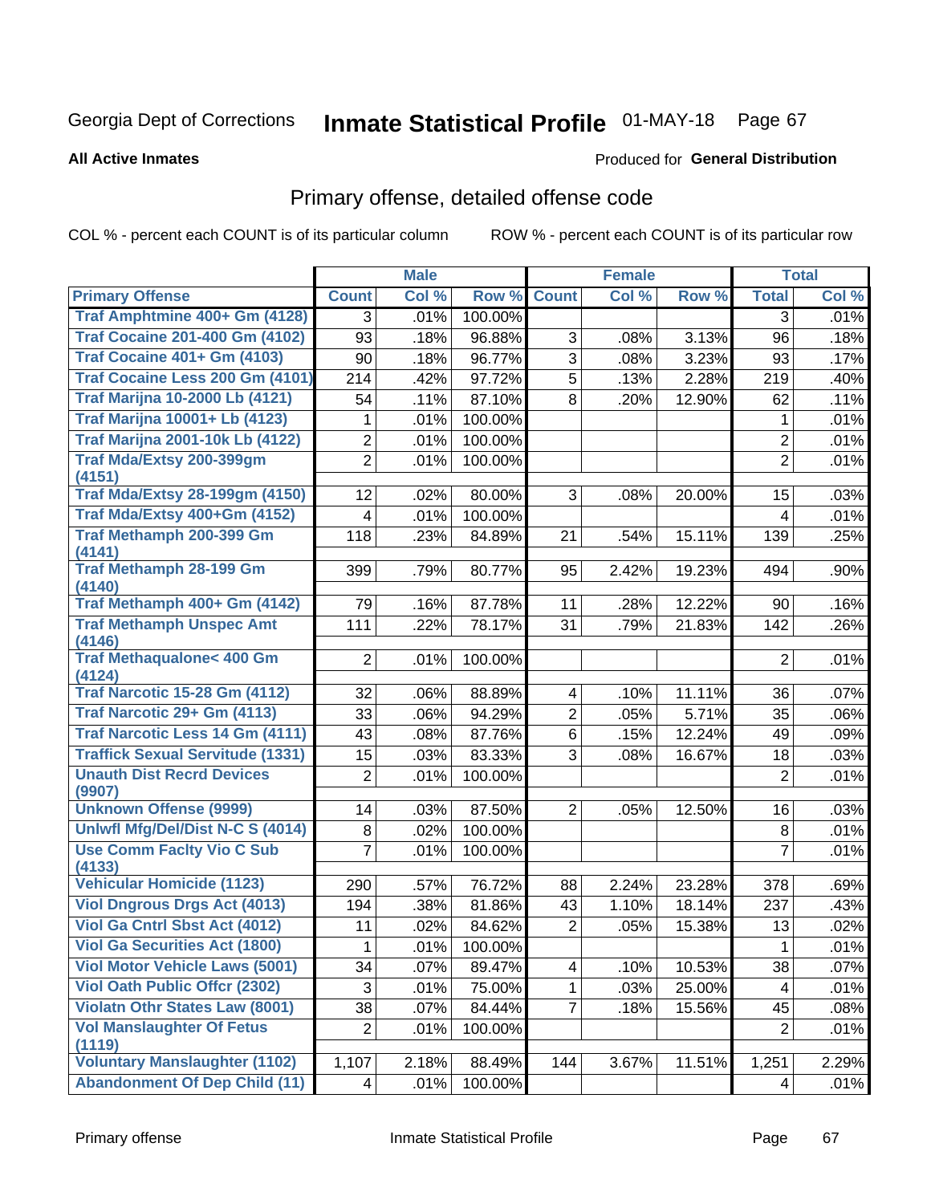Georgia Dept of Corrections **Inmate Statistical Profile** 01-MAY-18 Page 67

**All Active Inmates**

Produced for **General Distribution**

## Primary offense, detailed offense code

COL % - percent each COUNT is of its particular column ROW % - percent each COUNT is of its particular row

| | Male | | | Female | | | Total | |
|---|---|---|---|---|---|---|---|---|
| **Primary Offense** | **Count** | **Col %** | **Row %** | **Count** | **Col %** | **Row %** | **Total** | **Col %** |
| Traf Amphtmine 400+ Gm (4128) | 3 | .01% | 100.00% | | | | 3 | .01% |
| Traf Cocaine 201-400 Gm (4102) | 93 | .18% | 96.88% | 3 | .08% | 3.13% | 96 | .18% |
| Traf Cocaine 401+ Gm (4103) | 90 | .18% | 96.77% | 3 | .08% | 3.23% | 93 | .17% |
| Traf Cocaine Less 200 Gm (4101) | 214 | .42% | 97.72% | 5 | .13% | 2.28% | 219 | .40% |
| Traf Marijna 10-2000 Lb (4121) | 54 | .11% | 87.10% | 8 | .20% | 12.90% | 62 | .11% |
| Traf Marijna 10001+ Lb (4123) | 1 | .01% | 100.00% | | | | 1 | .01% |
| Traf Marijna 2001-10k Lb (4122) | 2 | .01% | 100.00% | | | | 2 | .01% |
| Traf Mda/Extsy 200-399gm (4151) | 2 | .01% | 100.00% | | | | 2 | .01% |
| Traf Mda/Extsy 28-199gm (4150) | 12 | .02% | 80.00% | 3 | .08% | 20.00% | 15 | .03% |
| Traf Mda/Extsy 400+Gm (4152) | 4 | .01% | 100.00% | | | | 4 | .01% |
| Traf Methamph 200-399 Gm (4141) | 118 | .23% | 84.89% | 21 | .54% | 15.11% | 139 | .25% |
| Traf Methamph 28-199 Gm (4140) | 399 | .79% | 80.77% | 95 | 2.42% | 19.23% | 494 | .90% |
| Traf Methamph 400+ Gm (4142) | 79 | .16% | 87.78% | 11 | .28% | 12.22% | 90 | .16% |
| Traf Methamph Unspec Amt (4146) | 111 | .22% | 78.17% | 31 | .79% | 21.83% | 142 | .26% |
| Traf Methaqualone< 400 Gm (4124) | 2 | .01% | 100.00% | | | | 2 | .01% |
| Traf Narcotic 15-28 Gm (4112) | 32 | .06% | 88.89% | 4 | .10% | 11.11% | 36 | .07% |
| Traf Narcotic 29+ Gm (4113) | 33 | .06% | 94.29% | 2 | .05% | 5.71% | 35 | .06% |
| Traf Narcotic Less 14 Gm (4111) | 43 | .08% | 87.76% | 6 | .15% | 12.24% | 49 | .09% |
| Traffick Sexual Servitude (1331) | 15 | .03% | 83.33% | 3 | .08% | 16.67% | 18 | .03% |
| Unauth Dist Recrd Devices (9907) | 2 | .01% | 100.00% | | | | 2 | .01% |
| Unknown Offense (9999) | 14 | .03% | 87.50% | 2 | .05% | 12.50% | 16 | .03% |
| Unlwfl Mfg/Del/Dist N-C S (4014) | 8 | .02% | 100.00% | | | | 8 | .01% |
| Use Comm Faclty Vio C Sub (4133) | 7 | .01% | 100.00% | | | | 7 | .01% |
| Vehicular Homicide (1123) | 290 | .57% | 76.72% | 88 | 2.24% | 23.28% | 378 | .69% |
| Viol Dngrous Drgs Act (4013) | 194 | .38% | 81.86% | 43 | 1.10% | 18.14% | 237 | .43% |
| Viol Ga Cntrl Sbst Act (4012) | 11 | .02% | 84.62% | 2 | .05% | 15.38% | 13 | .02% |
| Viol Ga Securities Act (1800) | 1 | .01% | 100.00% | | | | 1 | .01% |
| Viol Motor Vehicle Laws (5001) | 34 | .07% | 89.47% | 4 | .10% | 10.53% | 38 | .07% |
| Viol Oath Public Offcr (2302) | 3 | .01% | 75.00% | 1 | .03% | 25.00% | 4 | .01% |
| Violatn Othr States Law (8001) | 38 | .07% | 84.44% | 7 | .18% | 15.56% | 45 | .08% |
| Vol Manslaughter Of Fetus (1119) | 2 | .01% | 100.00% | | | | 2 | .01% |
| Voluntary Manslaughter (1102) | 1,107 | 2.18% | 88.49% | 144 | 3.67% | 11.51% | 1,251 | 2.29% |
| Abandonment Of Dep Child (11) | 4 | .01% | 100.00% | | | | 4 | .01% |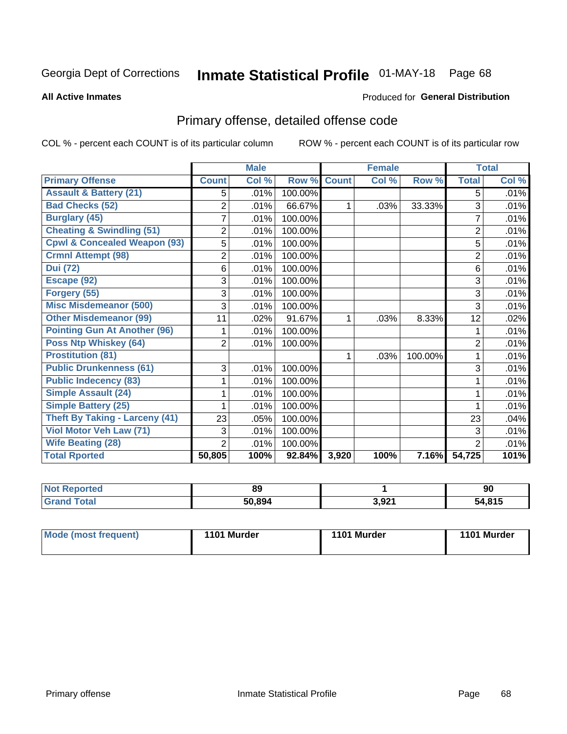Georgia Dept of Corrections **Inmate Statistical Profile** 01-MAY-18 Page 68

**All Active Inmates**

Produced for **General Distribution**

## Primary offense, detailed offense code

COL % - percent each COUNT is of its particular column ROW % - percent each COUNT is of its particular row

| | Male | | | Female | | | Total | |
|---|---|---|---|---|---|---|---|---|
| **Primary Offense** | **Count** | **Col %** | **Row %** | **Count** | **Col %** | **Row %** | **Total** | **Col %** |
| **Assault & Battery (21)** | 5 | .01% | 100.00% | | | | 5 | .01% |
| **Bad Checks (52)** | 2 | .01% | 66.67% | 1 | .03% | 33.33% | 3 | .01% |
| **Burglary (45)** | 7 | .01% | 100.00% | | | | 7 | .01% |
| **Cheating & Swindling (51)** | 2 | .01% | 100.00% | | | | 2 | .01% |
| **Cpwl & Concealed Weapon (93)** | 5 | .01% | 100.00% | | | | 5 | .01% |
| **Crmnl Attempt (98)** | 2 | .01% | 100.00% | | | | 2 | .01% |
| **Dui (72)** | 6 | .01% | 100.00% | | | | 6 | .01% |
| **Escape (92)** | 3 | .01% | 100.00% | | | | 3 | .01% |
| **Forgery (55)** | 3 | .01% | 100.00% | | | | 3 | .01% |
| **Misc Misdemeanor (500)** | 3 | .01% | 100.00% | | | | 3 | .01% |
| **Other Misdemeanor (99)** | 11 | .02% | 91.67% | 1 | .03% | 8.33% | 12 | .02% |
| **Pointing Gun At Another (96)** | 1 | .01% | 100.00% | | | | 1 | .01% |
| **Poss Ntp Whiskey (64)** | 2 | .01% | 100.00% | | | | 2 | .01% |
| **Prostitution (81)** | | | | 1 | .03% | 100.00% | 1 | .01% |
| **Public Drunkenness (61)** | 3 | .01% | 100.00% | | | | 3 | .01% |
| **Public Indecency (83)** | 1 | .01% | 100.00% | | | | 1 | .01% |
| **Simple Assault (24)** | 1 | .01% | 100.00% | | | | 1 | .01% |
| **Simple Battery (25)** | 1 | .01% | 100.00% | | | | 1 | .01% |
| **Theft By Taking - Larceny (41)** | 23 | .05% | 100.00% | | | | 23 | .04% |
| **Viol Motor Veh Law (71)** | 3 | .01% | 100.00% | | | | 3 | .01% |
| **Wife Beating (28)** | 2 | .01% | 100.00% | | | | 2 | .01% |
| **Total Rported** | **50,805** | **100%** | **92.84%** | **3,920** | **100%** | **7.16%** | **54,725** | **101%** |

| | Male | Female | Total |
|---|---|---|---|
| **Not Reported** | **89** | **1** | **90** |
| **Grand Total** | **50,894** | **3,921** | **54,815** |

| | Male | Female | Total |
|---|---|---|---|
| **Mode (most frequent)** | **1101 Murder** | **1101 Murder** | **1101 Murder** |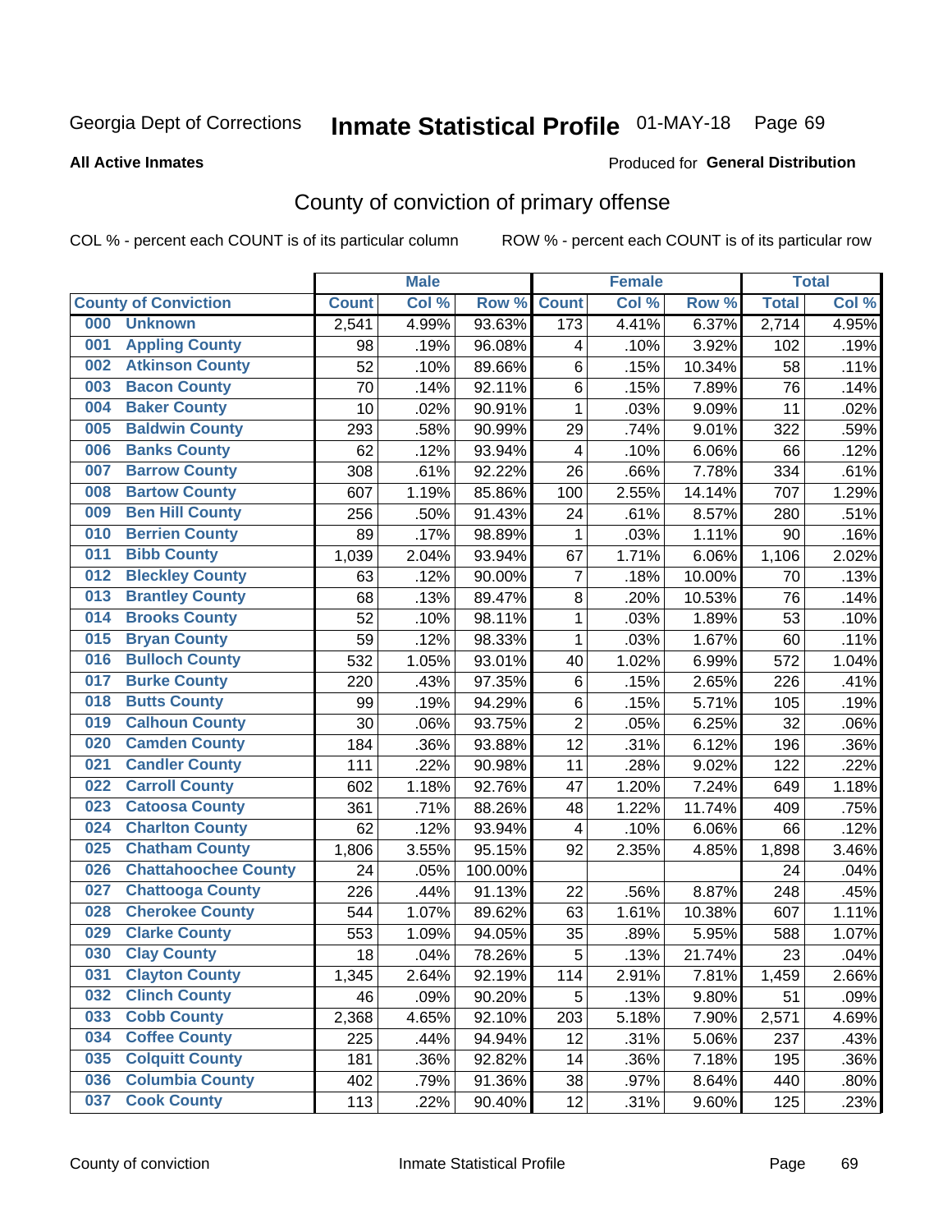Georgia Dept of Corrections

# Inmate Statistical Profile

01-MAY-18

**All Active Inmates**

Produced for **General Distribution**

## County of conviction of primary offense

COL % - percent each COUNT is of its particular column

ROW % - percent each COUNT is of its particular row

| | | Male | | | Female | | | Total | |
|---|---|---|---|---|---|---|---|---|---|
| **County of Conviction** | | **Count** | **Col %** | **Row %** | **Count** | **Col %** | **Row %** | **Total** | **Col %** |
| 000 | Unknown | 2,541 | 4.99% | 93.63% | 173 | 4.41% | 6.37% | 2,714 | 4.95% |
| 001 | Appling County | 98 | .19% | 96.08% | 4 | .10% | 3.92% | 102 | .19% |
| 002 | Atkinson County | 52 | .10% | 89.66% | 6 | .15% | 10.34% | 58 | .11% |
| 003 | Bacon County | 70 | .14% | 92.11% | 6 | .15% | 7.89% | 76 | .14% |
| 004 | Baker County | 10 | .02% | 90.91% | 1 | .03% | 9.09% | 11 | .02% |
| 005 | Baldwin County | 293 | .58% | 90.99% | 29 | .74% | 9.01% | 322 | .59% |
| 006 | Banks County | 62 | .12% | 93.94% | 4 | .10% | 6.06% | 66 | .12% |
| 007 | Barrow County | 308 | .61% | 92.22% | 26 | .66% | 7.78% | 334 | .61% |
| 008 | Bartow County | 607 | 1.19% | 85.86% | 100 | 2.55% | 14.14% | 707 | 1.29% |
| 009 | Ben Hill County | 256 | .50% | 91.43% | 24 | .61% | 8.57% | 280 | .51% |
| 010 | Berrien County | 89 | .17% | 98.89% | 1 | .03% | 1.11% | 90 | .16% |
| 011 | Bibb County | 1,039 | 2.04% | 93.94% | 67 | 1.71% | 6.06% | 1,106 | 2.02% |
| 012 | Bleckley County | 63 | .12% | 90.00% | 7 | .18% | 10.00% | 70 | .13% |
| 013 | Brantley County | 68 | .13% | 89.47% | 8 | .20% | 10.53% | 76 | .14% |
| 014 | Brooks County | 52 | .10% | 98.11% | 1 | .03% | 1.89% | 53 | .10% |
| 015 | Bryan County | 59 | .12% | 98.33% | 1 | .03% | 1.67% | 60 | .11% |
| 016 | Bulloch County | 532 | 1.05% | 93.01% | 40 | 1.02% | 6.99% | 572 | 1.04% |
| 017 | Burke County | 220 | .43% | 97.35% | 6 | .15% | 2.65% | 226 | .41% |
| 018 | Butts County | 99 | .19% | 94.29% | 6 | .15% | 5.71% | 105 | .19% |
| 019 | Calhoun County | 30 | .06% | 93.75% | 2 | .05% | 6.25% | 32 | .06% |
| 020 | Camden County | 184 | .36% | 93.88% | 12 | .31% | 6.12% | 196 | .36% |
| 021 | Candler County | 111 | .22% | 90.98% | 11 | .28% | 9.02% | 122 | .22% |
| 022 | Carroll County | 602 | 1.18% | 92.76% | 47 | 1.20% | 7.24% | 649 | 1.18% |
| 023 | Catoosa County | 361 | .71% | 88.26% | 48 | 1.22% | 11.74% | 409 | .75% |
| 024 | Charlton County | 62 | .12% | 93.94% | 4 | .10% | 6.06% | 66 | .12% |
| 025 | Chatham County | 1,806 | 3.55% | 95.15% | 92 | 2.35% | 4.85% | 1,898 | 3.46% |
| 026 | Chattahoochee County | 24 | .05% | 100.00% | | | | 24 | .04% |
| 027 | Chattooga County | 226 | .44% | 91.13% | 22 | .56% | 8.87% | 248 | .45% |
| 028 | Cherokee County | 544 | 1.07% | 89.62% | 63 | 1.61% | 10.38% | 607 | 1.11% |
| 029 | Clarke County | 553 | 1.09% | 94.05% | 35 | .89% | 5.95% | 588 | 1.07% |
| 030 | Clay County | 18 | .04% | 78.26% | 5 | .13% | 21.74% | 23 | .04% |
| 031 | Clayton County | 1,345 | 2.64% | 92.19% | 114 | 2.91% | 7.81% | 1,459 | 2.66% |
| 032 | Clinch County | 46 | .09% | 90.20% | 5 | .13% | 9.80% | 51 | .09% |
| 033 | Cobb County | 2,368 | 4.65% | 92.10% | 203 | 5.18% | 7.90% | 2,571 | 4.69% |
| 034 | Coffee County | 225 | .44% | 94.94% | 12 | .31% | 5.06% | 237 | .43% |
| 035 | Colquitt County | 181 | .36% | 92.82% | 14 | .36% | 7.18% | 195 | .36% |
| 036 | Columbia County | 402 | .79% | 91.36% | 38 | .97% | 8.64% | 440 | .80% |
| 037 | Cook County | 113 | .22% | 90.40% | 12 | .31% | 9.60% | 125 | .23% |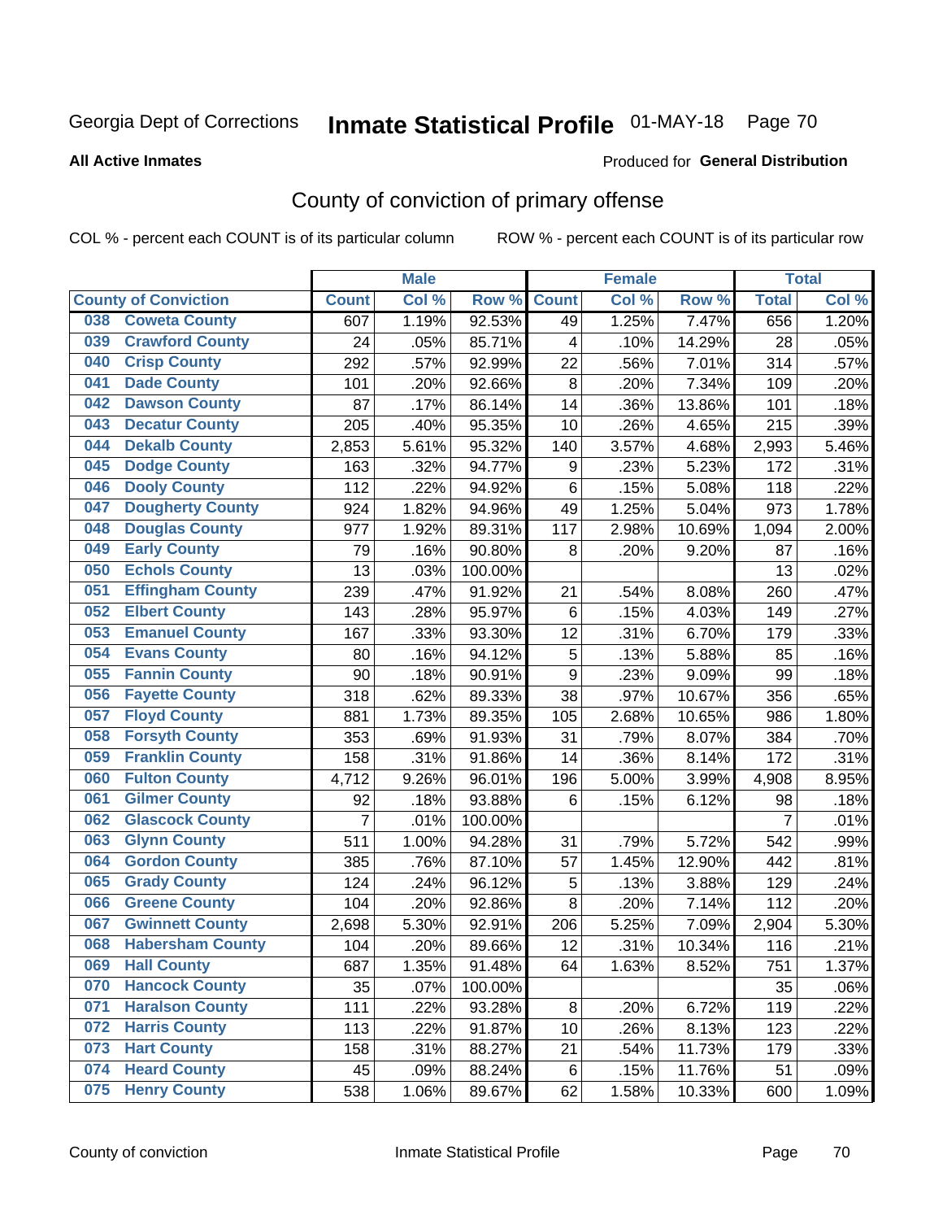Georgia Dept of Corrections **Inmate Statistical Profile** 01-MAY-18

**All Active Inmates**

Produced for **General Distribution**

# County of conviction of primary offense

COL % - percent each COUNT is of its particular column ROW % - percent each COUNT is of its particular row

| | Male | | | Female | | | Total | |
|---|---|---|---|---|---|---|---|---|
| **County of Conviction** | **Count** | **Col %** | **Row %** | **Count** | **Col %** | **Row %** | **Total** | **Col %** |
| 038 Coweta County | 607 | 1.19% | 92.53% | 49 | 1.25% | 7.47% | 656 | 1.20% |
| 039 Crawford County | 24 | .05% | 85.71% | 4 | .10% | 14.29% | 28 | .05% |
| 040 Crisp County | 292 | .57% | 92.99% | 22 | .56% | 7.01% | 314 | .57% |
| 041 Dade County | 101 | .20% | 92.66% | 8 | .20% | 7.34% | 109 | .20% |
| 042 Dawson County | 87 | .17% | 86.14% | 14 | .36% | 13.86% | 101 | .18% |
| 043 Decatur County | 205 | .40% | 95.35% | 10 | .26% | 4.65% | 215 | .39% |
| 044 Dekalb County | 2,853 | 5.61% | 95.32% | 140 | 3.57% | 4.68% | 2,993 | 5.46% |
| 045 Dodge County | 163 | .32% | 94.77% | 9 | .23% | 5.23% | 172 | .31% |
| 046 Dooly County | 112 | .22% | 94.92% | 6 | .15% | 5.08% | 118 | .22% |
| 047 Dougherty County | 924 | 1.82% | 94.96% | 49 | 1.25% | 5.04% | 973 | 1.78% |
| 048 Douglas County | 977 | 1.92% | 89.31% | 117 | 2.98% | 10.69% | 1,094 | 2.00% |
| 049 Early County | 79 | .16% | 90.80% | 8 | .20% | 9.20% | 87 | .16% |
| 050 Echols County | 13 | .03% | 100.00% | | | | 13 | .02% |
| 051 Effingham County | 239 | .47% | 91.92% | 21 | .54% | 8.08% | 260 | .47% |
| 052 Elbert County | 143 | .28% | 95.97% | 6 | .15% | 4.03% | 149 | .27% |
| 053 Emanuel County | 167 | .33% | 93.30% | 12 | .31% | 6.70% | 179 | .33% |
| 054 Evans County | 80 | .16% | 94.12% | 5 | .13% | 5.88% | 85 | .16% |
| 055 Fannin County | 90 | .18% | 90.91% | 9 | .23% | 9.09% | 99 | .18% |
| 056 Fayette County | 318 | .62% | 89.33% | 38 | .97% | 10.67% | 356 | .65% |
| 057 Floyd County | 881 | 1.73% | 89.35% | 105 | 2.68% | 10.65% | 986 | 1.80% |
| 058 Forsyth County | 353 | .69% | 91.93% | 31 | .79% | 8.07% | 384 | .70% |
| 059 Franklin County | 158 | .31% | 91.86% | 14 | .36% | 8.14% | 172 | .31% |
| 060 Fulton County | 4,712 | 9.26% | 96.01% | 196 | 5.00% | 3.99% | 4,908 | 8.95% |
| 061 Gilmer County | 92 | .18% | 93.88% | 6 | .15% | 6.12% | 98 | .18% |
| 062 Glascock County | 7 | .01% | 100.00% | | | | 7 | .01% |
| 063 Glynn County | 511 | 1.00% | 94.28% | 31 | .79% | 5.72% | 542 | .99% |
| 064 Gordon County | 385 | .76% | 87.10% | 57 | 1.45% | 12.90% | 442 | .81% |
| 065 Grady County | 124 | .24% | 96.12% | 5 | .13% | 3.88% | 129 | .24% |
| 066 Greene County | 104 | .20% | 92.86% | 8 | .20% | 7.14% | 112 | .20% |
| 067 Gwinnett County | 2,698 | 5.30% | 92.91% | 206 | 5.25% | 7.09% | 2,904 | 5.30% |
| 068 Habersham County | 104 | .20% | 89.66% | 12 | .31% | 10.34% | 116 | .21% |
| 069 Hall County | 687 | 1.35% | 91.48% | 64 | 1.63% | 8.52% | 751 | 1.37% |
| 070 Hancock County | 35 | .07% | 100.00% | | | | 35 | .06% |
| 071 Haralson County | 111 | .22% | 93.28% | 8 | .20% | 6.72% | 119 | .22% |
| 072 Harris County | 113 | .22% | 91.87% | 10 | .26% | 8.13% | 123 | .22% |
| 073 Hart County | 158 | .31% | 88.27% | 21 | .54% | 11.73% | 179 | .33% |
| 074 Heard County | 45 | .09% | 88.24% | 6 | .15% | 11.76% | 51 | .09% |
| 075 Henry County | 538 | 1.06% | 89.67% | 62 | 1.58% | 10.33% | 600 | 1.09% |

County of conviction Inmate Statistical Profile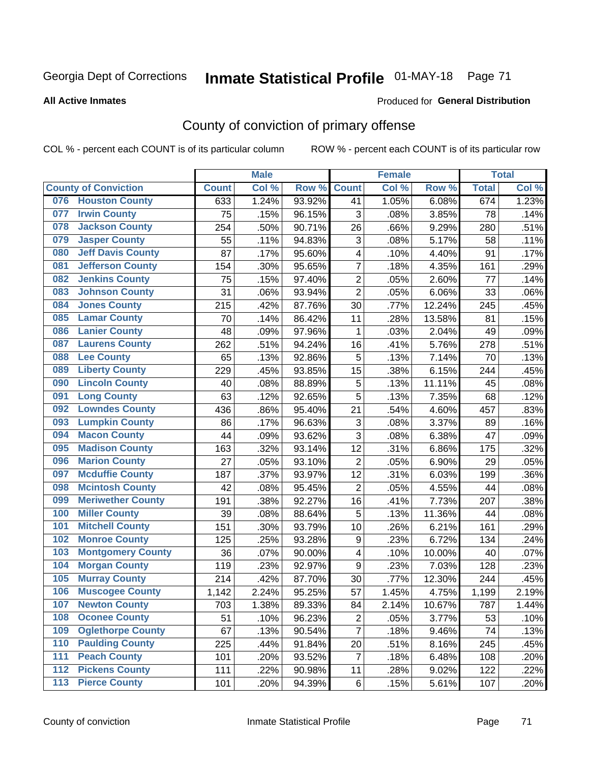Georgia Dept of Corrections **Inmate Statistical Profile** 01-MAY-18 Page 71

**All Active Inmates**

Produced for **General Distribution**

# County of conviction of primary offense

COL % - percent each COUNT is of its particular column    ROW % - percent each COUNT is of its particular row

| County of Conviction | Male | | | Female | | | Total | |
|---|---|---|---|---|---|---|---|---|
| | Count | Col % | Row % | Count | Col % | Row % | Total | Col % |
| 076 Houston County | 633 | 1.24% | 93.92% | 41 | 1.05% | 6.08% | 674 | 1.23% |
| 077 Irwin County | 75 | .15% | 96.15% | 3 | .08% | 3.85% | 78 | .14% |
| 078 Jackson County | 254 | .50% | 90.71% | 26 | .66% | 9.29% | 280 | .51% |
| 079 Jasper County | 55 | .11% | 94.83% | 3 | .08% | 5.17% | 58 | .11% |
| 080 Jeff Davis County | 87 | .17% | 95.60% | 4 | .10% | 4.40% | 91 | .17% |
| 081 Jefferson County | 154 | .30% | 95.65% | 7 | .18% | 4.35% | 161 | .29% |
| 082 Jenkins County | 75 | .15% | 97.40% | 2 | .05% | 2.60% | 77 | .14% |
| 083 Johnson County | 31 | .06% | 93.94% | 2 | .05% | 6.06% | 33 | .06% |
| 084 Jones County | 215 | .42% | 87.76% | 30 | .77% | 12.24% | 245 | .45% |
| 085 Lamar County | 70 | .14% | 86.42% | 11 | .28% | 13.58% | 81 | .15% |
| 086 Lanier County | 48 | .09% | 97.96% | 1 | .03% | 2.04% | 49 | .09% |
| 087 Laurens County | 262 | .51% | 94.24% | 16 | .41% | 5.76% | 278 | .51% |
| 088 Lee County | 65 | .13% | 92.86% | 5 | .13% | 7.14% | 70 | .13% |
| 089 Liberty County | 229 | .45% | 93.85% | 15 | .38% | 6.15% | 244 | .45% |
| 090 Lincoln County | 40 | .08% | 88.89% | 5 | .13% | 11.11% | 45 | .08% |
| 091 Long County | 63 | .12% | 92.65% | 5 | .13% | 7.35% | 68 | .12% |
| 092 Lowndes County | 436 | .86% | 95.40% | 21 | .54% | 4.60% | 457 | .83% |
| 093 Lumpkin County | 86 | .17% | 96.63% | 3 | .08% | 3.37% | 89 | .16% |
| 094 Macon County | 44 | .09% | 93.62% | 3 | .08% | 6.38% | 47 | .09% |
| 095 Madison County | 163 | .32% | 93.14% | 12 | .31% | 6.86% | 175 | .32% |
| 096 Marion County | 27 | .05% | 93.10% | 2 | .05% | 6.90% | 29 | .05% |
| 097 Mcduffie County | 187 | .37% | 93.97% | 12 | .31% | 6.03% | 199 | .36% |
| 098 Mcintosh County | 42 | .08% | 95.45% | 2 | .05% | 4.55% | 44 | .08% |
| 099 Meriwether County | 191 | .38% | 92.27% | 16 | .41% | 7.73% | 207 | .38% |
| 100 Miller County | 39 | .08% | 88.64% | 5 | .13% | 11.36% | 44 | .08% |
| 101 Mitchell County | 151 | .30% | 93.79% | 10 | .26% | 6.21% | 161 | .29% |
| 102 Monroe County | 125 | .25% | 93.28% | 9 | .23% | 6.72% | 134 | .24% |
| 103 Montgomery County | 36 | .07% | 90.00% | 4 | .10% | 10.00% | 40 | .07% |
| 104 Morgan County | 119 | .23% | 92.97% | 9 | .23% | 7.03% | 128 | .23% |
| 105 Murray County | 214 | .42% | 87.70% | 30 | .77% | 12.30% | 244 | .45% |
| 106 Muscogee County | 1,142 | 2.24% | 95.25% | 57 | 1.45% | 4.75% | 1,199 | 2.19% |
| 107 Newton County | 703 | 1.38% | 89.33% | 84 | 2.14% | 10.67% | 787 | 1.44% |
| 108 Oconee County | 51 | .10% | 96.23% | 2 | .05% | 3.77% | 53 | .10% |
| 109 Oglethorpe County | 67 | .13% | 90.54% | 7 | .18% | 9.46% | 74 | .13% |
| 110 Paulding County | 225 | .44% | 91.84% | 20 | .51% | 8.16% | 245 | .45% |
| 111 Peach County | 101 | .20% | 93.52% | 7 | .18% | 6.48% | 108 | .20% |
| 112 Pickens County | 111 | .22% | 90.98% | 11 | .28% | 9.02% | 122 | .22% |
| 113 Pierce County | 101 | .20% | 94.39% | 6 | .15% | 5.61% | 107 | .20% |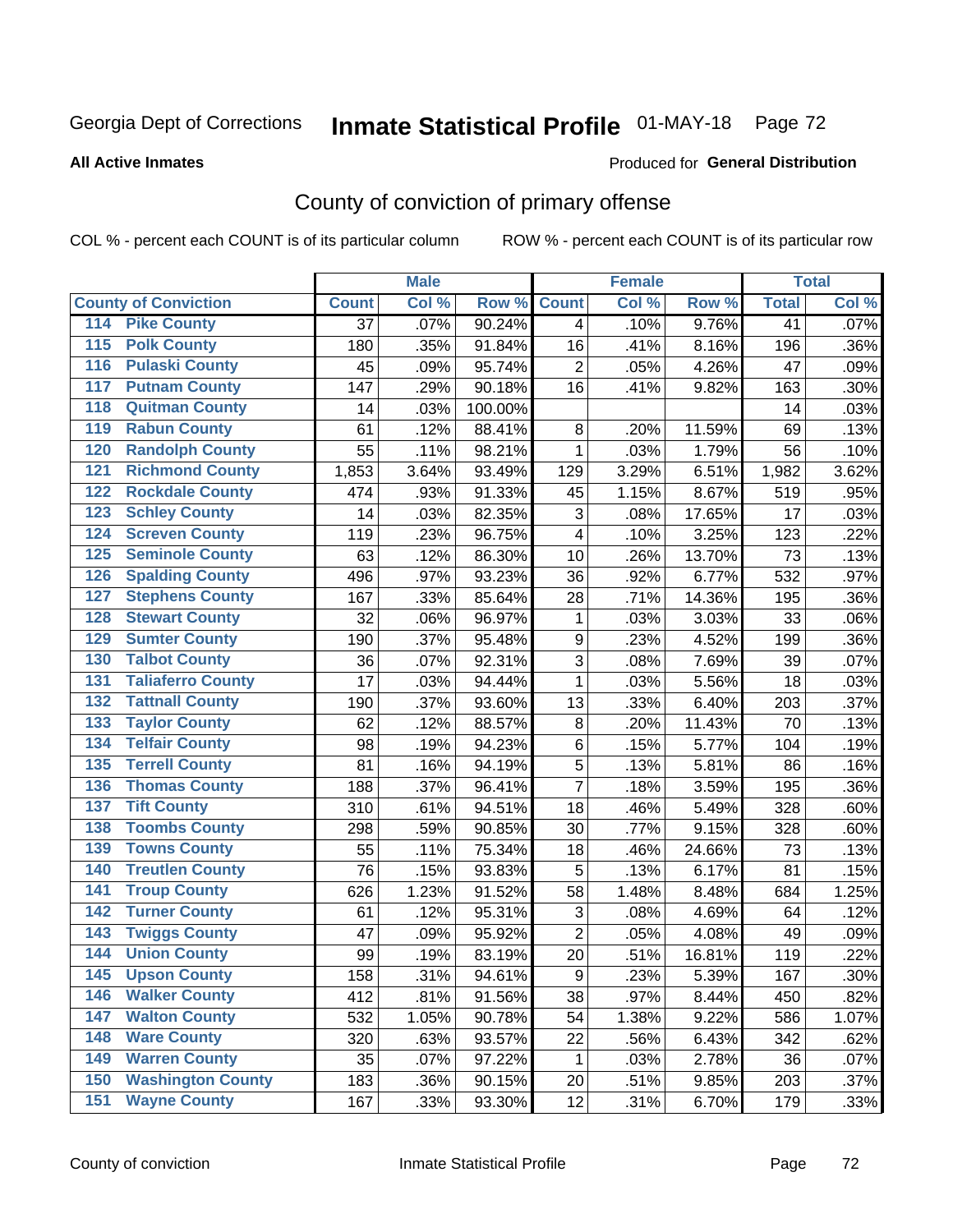Georgia Dept of Corrections **Inmate Statistical Profile** 01-MAY-18

**All Active Inmates**

Produced for **General Distribution**

## County of conviction of primary offense

COL % - percent each COUNT is of its particular column     ROW % - percent each COUNT is of its particular row

| County of Conviction | Male | | | Female | | | Total | |
|---|---|---|---|---|---|---|---|---|
| | Count | Col % | Row % | Count | Col % | Row % | Total | Col % |
| 114 Pike County | 37 | .07% | 90.24% | 4 | .10% | 9.76% | 41 | .07% |
| 115 Polk County | 180 | .35% | 91.84% | 16 | .41% | 8.16% | 196 | .36% |
| 116 Pulaski County | 45 | .09% | 95.74% | 2 | .05% | 4.26% | 47 | .09% |
| 117 Putnam County | 147 | .29% | 90.18% | 16 | .41% | 9.82% | 163 | .30% |
| 118 Quitman County | 14 | .03% | 100.00% | | | | 14 | .03% |
| 119 Rabun County | 61 | .12% | 88.41% | 8 | .20% | 11.59% | 69 | .13% |
| 120 Randolph County | 55 | .11% | 98.21% | 1 | .03% | 1.79% | 56 | .10% |
| 121 Richmond County | 1,853 | 3.64% | 93.49% | 129 | 3.29% | 6.51% | 1,982 | 3.62% |
| 122 Rockdale County | 474 | .93% | 91.33% | 45 | 1.15% | 8.67% | 519 | .95% |
| 123 Schley County | 14 | .03% | 82.35% | 3 | .08% | 17.65% | 17 | .03% |
| 124 Screven County | 119 | .23% | 96.75% | 4 | .10% | 3.25% | 123 | .22% |
| 125 Seminole County | 63 | .12% | 86.30% | 10 | .26% | 13.70% | 73 | .13% |
| 126 Spalding County | 496 | .97% | 93.23% | 36 | .92% | 6.77% | 532 | .97% |
| 127 Stephens County | 167 | .33% | 85.64% | 28 | .71% | 14.36% | 195 | .36% |
| 128 Stewart County | 32 | .06% | 96.97% | 1 | .03% | 3.03% | 33 | .06% |
| 129 Sumter County | 190 | .37% | 95.48% | 9 | .23% | 4.52% | 199 | .36% |
| 130 Talbot County | 36 | .07% | 92.31% | 3 | .08% | 7.69% | 39 | .07% |
| 131 Taliaferro County | 17 | .03% | 94.44% | 1 | .03% | 5.56% | 18 | .03% |
| 132 Tattnall County | 190 | .37% | 93.60% | 13 | .33% | 6.40% | 203 | .37% |
| 133 Taylor County | 62 | .12% | 88.57% | 8 | .20% | 11.43% | 70 | .13% |
| 134 Telfair County | 98 | .19% | 94.23% | 6 | .15% | 5.77% | 104 | .19% |
| 135 Terrell County | 81 | .16% | 94.19% | 5 | .13% | 5.81% | 86 | .16% |
| 136 Thomas County | 188 | .37% | 96.41% | 7 | .18% | 3.59% | 195 | .36% |
| 137 Tift County | 310 | .61% | 94.51% | 18 | .46% | 5.49% | 328 | .60% |
| 138 Toombs County | 298 | .59% | 90.85% | 30 | .77% | 9.15% | 328 | .60% |
| 139 Towns County | 55 | .11% | 75.34% | 18 | .46% | 24.66% | 73 | .13% |
| 140 Treutlen County | 76 | .15% | 93.83% | 5 | .13% | 6.17% | 81 | .15% |
| 141 Troup County | 626 | 1.23% | 91.52% | 58 | 1.48% | 8.48% | 684 | 1.25% |
| 142 Turner County | 61 | .12% | 95.31% | 3 | .08% | 4.69% | 64 | .12% |
| 143 Twiggs County | 47 | .09% | 95.92% | 2 | .05% | 4.08% | 49 | .09% |
| 144 Union County | 99 | .19% | 83.19% | 20 | .51% | 16.81% | 119 | .22% |
| 145 Upson County | 158 | .31% | 94.61% | 9 | .23% | 5.39% | 167 | .30% |
| 146 Walker County | 412 | .81% | 91.56% | 38 | .97% | 8.44% | 450 | .82% |
| 147 Walton County | 532 | 1.05% | 90.78% | 54 | 1.38% | 9.22% | 586 | 1.07% |
| 148 Ware County | 320 | .63% | 93.57% | 22 | .56% | 6.43% | 342 | .62% |
| 149 Warren County | 35 | .07% | 97.22% | 1 | .03% | 2.78% | 36 | .07% |
| 150 Washington County | 183 | .36% | 90.15% | 20 | .51% | 9.85% | 203 | .37% |
| 151 Wayne County | 167 | .33% | 93.30% | 12 | .31% | 6.70% | 179 | .33% |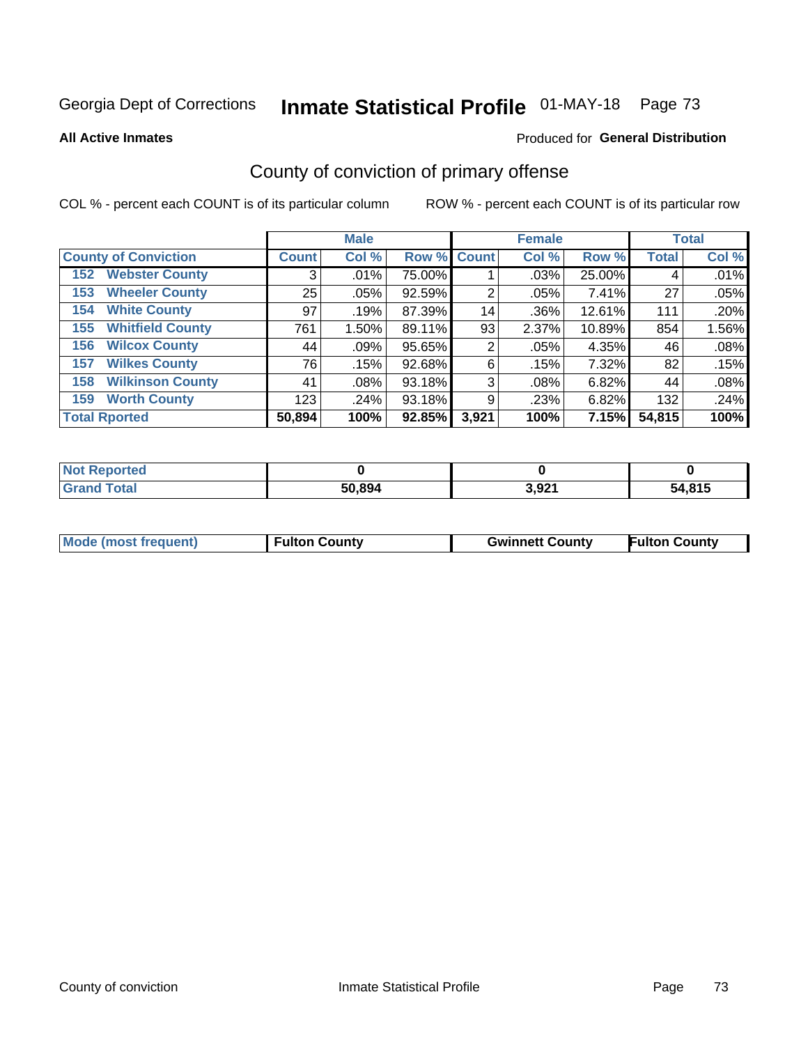Georgia Dept of Corrections **Inmate Statistical Profile** 01-MAY-18

**All Active Inmates**

Produced for **General Distribution**

## County of conviction of primary offense

COL % - percent each COUNT is of its particular column ROW % - percent each COUNT is of its particular row

| | Male | | | Female | | | Total | |
|---|---|---|---|---|---|---|---|---|
| **County of Conviction** | **Count** | **Col %** | **Row %** | **Count** | **Col %** | **Row %** | **Total** | **Col %** |
| 152 Webster County | 3 | .01% | 75.00% | 1 | .03% | 25.00% | 4 | .01% |
| 153 Wheeler County | 25 | .05% | 92.59% | 2 | .05% | 7.41% | 27 | .05% |
| 154 White County | 97 | .19% | 87.39% | 14 | .36% | 12.61% | 111 | .20% |
| 155 Whitfield County | 761 | 1.50% | 89.11% | 93 | 2.37% | 10.89% | 854 | 1.56% |
| 156 Wilcox County | 44 | .09% | 95.65% | 2 | .05% | 4.35% | 46 | .08% |
| 157 Wilkes County | 76 | .15% | 92.68% | 6 | .15% | 7.32% | 82 | .15% |
| 158 Wilkinson County | 41 | .08% | 93.18% | 3 | .08% | 6.82% | 44 | .08% |
| 159 Worth County | 123 | .24% | 93.18% | 9 | .23% | 6.82% | 132 | .24% |
| **Total Rported** | **50,894** | **100%** | **92.85%** | **3,921** | **100%** | **7.15%** | **54,815** | **100%** |

| | Male | Female | Total |
|---|---|---|---|
| Not Reported | **0** | **0** | **0** |
| Grand Total | **50,894** | **3,921** | **54,815** |

| | Male | Female | Total |
|---|---|---|---|
| Mode (most frequent) | **Fulton County** | **Gwinnett County** | **Fulton County** |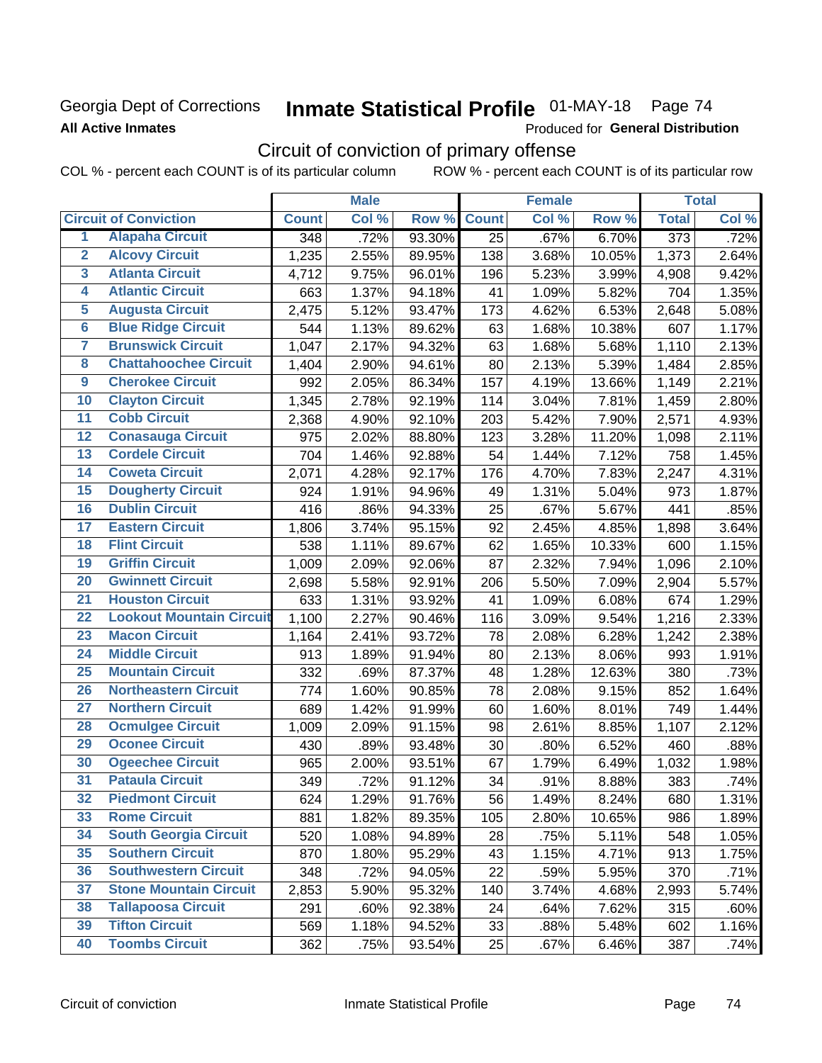Georgia Dept of Corrections
**All Active Inmates**

# Inmate Statistical Profile 01-MAY-18

Produced for **General Distribution**

## Circuit of conviction of primary offense

COL % - percent each COUNT is of its particular column ROW % - percent each COUNT is of its particular row

| | Circuit of Conviction | Male | | | Female | | | Total | |
|---|---|---|---|---|---|---|---|---|---|
| | | Count | Col % | Row % | Count | Col % | Row % | Total | Col % |
| 1 | Alapaha Circuit | 348 | .72% | 93.30% | 25 | .67% | 6.70% | 373 | .72% |
| 2 | Alcovy Circuit | 1,235 | 2.55% | 89.95% | 138 | 3.68% | 10.05% | 1,373 | 2.64% |
| 3 | Atlanta Circuit | 4,712 | 9.75% | 96.01% | 196 | 5.23% | 3.99% | 4,908 | 9.42% |
| 4 | Atlantic Circuit | 663 | 1.37% | 94.18% | 41 | 1.09% | 5.82% | 704 | 1.35% |
| 5 | Augusta Circuit | 2,475 | 5.12% | 93.47% | 173 | 4.62% | 6.53% | 2,648 | 5.08% |
| 6 | Blue Ridge Circuit | 544 | 1.13% | 89.62% | 63 | 1.68% | 10.38% | 607 | 1.17% |
| 7 | Brunswick Circuit | 1,047 | 2.17% | 94.32% | 63 | 1.68% | 5.68% | 1,110 | 2.13% |
| 8 | Chattahoochee Circuit | 1,404 | 2.90% | 94.61% | 80 | 2.13% | 5.39% | 1,484 | 2.85% |
| 9 | Cherokee Circuit | 992 | 2.05% | 86.34% | 157 | 4.19% | 13.66% | 1,149 | 2.21% |
| 10 | Clayton Circuit | 1,345 | 2.78% | 92.19% | 114 | 3.04% | 7.81% | 1,459 | 2.80% |
| 11 | Cobb Circuit | 2,368 | 4.90% | 92.10% | 203 | 5.42% | 7.90% | 2,571 | 4.93% |
| 12 | Conasauga Circuit | 975 | 2.02% | 88.80% | 123 | 3.28% | 11.20% | 1,098 | 2.11% |
| 13 | Cordele Circuit | 704 | 1.46% | 92.88% | 54 | 1.44% | 7.12% | 758 | 1.45% |
| 14 | Coweta Circuit | 2,071 | 4.28% | 92.17% | 176 | 4.70% | 7.83% | 2,247 | 4.31% |
| 15 | Dougherty Circuit | 924 | 1.91% | 94.96% | 49 | 1.31% | 5.04% | 973 | 1.87% |
| 16 | Dublin Circuit | 416 | .86% | 94.33% | 25 | .67% | 5.67% | 441 | .85% |
| 17 | Eastern Circuit | 1,806 | 3.74% | 95.15% | 92 | 2.45% | 4.85% | 1,898 | 3.64% |
| 18 | Flint Circuit | 538 | 1.11% | 89.67% | 62 | 1.65% | 10.33% | 600 | 1.15% |
| 19 | Griffin Circuit | 1,009 | 2.09% | 92.06% | 87 | 2.32% | 7.94% | 1,096 | 2.10% |
| 20 | Gwinnett Circuit | 2,698 | 5.58% | 92.91% | 206 | 5.50% | 7.09% | 2,904 | 5.57% |
| 21 | Houston Circuit | 633 | 1.31% | 93.92% | 41 | 1.09% | 6.08% | 674 | 1.29% |
| 22 | Lookout Mountain Circuit | 1,100 | 2.27% | 90.46% | 116 | 3.09% | 9.54% | 1,216 | 2.33% |
| 23 | Macon Circuit | 1,164 | 2.41% | 93.72% | 78 | 2.08% | 6.28% | 1,242 | 2.38% |
| 24 | Middle Circuit | 913 | 1.89% | 91.94% | 80 | 2.13% | 8.06% | 993 | 1.91% |
| 25 | Mountain Circuit | 332 | .69% | 87.37% | 48 | 1.28% | 12.63% | 380 | .73% |
| 26 | Northeastern Circuit | 774 | 1.60% | 90.85% | 78 | 2.08% | 9.15% | 852 | 1.64% |
| 27 | Northern Circuit | 689 | 1.42% | 91.99% | 60 | 1.60% | 8.01% | 749 | 1.44% |
| 28 | Ocmulgee Circuit | 1,009 | 2.09% | 91.15% | 98 | 2.61% | 8.85% | 1,107 | 2.12% |
| 29 | Oconee Circuit | 430 | .89% | 93.48% | 30 | .80% | 6.52% | 460 | .88% |
| 30 | Ogeechee Circuit | 965 | 2.00% | 93.51% | 67 | 1.79% | 6.49% | 1,032 | 1.98% |
| 31 | Pataula Circuit | 349 | .72% | 91.12% | 34 | .91% | 8.88% | 383 | .74% |
| 32 | Piedmont Circuit | 624 | 1.29% | 91.76% | 56 | 1.49% | 8.24% | 680 | 1.31% |
| 33 | Rome Circuit | 881 | 1.82% | 89.35% | 105 | 2.80% | 10.65% | 986 | 1.89% |
| 34 | South Georgia Circuit | 520 | 1.08% | 94.89% | 28 | .75% | 5.11% | 548 | 1.05% |
| 35 | Southern Circuit | 870 | 1.80% | 95.29% | 43 | 1.15% | 4.71% | 913 | 1.75% |
| 36 | Southwestern Circuit | 348 | .72% | 94.05% | 22 | .59% | 5.95% | 370 | .71% |
| 37 | Stone Mountain Circuit | 2,853 | 5.90% | 95.32% | 140 | 3.74% | 4.68% | 2,993 | 5.74% |
| 38 | Tallapoosa Circuit | 291 | .60% | 92.38% | 24 | .64% | 7.62% | 315 | .60% |
| 39 | Tifton Circuit | 569 | 1.18% | 94.52% | 33 | .88% | 5.48% | 602 | 1.16% |
| 40 | Toombs Circuit | 362 | .75% | 93.54% | 25 | .67% | 6.46% | 387 | .74% |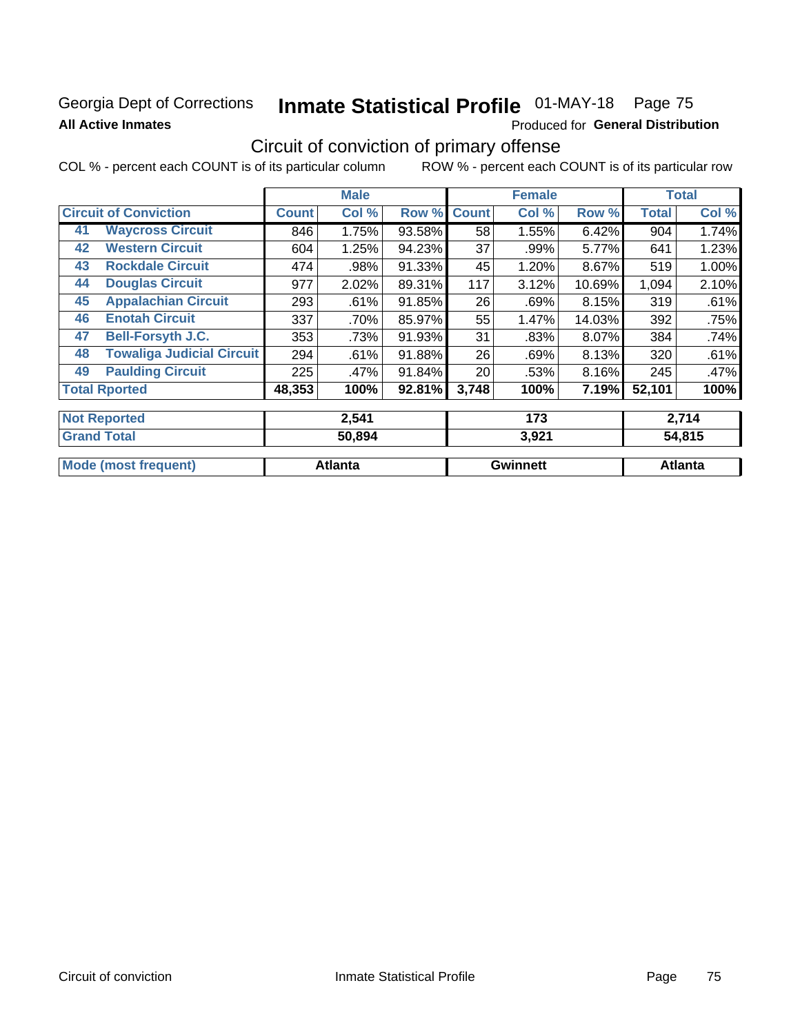Georgia Dept of Corrections **Inmate Statistical Profile** 01-MAY-18 Page 75

**All Active Inmates**

Produced for **General Distribution**

## Circuit of conviction of primary offense

COL % - percent each COUNT is of its particular column ROW % - percent each COUNT is of its particular row

| Circuit of Conviction | | Male | | | Female | | | Total | |
|---|---|---|---|---|---|---|---|---|---|
| | | Count | Col % | Row % | Count | Col % | Row % | Total | Col % |
| 41 | Waycross Circuit | 846 | 1.75% | 93.58% | 58 | 1.55% | 6.42% | 904 | 1.74% |
| 42 | Western Circuit | 604 | 1.25% | 94.23% | 37 | .99% | 5.77% | 641 | 1.23% |
| 43 | Rockdale Circuit | 474 | .98% | 91.33% | 45 | 1.20% | 8.67% | 519 | 1.00% |
| 44 | Douglas Circuit | 977 | 2.02% | 89.31% | 117 | 3.12% | 10.69% | 1,094 | 2.10% |
| 45 | Appalachian Circuit | 293 | .61% | 91.85% | 26 | .69% | 8.15% | 319 | .61% |
| 46 | Enotah Circuit | 337 | .70% | 85.97% | 55 | 1.47% | 14.03% | 392 | .75% |
| 47 | Bell-Forsyth J.C. | 353 | .73% | 91.93% | 31 | .83% | 8.07% | 384 | .74% |
| 48 | Towaliga Judicial Circuit | 294 | .61% | 91.88% | 26 | .69% | 8.13% | 320 | .61% |
| 49 | Paulding Circuit | 225 | .47% | 91.84% | 20 | .53% | 8.16% | 245 | .47% |
| **Total Rported** | | **48,353** | **100%** | **92.81%** | **3,748** | **100%** | **7.19%** | **52,101** | **100%** |

| | Male | Female | Total |
|---|---|---|---|
| **Not Reported** | **2,541** | **173** | **2,714** |
| **Grand Total** | **50,894** | **3,921** | **54,815** |
| **Mode (most frequent)** | **Atlanta** | **Gwinnett** | **Atlanta** |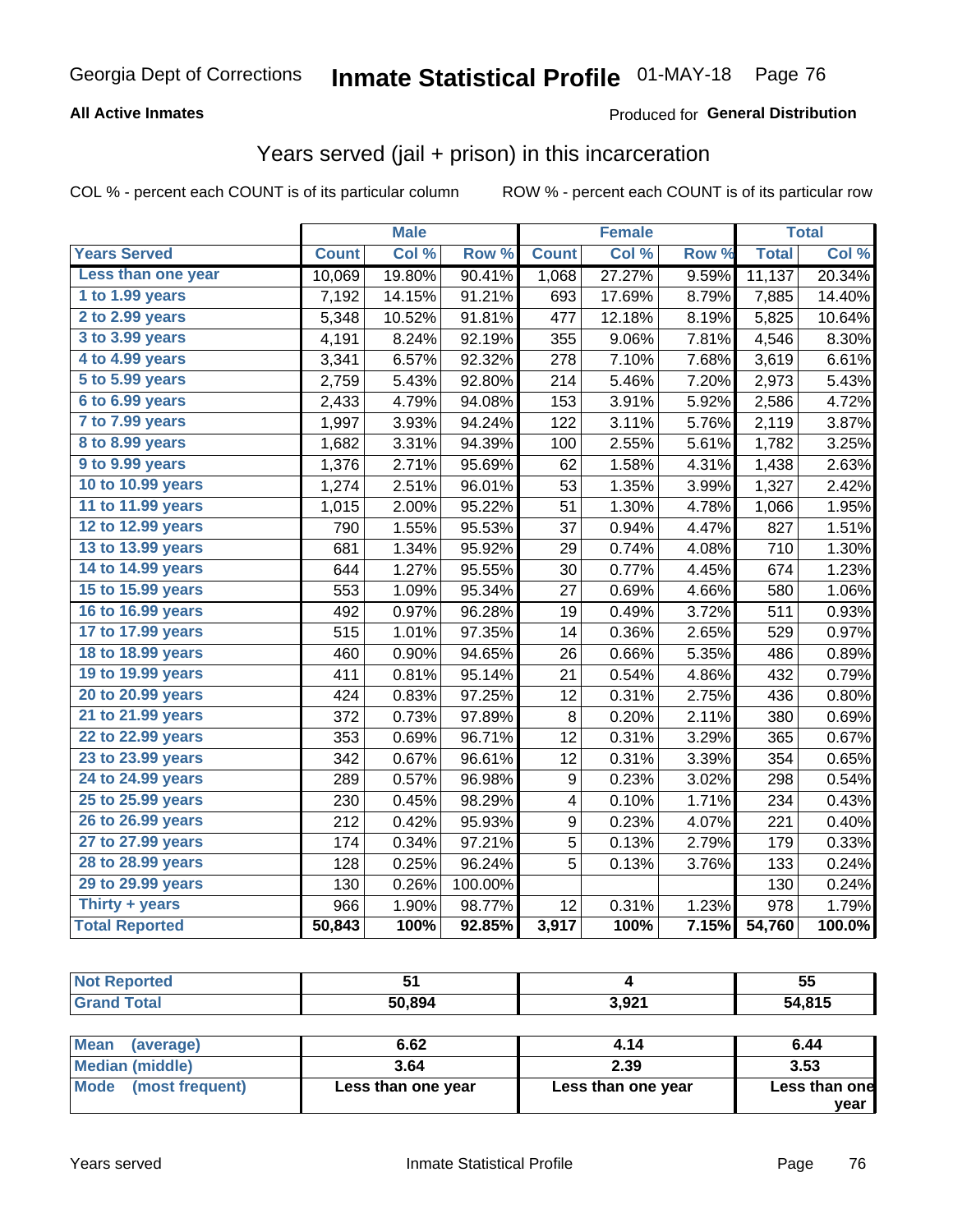Georgia Dept of Corrections **Inmate Statistical Profile** 01-MAY-18

**All Active Inmates**

Produced for **General Distribution**

## Years served (jail + prison) in this incarceration

COL % - percent each COUNT is of its particular column

ROW % - percent each COUNT is of its particular row

| | Male | | | Female | | | Total | |
|---|---|---|---|---|---|---|---|---|
| **Years Served** | **Count** | **Col %** | **Row %** | **Count** | **Col %** | **Row %** | **Total** | **Col %** |
| Less than one year | 10,069 | 19.80% | 90.41% | 1,068 | 27.27% | 9.59% | 11,137 | 20.34% |
| 1 to 1.99 years | 7,192 | 14.15% | 91.21% | 693 | 17.69% | 8.79% | 7,885 | 14.40% |
| 2 to 2.99 years | 5,348 | 10.52% | 91.81% | 477 | 12.18% | 8.19% | 5,825 | 10.64% |
| 3 to 3.99 years | 4,191 | 8.24% | 92.19% | 355 | 9.06% | 7.81% | 4,546 | 8.30% |
| 4 to 4.99 years | 3,341 | 6.57% | 92.32% | 278 | 7.10% | 7.68% | 3,619 | 6.61% |
| 5 to 5.99 years | 2,759 | 5.43% | 92.80% | 214 | 5.46% | 7.20% | 2,973 | 5.43% |
| 6 to 6.99 years | 2,433 | 4.79% | 94.08% | 153 | 3.91% | 5.92% | 2,586 | 4.72% |
| 7 to 7.99 years | 1,997 | 3.93% | 94.24% | 122 | 3.11% | 5.76% | 2,119 | 3.87% |
| 8 to 8.99 years | 1,682 | 3.31% | 94.39% | 100 | 2.55% | 5.61% | 1,782 | 3.25% |
| 9 to 9.99 years | 1,376 | 2.71% | 95.69% | 62 | 1.58% | 4.31% | 1,438 | 2.63% |
| 10 to 10.99 years | 1,274 | 2.51% | 96.01% | 53 | 1.35% | 3.99% | 1,327 | 2.42% |
| 11 to 11.99 years | 1,015 | 2.00% | 95.22% | 51 | 1.30% | 4.78% | 1,066 | 1.95% |
| 12 to 12.99 years | 790 | 1.55% | 95.53% | 37 | 0.94% | 4.47% | 827 | 1.51% |
| 13 to 13.99 years | 681 | 1.34% | 95.92% | 29 | 0.74% | 4.08% | 710 | 1.30% |
| 14 to 14.99 years | 644 | 1.27% | 95.55% | 30 | 0.77% | 4.45% | 674 | 1.23% |
| 15 to 15.99 years | 553 | 1.09% | 95.34% | 27 | 0.69% | 4.66% | 580 | 1.06% |
| 16 to 16.99 years | 492 | 0.97% | 96.28% | 19 | 0.49% | 3.72% | 511 | 0.93% |
| 17 to 17.99 years | 515 | 1.01% | 97.35% | 14 | 0.36% | 2.65% | 529 | 0.97% |
| 18 to 18.99 years | 460 | 0.90% | 94.65% | 26 | 0.66% | 5.35% | 486 | 0.89% |
| 19 to 19.99 years | 411 | 0.81% | 95.14% | 21 | 0.54% | 4.86% | 432 | 0.79% |
| 20 to 20.99 years | 424 | 0.83% | 97.25% | 12 | 0.31% | 2.75% | 436 | 0.80% |
| 21 to 21.99 years | 372 | 0.73% | 97.89% | 8 | 0.20% | 2.11% | 380 | 0.69% |
| 22 to 22.99 years | 353 | 0.69% | 96.71% | 12 | 0.31% | 3.29% | 365 | 0.67% |
| 23 to 23.99 years | 342 | 0.67% | 96.61% | 12 | 0.31% | 3.39% | 354 | 0.65% |
| 24 to 24.99 years | 289 | 0.57% | 96.98% | 9 | 0.23% | 3.02% | 298 | 0.54% |
| 25 to 25.99 years | 230 | 0.45% | 98.29% | 4 | 0.10% | 1.71% | 234 | 0.43% |
| 26 to 26.99 years | 212 | 0.42% | 95.93% | 9 | 0.23% | 4.07% | 221 | 0.40% |
| 27 to 27.99 years | 174 | 0.34% | 97.21% | 5 | 0.13% | 2.79% | 179 | 0.33% |
| 28 to 28.99 years | 128 | 0.25% | 96.24% | 5 | 0.13% | 3.76% | 133 | 0.24% |
| 29 to 29.99 years | 130 | 0.26% | 100.00% | | | | 130 | 0.24% |
| Thirty + years | 966 | 1.90% | 98.77% | 12 | 0.31% | 1.23% | 978 | 1.79% |
| **Total Reported** | **50,843** | **100%** | **92.85%** | **3,917** | **100%** | **7.15%** | **54,760** | **100.0%** |

| | Male | Female | Total |
|---|---|---|---|
| Not Reported | 51 | 4 | 55 |
| Grand Total | 50,894 | 3,921 | 54,815 |

| | Male | Female | Total |
|---|---|---|---|
| Mean (average) | 6.62 | 4.14 | 6.44 |
| Median (middle) | 3.64 | 2.39 | 3.53 |
| Mode (most frequent) | Less than one year | Less than one year | Less than one year |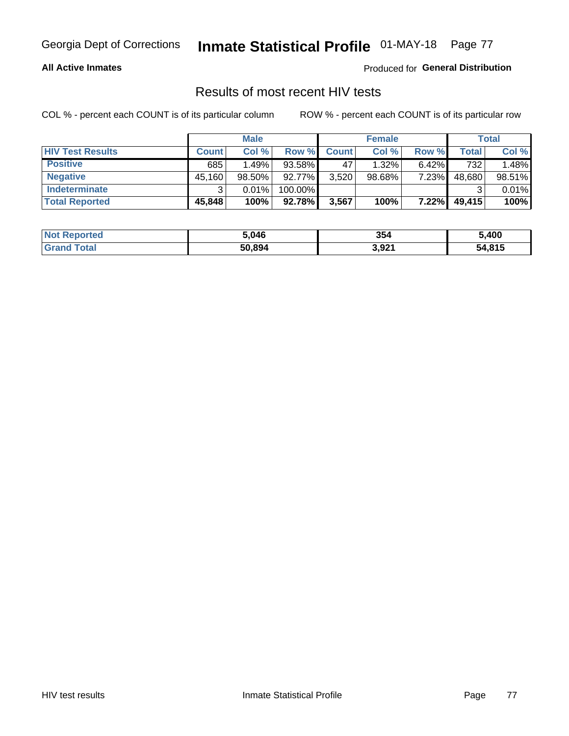Georgia Dept of Corrections **Inmate Statistical Profile** 01-MAY-18 Page 77

**All Active Inmates**

Produced for **General Distribution**

## Results of most recent HIV tests

COL % - percent each COUNT is of its particular column

ROW % - percent each COUNT is of its particular row

| | Male | | | Female | | | Total | |
|---|---|---|---|---|---|---|---|---|
| **HIV Test Results** | **Count** | **Col %** | **Row %** | **Count** | **Col %** | **Row %** | **Total** | **Col %** |
| **Positive** | 685 | 1.49% | 93.58% | 47 | 1.32% | 6.42% | 732 | 1.48% |
| **Negative** | 45,160 | 98.50% | 92.77% | 3,520 | 98.68% | 7.23% | 48,680 | 98.51% |
| **Indeterminate** | 3 | 0.01% | 100.00% | | | | 3 | 0.01% |
| **Total Reported** | **45,848** | **100%** | **92.78%** | **3,567** | **100%** | **7.22%** | **49,415** | **100%** |

| | Male | Female | Total |
|---|---|---|---|
| **Not Reported** | **5,046** | **354** | **5,400** |
| **Grand Total** | **50,894** | **3,921** | **54,815** |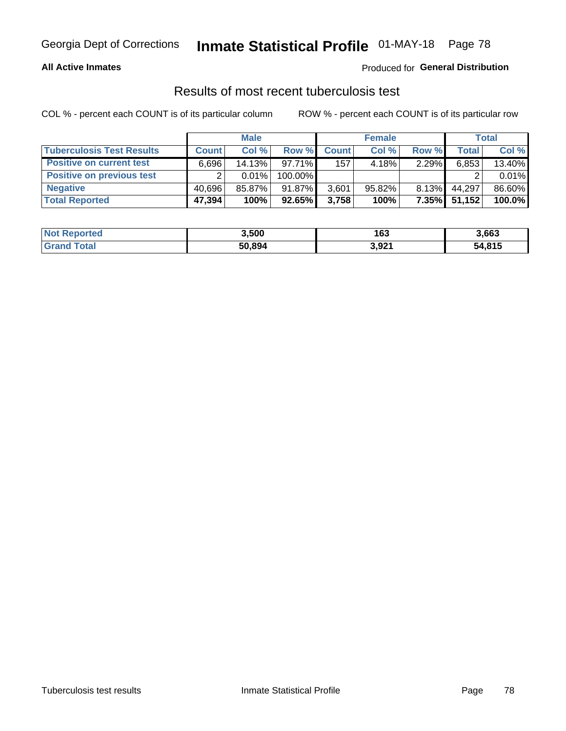**All Active Inmates**

Produced for **General Distribution**

## Results of most recent tuberculosis test

COL % - percent each COUNT is of its particular column

ROW % - percent each COUNT is of its particular row

| | Male | | | Female | | | Total | |
|---|---|---|---|---|---|---|---|---|
| **Tuberculosis Test Results** | **Count** | **Col %** | **Row %** | **Count** | **Col %** | **Row %** | **Total** | **Col %** |
| **Positive on current test** | 6,696 | 14.13% | 97.71% | 157 | 4.18% | 2.29% | 6,853 | 13.40% |
| **Positive on previous test** | 2 | 0.01% | 100.00% | | | | 2 | 0.01% |
| **Negative** | 40,696 | 85.87% | 91.87% | 3,601 | 95.82% | 8.13% | 44,297 | 86.60% |
| **Total Reported** | **47,394** | **100%** | **92.65%** | **3,758** | **100%** | **7.35%** | **51,152** | **100.0%** |

| | Male | Female | Total |
|---|---|---|---|
| **Not Reported** | **3,500** | **163** | **3,663** |
| **Grand Total** | **50,894** | **3,921** | **54,815** |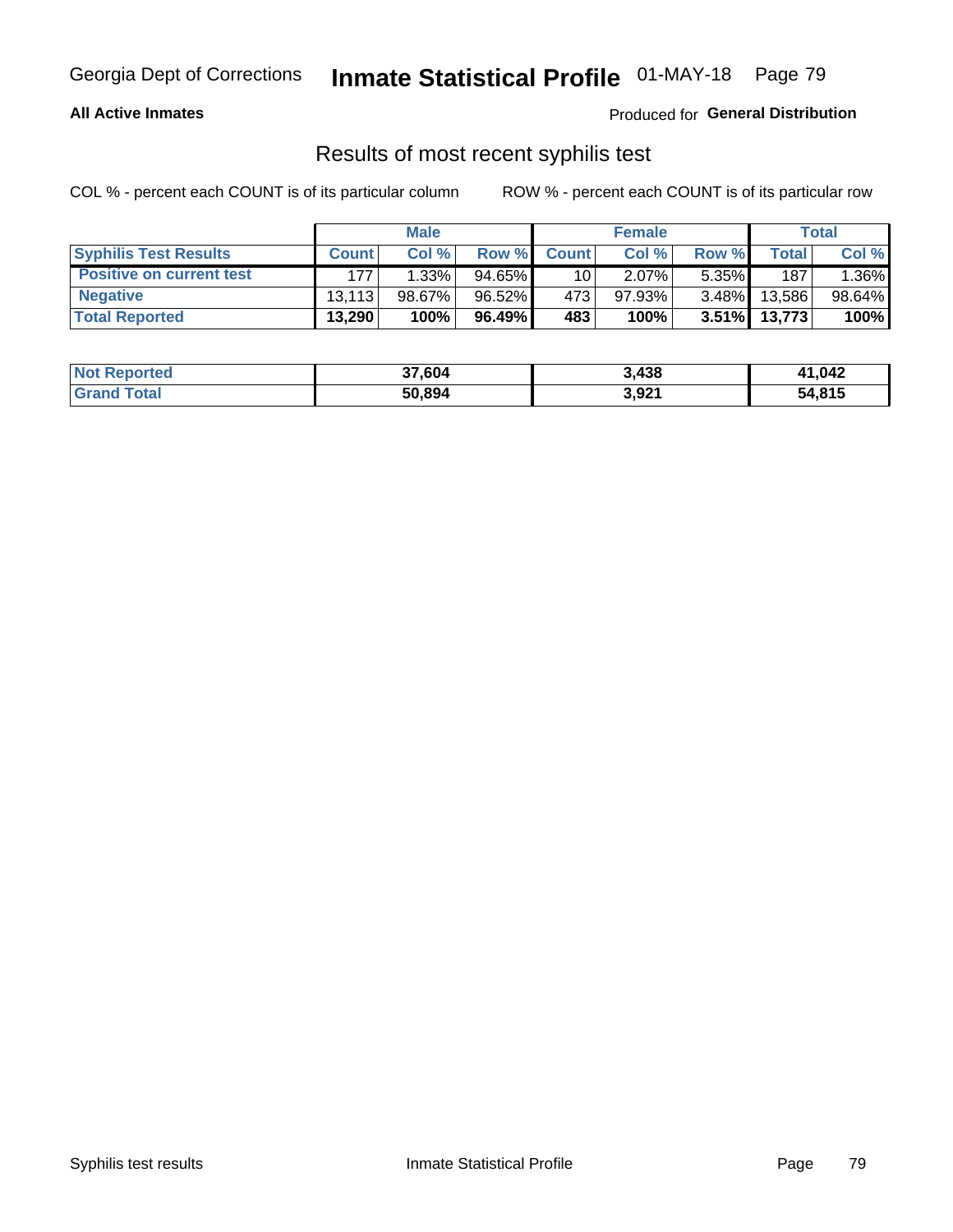**All Active Inmates**

Produced for **General Distribution**

## Results of most recent syphilis test

COL % - percent each COUNT is of its particular column

ROW % - percent each COUNT is of its particular row

| | Male | | | Female | | | Total | |
|---|---|---|---|---|---|---|---|---|
| **Syphilis Test Results** | **Count** | **Col %** | **Row %** | **Count** | **Col %** | **Row %** | **Total** | **Col %** |
| **Positive on current test** | 177 | 1.33% | 94.65% | 10 | 2.07% | 5.35% | 187 | 1.36% |
| **Negative** | 13,113 | 98.67% | 96.52% | 473 | 97.93% | 3.48% | 13,586 | 98.64% |
| **Total Reported** | **13,290** | **100%** | **96.49%** | **483** | **100%** | **3.51%** | **13,773** | **100%** |

| | Male | Female | Total |
|---|---|---|---|
| **Not Reported** | **37,604** | **3,438** | **41,042** |
| **Grand Total** | **50,894** | **3,921** | **54,815** |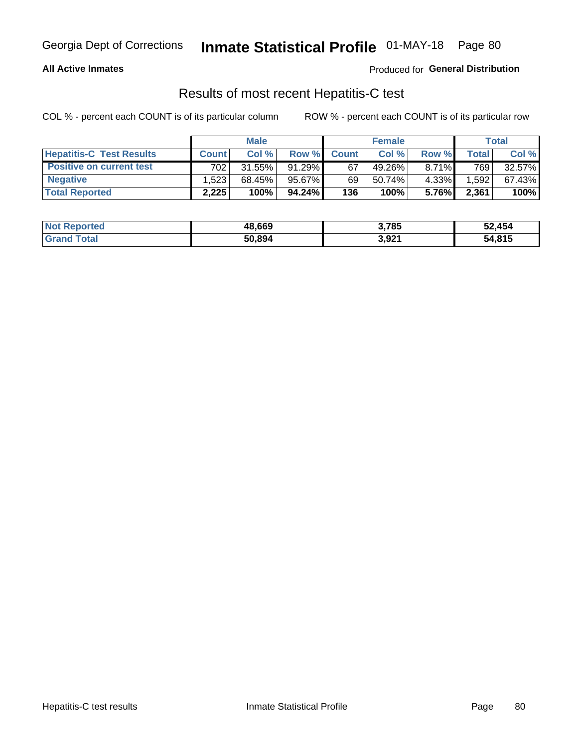Georgia Dept of Corrections **Inmate Statistical Profile** 01-MAY-18

**All Active Inmates**

Produced for **General Distribution**

## Results of most recent Hepatitis-C test

COL % - percent each COUNT is of its particular column

ROW % - percent each COUNT is of its particular row

| | Male | | | Female | | | Total | |
|---|---|---|---|---|---|---|---|---|
| **Hepatitis-C Test Results** | **Count** | **Col %** | **Row %** | **Count** | **Col %** | **Row %** | **Total** | **Col %** |
| **Positive on current test** | 702 | 31.55% | 91.29% | 67 | 49.26% | 8.71% | 769 | 32.57% |
| **Negative** | 1,523 | 68.45% | 95.67% | 69 | 50.74% | 4.33% | 1,592 | 67.43% |
| **Total Reported** | **2,225** | **100%** | **94.24%** | **136** | **100%** | **5.76%** | **2,361** | **100%** |

| | Male | Female | Total |
|---|---|---|---|
| **Not Reported** | **48,669** | **3,785** | **52,454** |
| **Grand Total** | **50,894** | **3,921** | **54,815** |